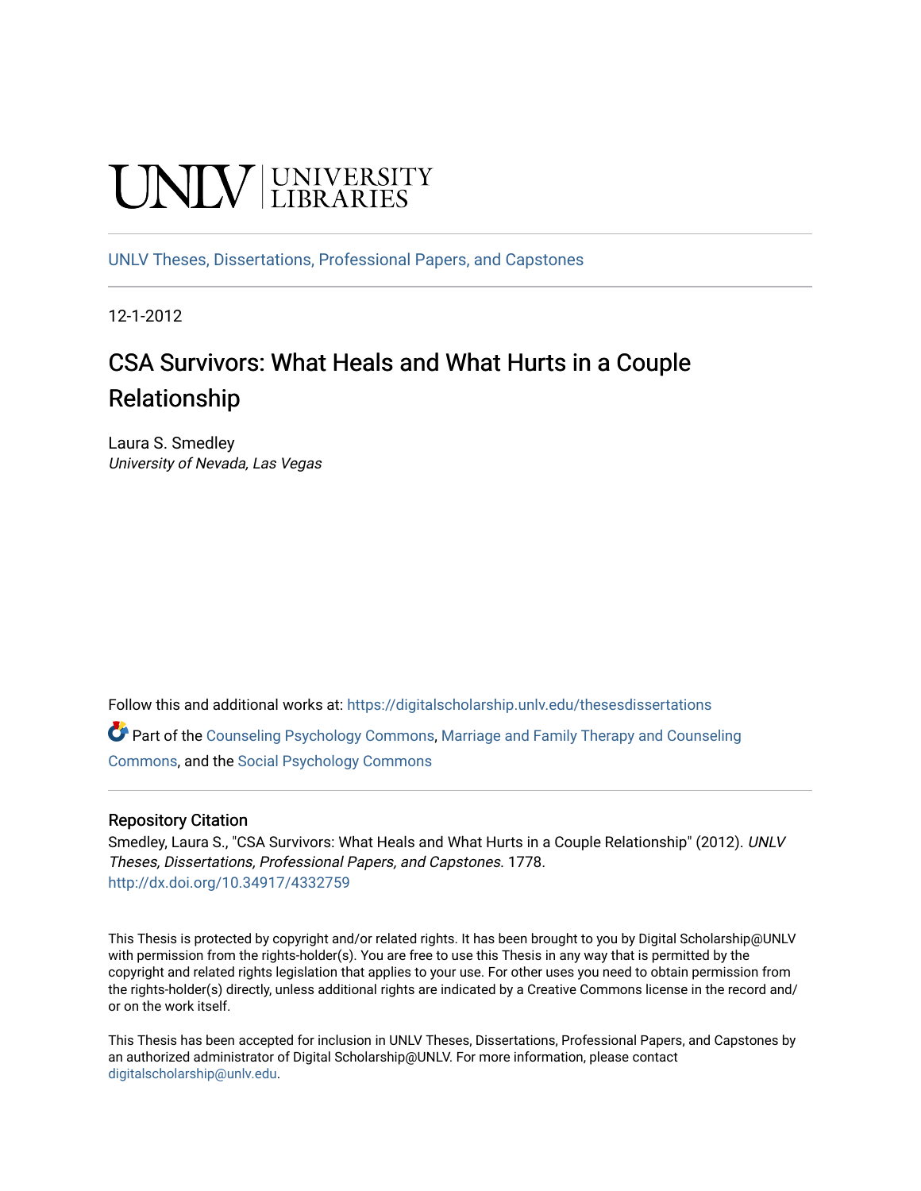UNLV | UNIVERSITY LIBRARIES

UNLV Theses, Dissertations, Professional Papers, and Capstones

12-1-2012

# CSA Survivors: What Heals and What Hurts in a Couple Relationship

Laura S. Smedley
*University of Nevada, Las Vegas*

Follow this and additional works at: https://digitalscholarship.unlv.edu/thesesdissertations

Part of the Counseling Psychology Commons, Marriage and Family Therapy and Counseling Commons, and the Social Psychology Commons

### Repository Citation

Smedley, Laura S., "CSA Survivors: What Heals and What Hurts in a Couple Relationship" (2012). *UNLV Theses, Dissertations, Professional Papers, and Capstones*. 1778.
http://dx.doi.org/10.34917/4332759

This Thesis is protected by copyright and/or related rights. It has been brought to you by Digital Scholarship@UNLV with permission from the rights-holder(s). You are free to use this Thesis in any way that is permitted by the copyright and related rights legislation that applies to your use. For other uses you need to obtain permission from the rights-holder(s) directly, unless additional rights are indicated by a Creative Commons license in the record and/or on the work itself.

This Thesis has been accepted for inclusion in UNLV Theses, Dissertations, Professional Papers, and Capstones by an authorized administrator of Digital Scholarship@UNLV. For more information, please contact digitalscholarship@unlv.edu.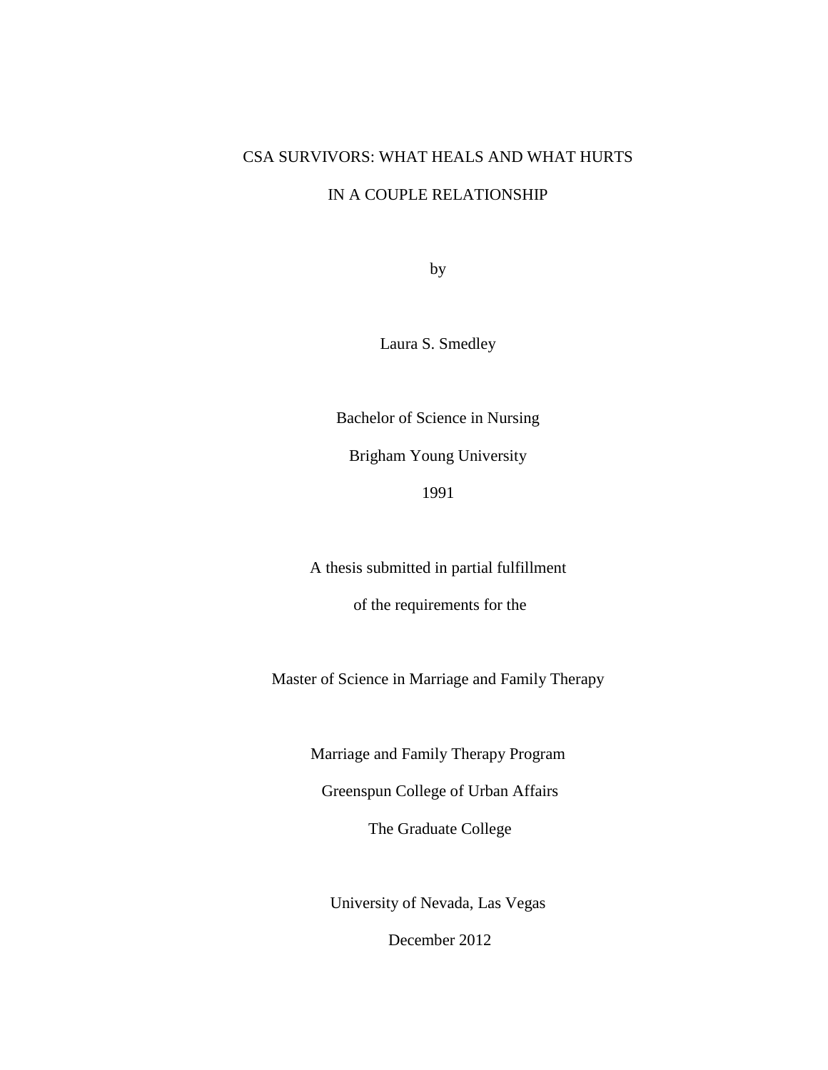# CSA SURVIVORS: WHAT HEALS AND WHAT HURTS IN A COUPLE RELATIONSHIP

by

Laura S. Smedley

Bachelor of Science in Nursing

Brigham Young University

1991

A thesis submitted in partial fulfillment

of the requirements for the

Master of Science in Marriage and Family Therapy

Marriage and Family Therapy Program

Greenspun College of Urban Affairs

The Graduate College

University of Nevada, Las Vegas

December 2012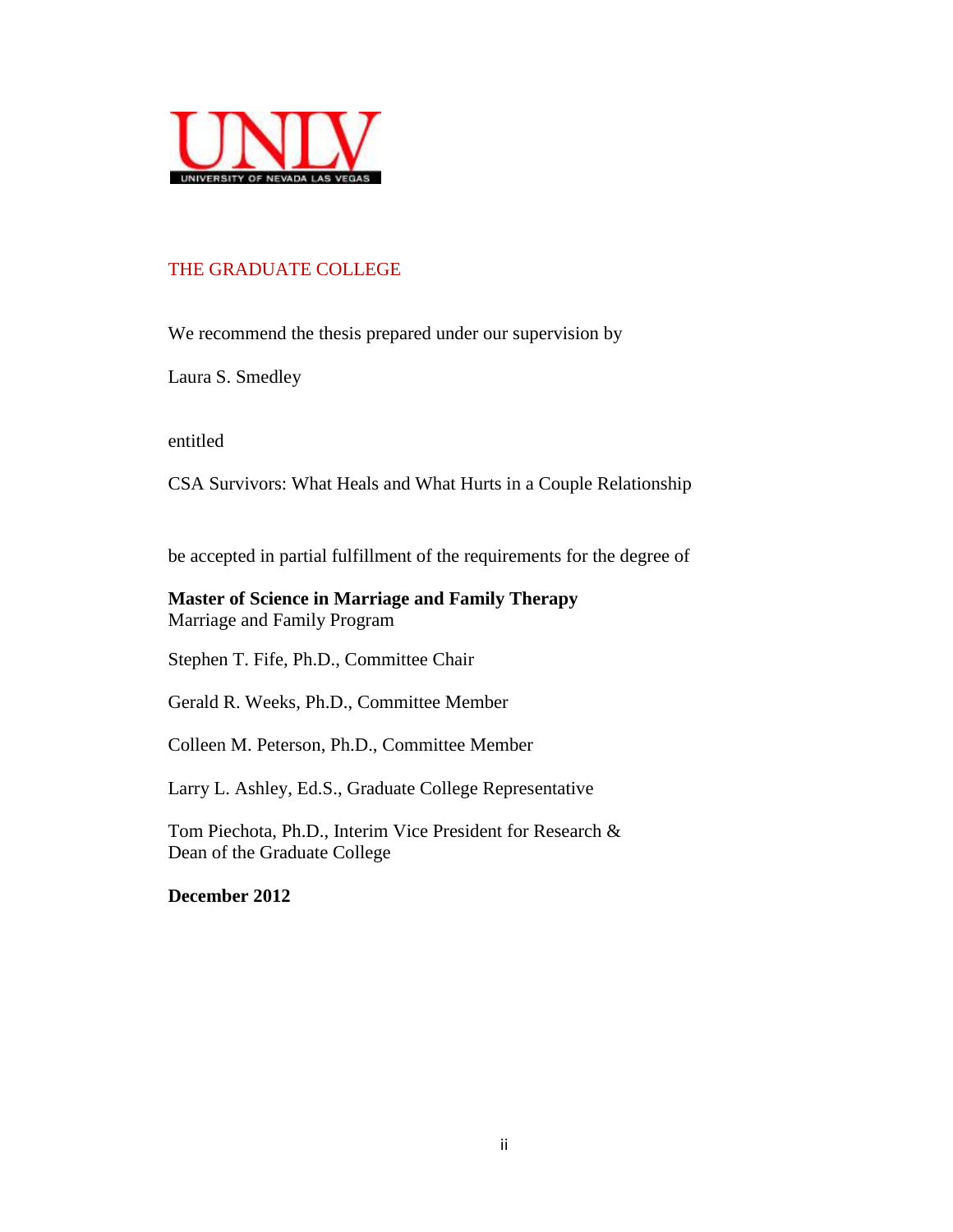UNLV

UNIVERSITY OF NEVADA LAS VEGAS

THE GRADUATE COLLEGE

We recommend the thesis prepared under our supervision by

Laura S. Smedley

entitled

CSA Survivors: What Heals and What Hurts in a Couple Relationship

be accepted in partial fulfillment of the requirements for the degree of

**Master of Science in Marriage and Family Therapy**
Marriage and Family Program

Stephen T. Fife, Ph.D., Committee Chair

Gerald R. Weeks, Ph.D., Committee Member

Colleen M. Peterson, Ph.D., Committee Member

Larry L. Ashley, Ed.S., Graduate College Representative

Tom Piechota, Ph.D., Interim Vice President for Research &
Dean of the Graduate College

**December 2012**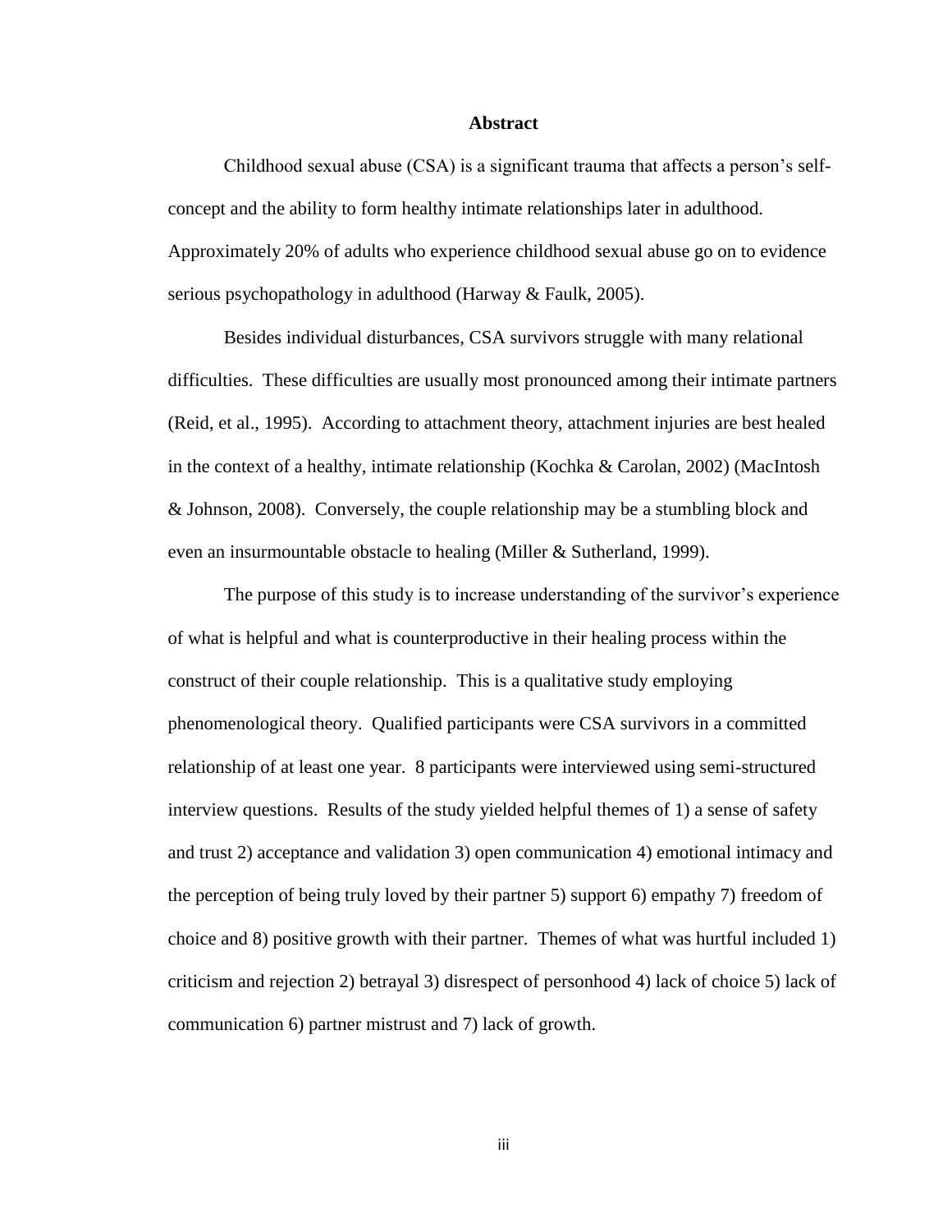# Abstract

Childhood sexual abuse (CSA) is a significant trauma that affects a person's self-concept and the ability to form healthy intimate relationships later in adulthood. Approximately 20% of adults who experience childhood sexual abuse go on to evidence serious psychopathology in adulthood (Harway & Faulk, 2005).

Besides individual disturbances, CSA survivors struggle with many relational difficulties. These difficulties are usually most pronounced among their intimate partners (Reid, et al., 1995). According to attachment theory, attachment injuries are best healed in the context of a healthy, intimate relationship (Kochka & Carolan, 2002) (MacIntosh & Johnson, 2008). Conversely, the couple relationship may be a stumbling block and even an insurmountable obstacle to healing (Miller & Sutherland, 1999).

The purpose of this study is to increase understanding of the survivor's experience of what is helpful and what is counterproductive in their healing process within the construct of their couple relationship. This is a qualitative study employing phenomenological theory. Qualified participants were CSA survivors in a committed relationship of at least one year. 8 participants were interviewed using semi-structured interview questions. Results of the study yielded helpful themes of 1) a sense of safety and trust 2) acceptance and validation 3) open communication 4) emotional intimacy and the perception of being truly loved by their partner 5) support 6) empathy 7) freedom of choice and 8) positive growth with their partner. Themes of what was hurtful included 1) criticism and rejection 2) betrayal 3) disrespect of personhood 4) lack of choice 5) lack of communication 6) partner mistrust and 7) lack of growth.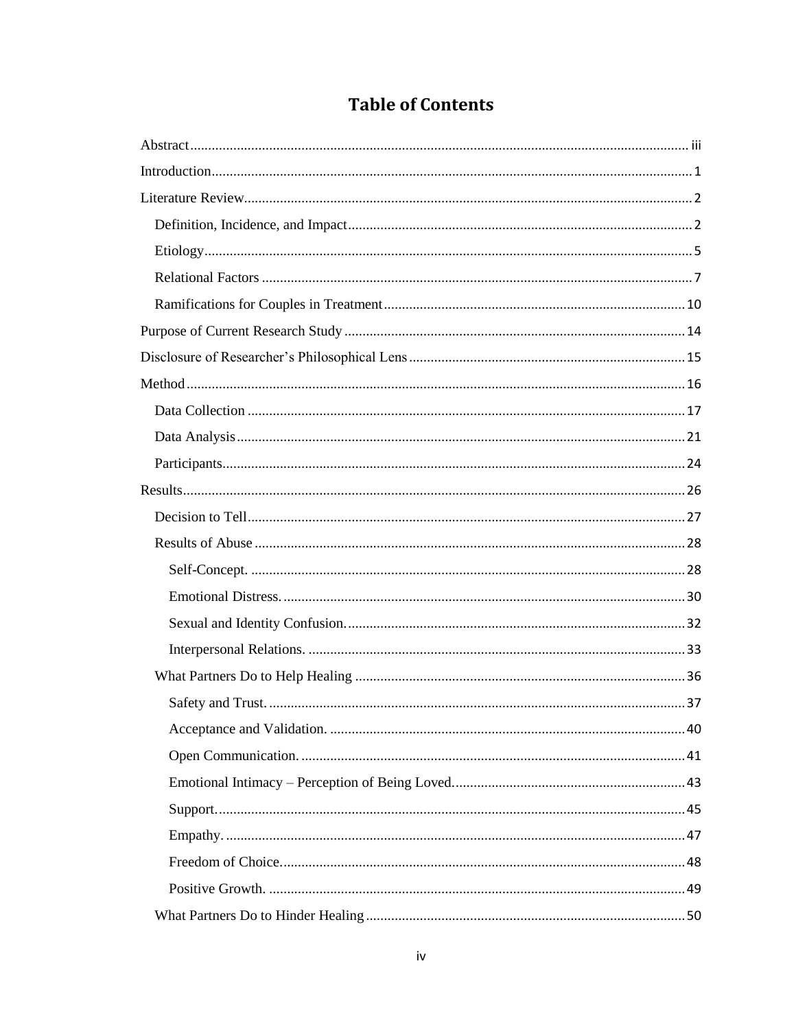# Table of Contents

Abstract ........ iii

Introduction ........ 1

Literature Review ........ 2

- Definition, Incidence, and Impact ........ 2
- Etiology ........ 5
- Relational Factors ........ 7
- Ramifications for Couples in Treatment ........ 10

Purpose of Current Research Study ........ 14

Disclosure of Researcher's Philosophical Lens ........ 15

Method ........ 16

- Data Collection ........ 17
- Data Analysis ........ 21
- Participants ........ 24

Results ........ 26

- Decision to Tell ........ 27
- Results of Abuse ........ 28
  - Self-Concept. ........ 28
  - Emotional Distress. ........ 30
  - Sexual and Identity Confusion. ........ 32
  - Interpersonal Relations. ........ 33
- What Partners Do to Help Healing ........ 36
  - Safety and Trust. ........ 37
  - Acceptance and Validation. ........ 40
  - Open Communication. ........ 41
  - Emotional Intimacy – Perception of Being Loved. ........ 43
  - Support. ........ 45
  - Empathy. ........ 47
  - Freedom of Choice. ........ 48
  - Positive Growth. ........ 49
- What Partners Do to Hinder Healing ........ 50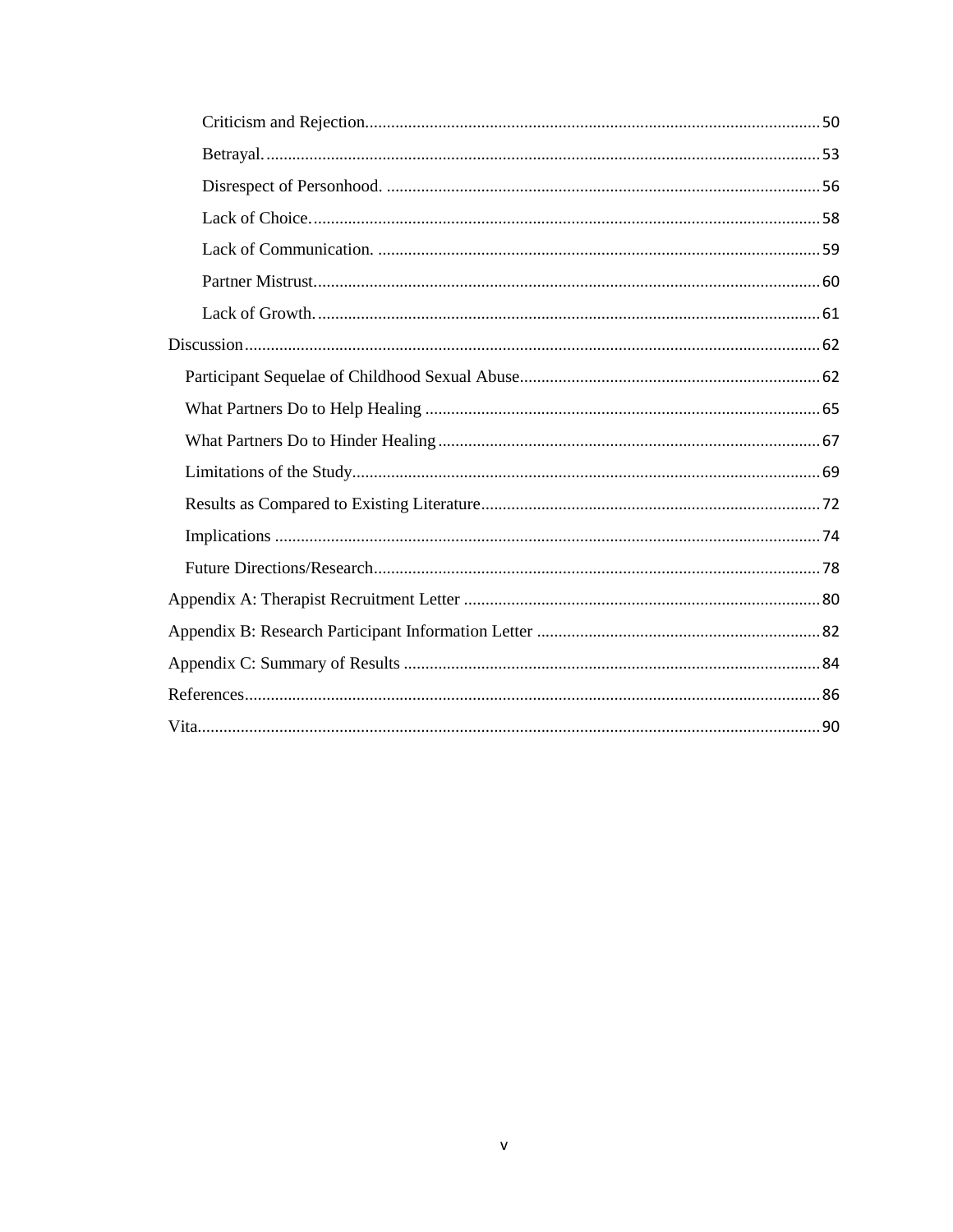Criticism and Rejection........................................................................................................ 50

Betrayal................................................................................................................................ 53

Disrespect of Personhood. .................................................................................................. 56

Lack of Choice..................................................................................................................... 58

Lack of Communication. ..................................................................................................... 59

Partner Mistrust.................................................................................................................... 60

Lack of Growth.................................................................................................................... 61

Discussion..................................................................................................................................... 62

Participant Sequelae of Childhood Sexual Abuse..................................................................... 62

What Partners Do to Help Healing ........................................................................................... 65

What Partners Do to Hinder Healing ........................................................................................ 67

Limitations of the Study............................................................................................................ 69

Results as Compared to Existing Literature.............................................................................. 72

Implications .............................................................................................................................. 74

Future Directions/Research....................................................................................................... 78

Appendix A: Therapist Recruitment Letter .................................................................................. 80

Appendix B: Research Participant Information Letter ................................................................. 82

Appendix C: Summary of Results ................................................................................................ 84

References..................................................................................................................................... 86

Vita................................................................................................................................................ 90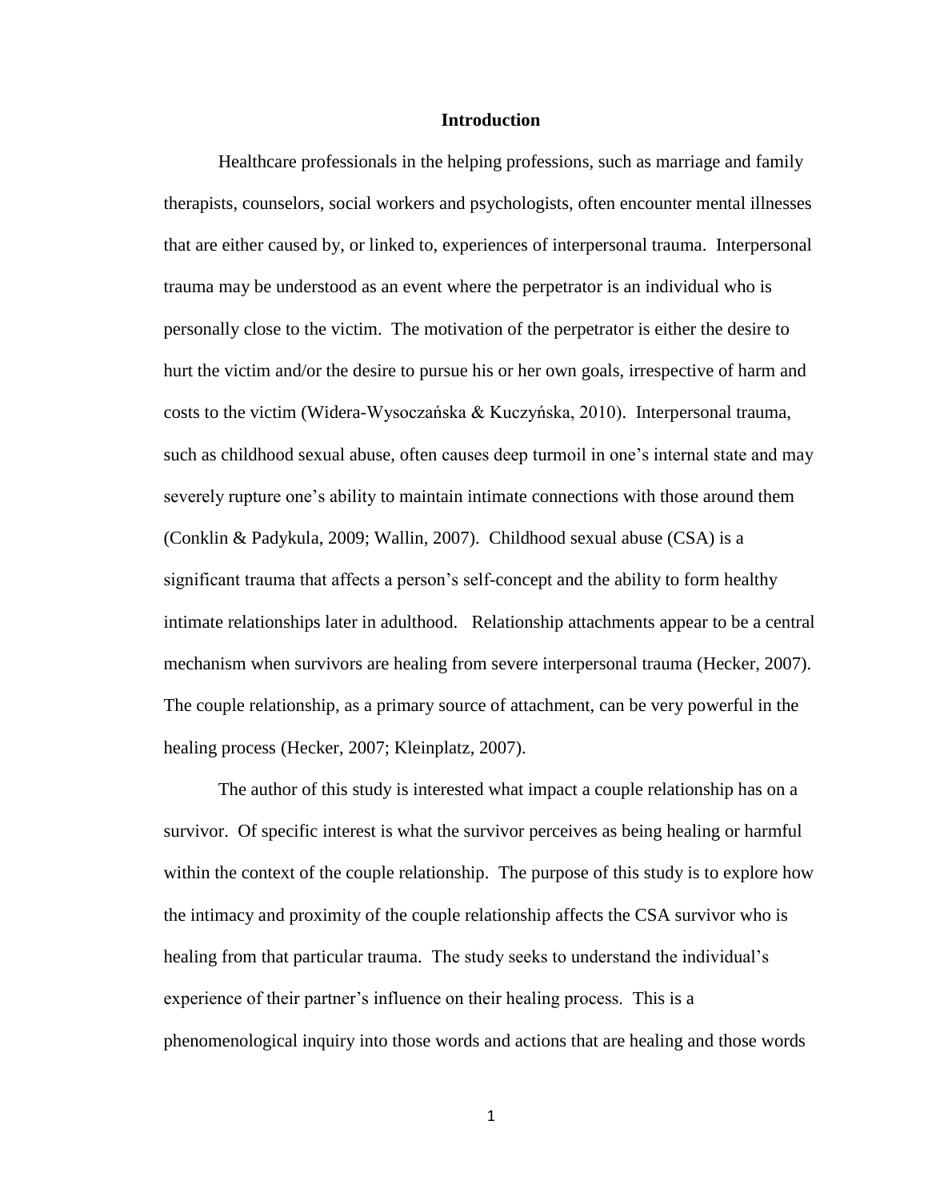# Introduction

Healthcare professionals in the helping professions, such as marriage and family therapists, counselors, social workers and psychologists, often encounter mental illnesses that are either caused by, or linked to, experiences of interpersonal trauma. Interpersonal trauma may be understood as an event where the perpetrator is an individual who is personally close to the victim. The motivation of the perpetrator is either the desire to hurt the victim and/or the desire to pursue his or her own goals, irrespective of harm and costs to the victim (Widera-Wysoczańska & Kuczyńska, 2010). Interpersonal trauma, such as childhood sexual abuse, often causes deep turmoil in one's internal state and may severely rupture one's ability to maintain intimate connections with those around them (Conklin & Padykula, 2009; Wallin, 2007). Childhood sexual abuse (CSA) is a significant trauma that affects a person's self-concept and the ability to form healthy intimate relationships later in adulthood. Relationship attachments appear to be a central mechanism when survivors are healing from severe interpersonal trauma (Hecker, 2007). The couple relationship, as a primary source of attachment, can be very powerful in the healing process (Hecker, 2007; Kleinplatz, 2007).

The author of this study is interested what impact a couple relationship has on a survivor. Of specific interest is what the survivor perceives as being healing or harmful within the context of the couple relationship. The purpose of this study is to explore how the intimacy and proximity of the couple relationship affects the CSA survivor who is healing from that particular trauma. The study seeks to understand the individual's experience of their partner's influence on their healing process. This is a phenomenological inquiry into those words and actions that are healing and those words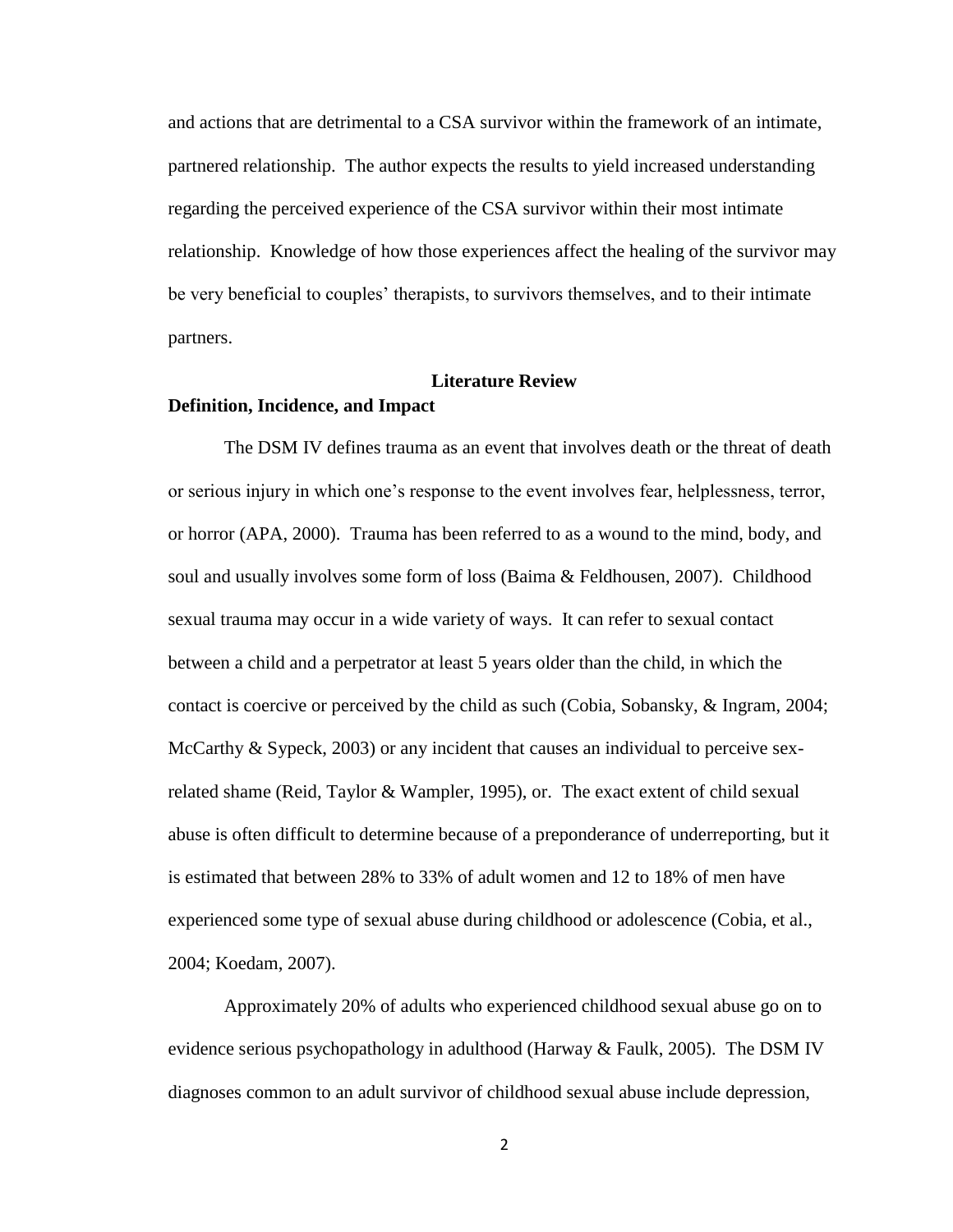and actions that are detrimental to a CSA survivor within the framework of an intimate, partnered relationship. The author expects the results to yield increased understanding regarding the perceived experience of the CSA survivor within their most intimate relationship. Knowledge of how those experiences affect the healing of the survivor may be very beneficial to couples' therapists, to survivors themselves, and to their intimate partners.

## Literature Review

### Definition, Incidence, and Impact

The DSM IV defines trauma as an event that involves death or the threat of death or serious injury in which one's response to the event involves fear, helplessness, terror, or horror (APA, 2000). Trauma has been referred to as a wound to the mind, body, and soul and usually involves some form of loss (Baima & Feldhousen, 2007). Childhood sexual trauma may occur in a wide variety of ways. It can refer to sexual contact between a child and a perpetrator at least 5 years older than the child, in which the contact is coercive or perceived by the child as such (Cobia, Sobansky, & Ingram, 2004; McCarthy & Sypeck, 2003) or any incident that causes an individual to perceive sex-related shame (Reid, Taylor & Wampler, 1995), or. The exact extent of child sexual abuse is often difficult to determine because of a preponderance of underreporting, but it is estimated that between 28% to 33% of adult women and 12 to 18% of men have experienced some type of sexual abuse during childhood or adolescence (Cobia, et al., 2004; Koedam, 2007).

Approximately 20% of adults who experienced childhood sexual abuse go on to evidence serious psychopathology in adulthood (Harway & Faulk, 2005). The DSM IV diagnoses common to an adult survivor of childhood sexual abuse include depression,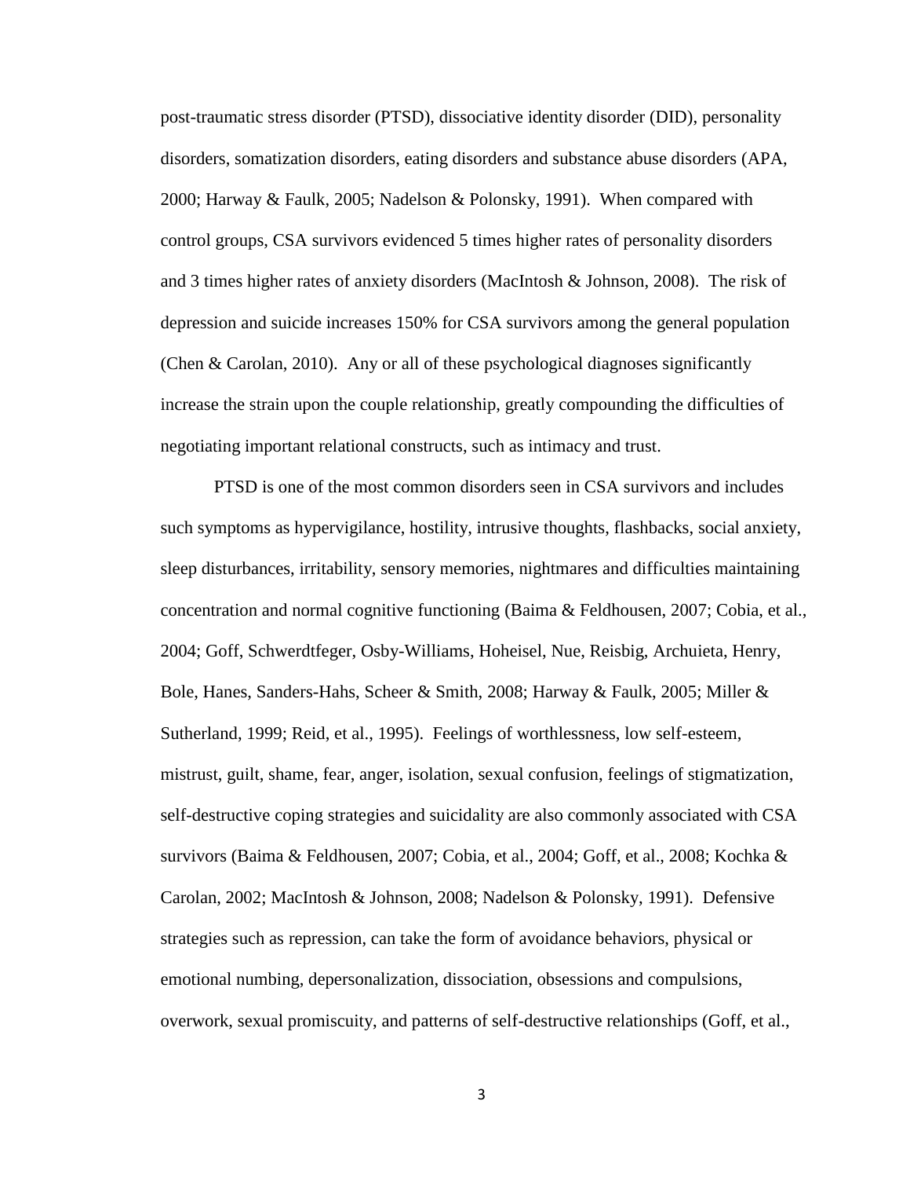post-traumatic stress disorder (PTSD), dissociative identity disorder (DID), personality disorders, somatization disorders, eating disorders and substance abuse disorders (APA, 2000; Harway & Faulk, 2005; Nadelson & Polonsky, 1991). When compared with control groups, CSA survivors evidenced 5 times higher rates of personality disorders and 3 times higher rates of anxiety disorders (MacIntosh & Johnson, 2008). The risk of depression and suicide increases 150% for CSA survivors among the general population (Chen & Carolan, 2010). Any or all of these psychological diagnoses significantly increase the strain upon the couple relationship, greatly compounding the difficulties of negotiating important relational constructs, such as intimacy and trust.

PTSD is one of the most common disorders seen in CSA survivors and includes such symptoms as hypervigilance, hostility, intrusive thoughts, flashbacks, social anxiety, sleep disturbances, irritability, sensory memories, nightmares and difficulties maintaining concentration and normal cognitive functioning (Baima & Feldhousen, 2007; Cobia, et al., 2004; Goff, Schwerdtfeger, Osby-Williams, Hoheisel, Nue, Reisbig, Archuieta, Henry, Bole, Hanes, Sanders-Hahs, Scheer & Smith, 2008; Harway & Faulk, 2005; Miller & Sutherland, 1999; Reid, et al., 1995). Feelings of worthlessness, low self-esteem, mistrust, guilt, shame, fear, anger, isolation, sexual confusion, feelings of stigmatization, self-destructive coping strategies and suicidality are also commonly associated with CSA survivors (Baima & Feldhousen, 2007; Cobia, et al., 2004; Goff, et al., 2008; Kochka & Carolan, 2002; MacIntosh & Johnson, 2008; Nadelson & Polonsky, 1991). Defensive strategies such as repression, can take the form of avoidance behaviors, physical or emotional numbing, depersonalization, dissociation, obsessions and compulsions, overwork, sexual promiscuity, and patterns of self-destructive relationships (Goff, et al.,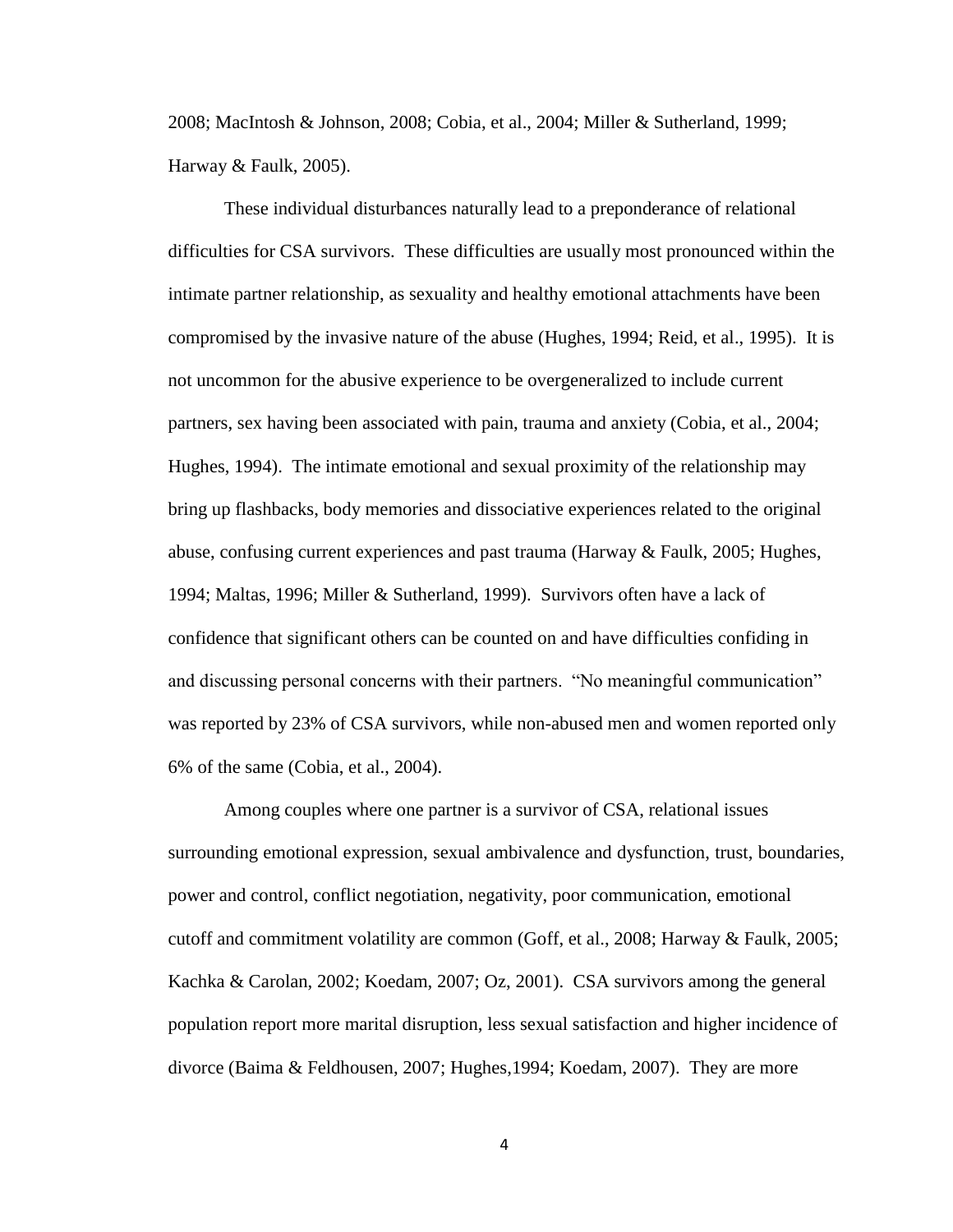2008; MacIntosh & Johnson, 2008; Cobia, et al., 2004; Miller & Sutherland, 1999; Harway & Faulk, 2005).

These individual disturbances naturally lead to a preponderance of relational difficulties for CSA survivors. These difficulties are usually most pronounced within the intimate partner relationship, as sexuality and healthy emotional attachments have been compromised by the invasive nature of the abuse (Hughes, 1994; Reid, et al., 1995). It is not uncommon for the abusive experience to be overgeneralized to include current partners, sex having been associated with pain, trauma and anxiety (Cobia, et al., 2004; Hughes, 1994). The intimate emotional and sexual proximity of the relationship may bring up flashbacks, body memories and dissociative experiences related to the original abuse, confusing current experiences and past trauma (Harway & Faulk, 2005; Hughes, 1994; Maltas, 1996; Miller & Sutherland, 1999). Survivors often have a lack of confidence that significant others can be counted on and have difficulties confiding in and discussing personal concerns with their partners. "No meaningful communication" was reported by 23% of CSA survivors, while non-abused men and women reported only 6% of the same (Cobia, et al., 2004).

Among couples where one partner is a survivor of CSA, relational issues surrounding emotional expression, sexual ambivalence and dysfunction, trust, boundaries, power and control, conflict negotiation, negativity, poor communication, emotional cutoff and commitment volatility are common (Goff, et al., 2008; Harway & Faulk, 2005; Kachka & Carolan, 2002; Koedam, 2007; Oz, 2001). CSA survivors among the general population report more marital disruption, less sexual satisfaction and higher incidence of divorce (Baima & Feldhousen, 2007; Hughes,1994; Koedam, 2007). They are more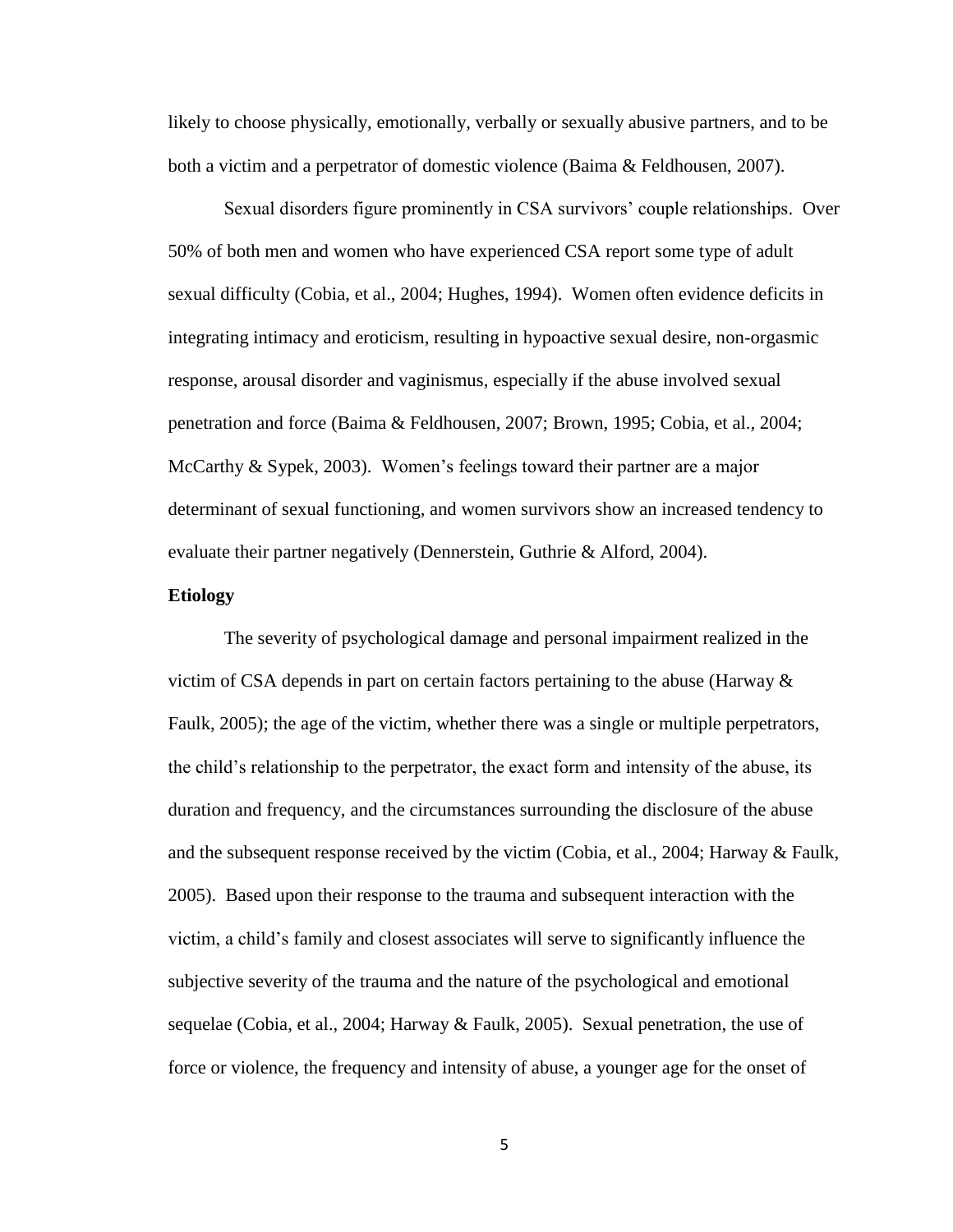likely to choose physically, emotionally, verbally or sexually abusive partners, and to be both a victim and a perpetrator of domestic violence (Baima & Feldhousen, 2007).

Sexual disorders figure prominently in CSA survivors' couple relationships. Over 50% of both men and women who have experienced CSA report some type of adult sexual difficulty (Cobia, et al., 2004; Hughes, 1994). Women often evidence deficits in integrating intimacy and eroticism, resulting in hypoactive sexual desire, non-orgasmic response, arousal disorder and vaginismus, especially if the abuse involved sexual penetration and force (Baima & Feldhousen, 2007; Brown, 1995; Cobia, et al., 2004; McCarthy & Sypek, 2003). Women's feelings toward their partner are a major determinant of sexual functioning, and women survivors show an increased tendency to evaluate their partner negatively (Dennerstein, Guthrie & Alford, 2004).

**Etiology**

The severity of psychological damage and personal impairment realized in the victim of CSA depends in part on certain factors pertaining to the abuse (Harway & Faulk, 2005); the age of the victim, whether there was a single or multiple perpetrators, the child's relationship to the perpetrator, the exact form and intensity of the abuse, its duration and frequency, and the circumstances surrounding the disclosure of the abuse and the subsequent response received by the victim (Cobia, et al., 2004; Harway & Faulk, 2005). Based upon their response to the trauma and subsequent interaction with the victim, a child's family and closest associates will serve to significantly influence the subjective severity of the trauma and the nature of the psychological and emotional sequelae (Cobia, et al., 2004; Harway & Faulk, 2005). Sexual penetration, the use of force or violence, the frequency and intensity of abuse, a younger age for the onset of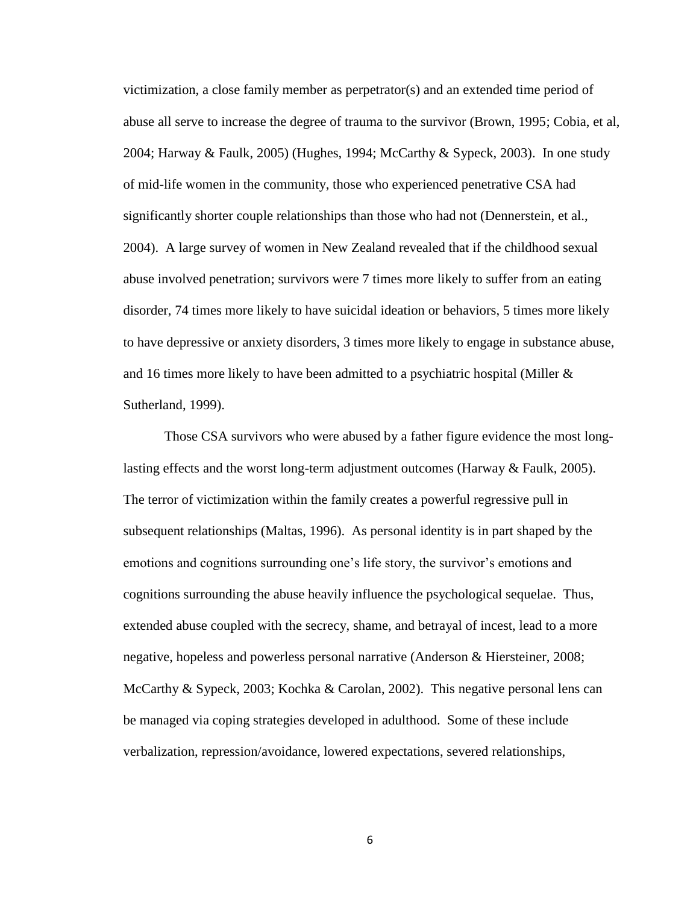victimization, a close family member as perpetrator(s) and an extended time period of abuse all serve to increase the degree of trauma to the survivor (Brown, 1995; Cobia, et al, 2004; Harway & Faulk, 2005) (Hughes, 1994; McCarthy & Sypeck, 2003). In one study of mid-life women in the community, those who experienced penetrative CSA had significantly shorter couple relationships than those who had not (Dennerstein, et al., 2004). A large survey of women in New Zealand revealed that if the childhood sexual abuse involved penetration; survivors were 7 times more likely to suffer from an eating disorder, 74 times more likely to have suicidal ideation or behaviors, 5 times more likely to have depressive or anxiety disorders, 3 times more likely to engage in substance abuse, and 16 times more likely to have been admitted to a psychiatric hospital (Miller & Sutherland, 1999).

Those CSA survivors who were abused by a father figure evidence the most long-lasting effects and the worst long-term adjustment outcomes (Harway & Faulk, 2005). The terror of victimization within the family creates a powerful regressive pull in subsequent relationships (Maltas, 1996). As personal identity is in part shaped by the emotions and cognitions surrounding one's life story, the survivor's emotions and cognitions surrounding the abuse heavily influence the psychological sequelae. Thus, extended abuse coupled with the secrecy, shame, and betrayal of incest, lead to a more negative, hopeless and powerless personal narrative (Anderson & Hiersteiner, 2008; McCarthy & Sypeck, 2003; Kochka & Carolan, 2002). This negative personal lens can be managed via coping strategies developed in adulthood. Some of these include verbalization, repression/avoidance, lowered expectations, severed relationships,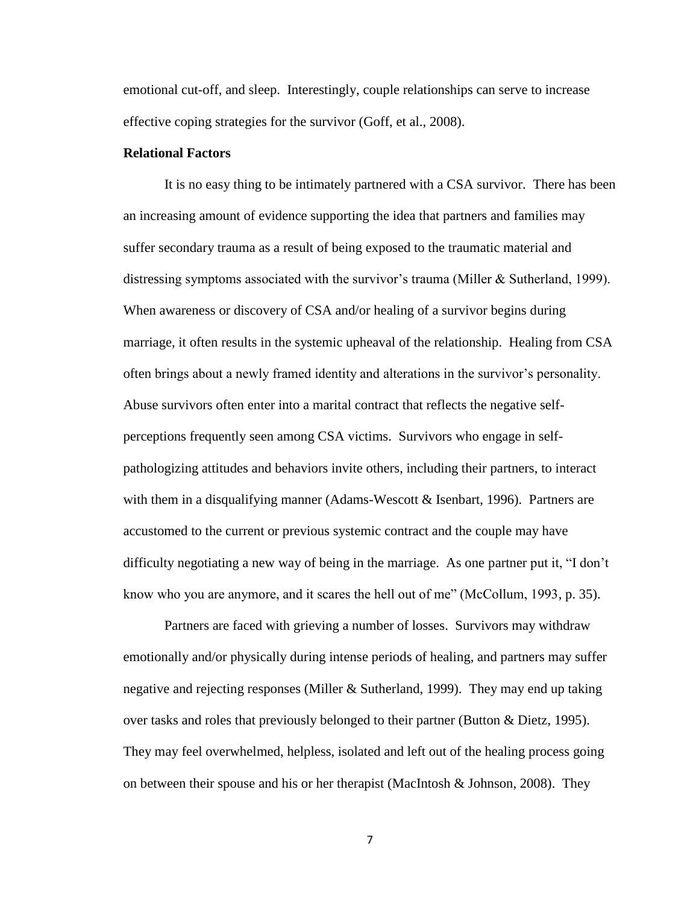emotional cut-off, and sleep. Interestingly, couple relationships can serve to increase effective coping strategies for the survivor (Goff, et al., 2008).

**Relational Factors**

It is no easy thing to be intimately partnered with a CSA survivor. There has been an increasing amount of evidence supporting the idea that partners and families may suffer secondary trauma as a result of being exposed to the traumatic material and distressing symptoms associated with the survivor's trauma (Miller & Sutherland, 1999). When awareness or discovery of CSA and/or healing of a survivor begins during marriage, it often results in the systemic upheaval of the relationship. Healing from CSA often brings about a newly framed identity and alterations in the survivor's personality. Abuse survivors often enter into a marital contract that reflects the negative self-perceptions frequently seen among CSA victims. Survivors who engage in self-pathologizing attitudes and behaviors invite others, including their partners, to interact with them in a disqualifying manner (Adams-Wescott & Isenbart, 1996). Partners are accustomed to the current or previous systemic contract and the couple may have difficulty negotiating a new way of being in the marriage. As one partner put it, "I don't know who you are anymore, and it scares the hell out of me" (McCollum, 1993, p. 35).

Partners are faced with grieving a number of losses. Survivors may withdraw emotionally and/or physically during intense periods of healing, and partners may suffer negative and rejecting responses (Miller & Sutherland, 1999). They may end up taking over tasks and roles that previously belonged to their partner (Button & Dietz, 1995). They may feel overwhelmed, helpless, isolated and left out of the healing process going on between their spouse and his or her therapist (MacIntosh & Johnson, 2008). They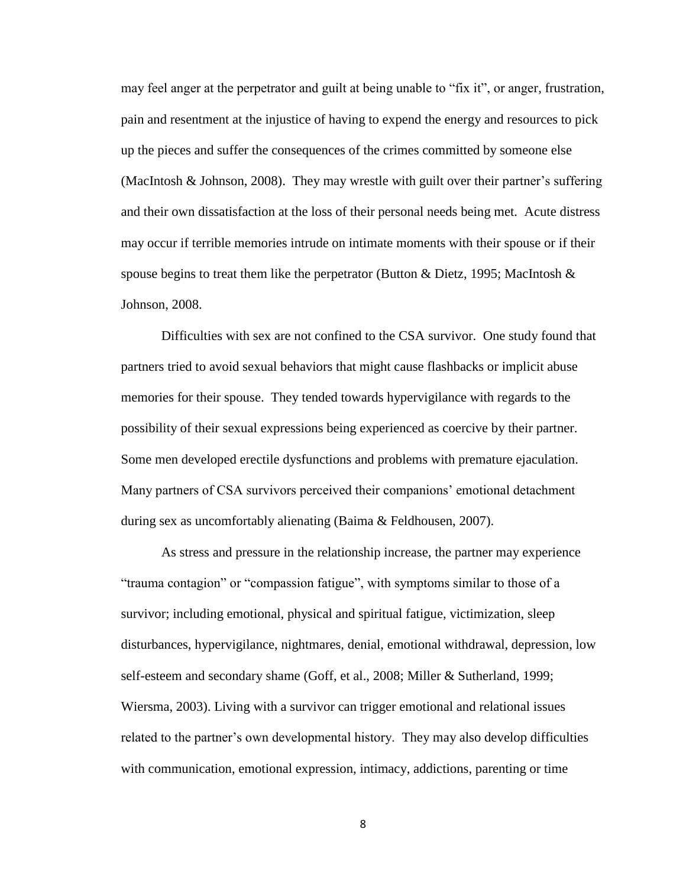may feel anger at the perpetrator and guilt at being unable to "fix it", or anger, frustration, pain and resentment at the injustice of having to expend the energy and resources to pick up the pieces and suffer the consequences of the crimes committed by someone else (MacIntosh & Johnson, 2008). They may wrestle with guilt over their partner's suffering and their own dissatisfaction at the loss of their personal needs being met. Acute distress may occur if terrible memories intrude on intimate moments with their spouse or if their spouse begins to treat them like the perpetrator (Button & Dietz, 1995; MacIntosh & Johnson, 2008.

Difficulties with sex are not confined to the CSA survivor. One study found that partners tried to avoid sexual behaviors that might cause flashbacks or implicit abuse memories for their spouse. They tended towards hypervigilance with regards to the possibility of their sexual expressions being experienced as coercive by their partner. Some men developed erectile dysfunctions and problems with premature ejaculation. Many partners of CSA survivors perceived their companions' emotional detachment during sex as uncomfortably alienating (Baima & Feldhousen, 2007).

As stress and pressure in the relationship increase, the partner may experience "trauma contagion" or "compassion fatigue", with symptoms similar to those of a survivor; including emotional, physical and spiritual fatigue, victimization, sleep disturbances, hypervigilance, nightmares, denial, emotional withdrawal, depression, low self-esteem and secondary shame (Goff, et al., 2008; Miller & Sutherland, 1999; Wiersma, 2003). Living with a survivor can trigger emotional and relational issues related to the partner's own developmental history. They may also develop difficulties with communication, emotional expression, intimacy, addictions, parenting or time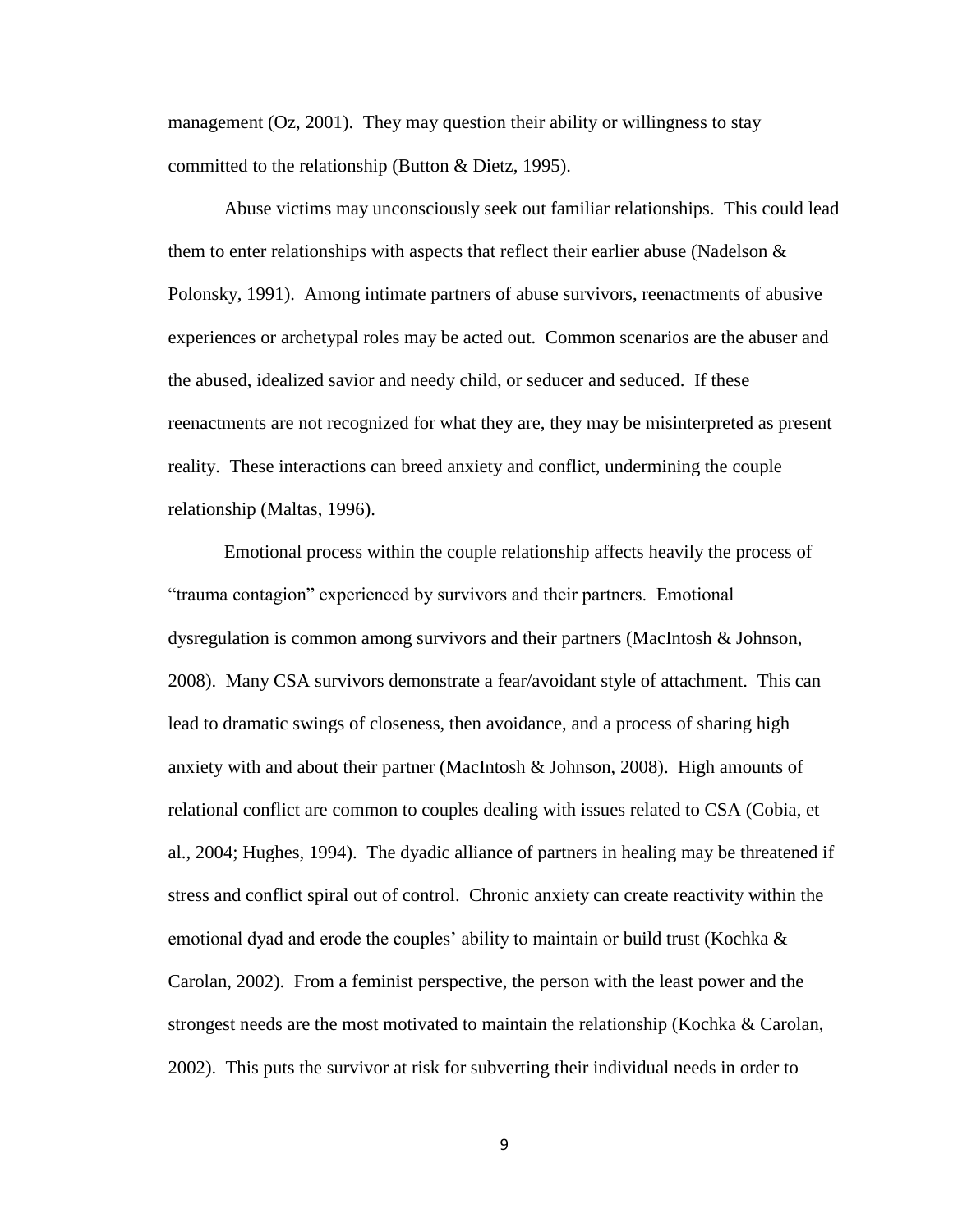management (Oz, 2001). They may question their ability or willingness to stay committed to the relationship (Button & Dietz, 1995).

Abuse victims may unconsciously seek out familiar relationships. This could lead them to enter relationships with aspects that reflect their earlier abuse (Nadelson & Polonsky, 1991). Among intimate partners of abuse survivors, reenactments of abusive experiences or archetypal roles may be acted out. Common scenarios are the abuser and the abused, idealized savior and needy child, or seducer and seduced. If these reenactments are not recognized for what they are, they may be misinterpreted as present reality. These interactions can breed anxiety and conflict, undermining the couple relationship (Maltas, 1996).

Emotional process within the couple relationship affects heavily the process of "trauma contagion" experienced by survivors and their partners. Emotional dysregulation is common among survivors and their partners (MacIntosh & Johnson, 2008). Many CSA survivors demonstrate a fear/avoidant style of attachment. This can lead to dramatic swings of closeness, then avoidance, and a process of sharing high anxiety with and about their partner (MacIntosh & Johnson, 2008). High amounts of relational conflict are common to couples dealing with issues related to CSA (Cobia, et al., 2004; Hughes, 1994). The dyadic alliance of partners in healing may be threatened if stress and conflict spiral out of control. Chronic anxiety can create reactivity within the emotional dyad and erode the couples' ability to maintain or build trust (Kochka & Carolan, 2002). From a feminist perspective, the person with the least power and the strongest needs are the most motivated to maintain the relationship (Kochka & Carolan, 2002). This puts the survivor at risk for subverting their individual needs in order to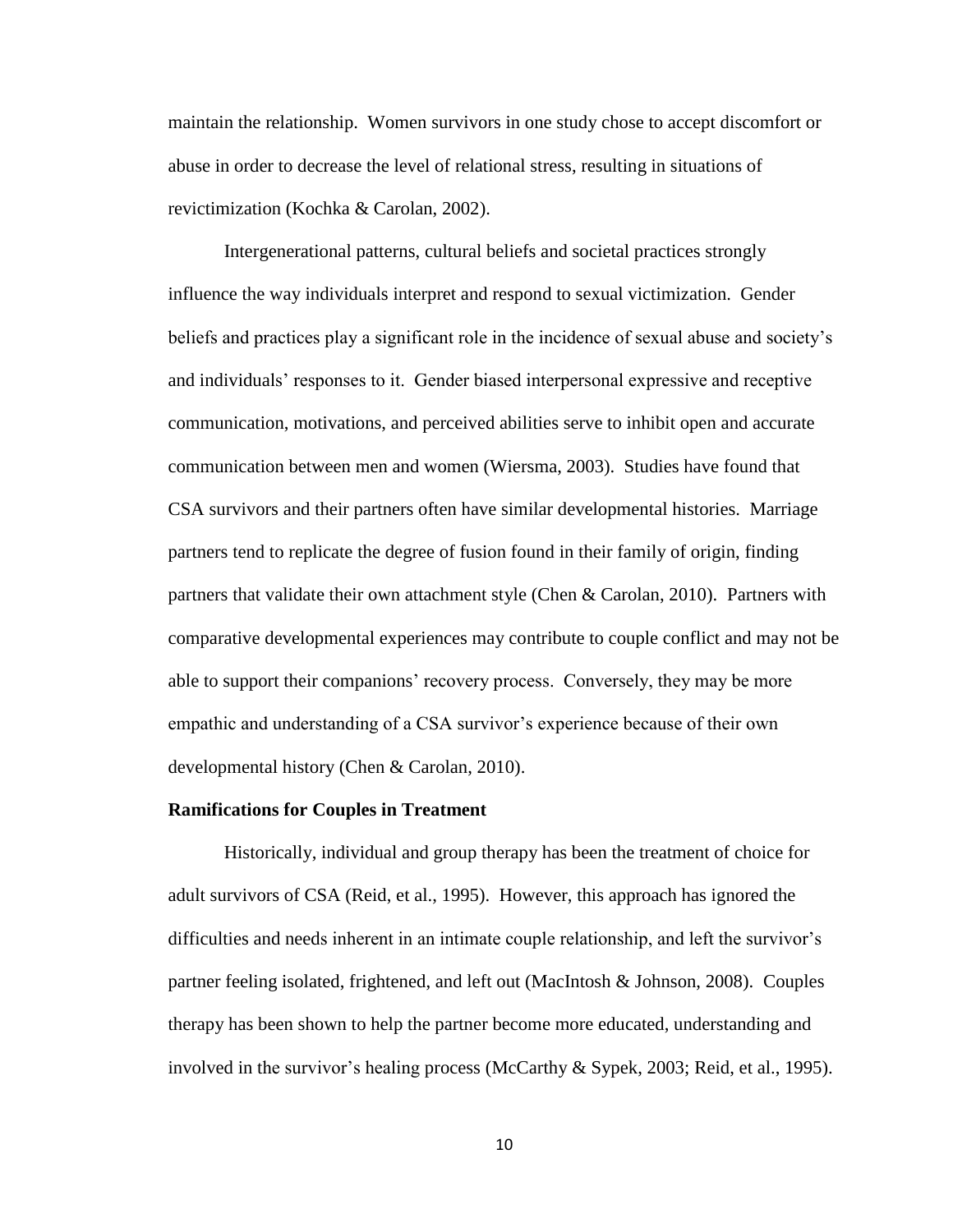maintain the relationship. Women survivors in one study chose to accept discomfort or abuse in order to decrease the level of relational stress, resulting in situations of revictimization (Kochka & Carolan, 2002).

Intergenerational patterns, cultural beliefs and societal practices strongly influence the way individuals interpret and respond to sexual victimization. Gender beliefs and practices play a significant role in the incidence of sexual abuse and society's and individuals' responses to it. Gender biased interpersonal expressive and receptive communication, motivations, and perceived abilities serve to inhibit open and accurate communication between men and women (Wiersma, 2003). Studies have found that CSA survivors and their partners often have similar developmental histories. Marriage partners tend to replicate the degree of fusion found in their family of origin, finding partners that validate their own attachment style (Chen & Carolan, 2010). Partners with comparative developmental experiences may contribute to couple conflict and may not be able to support their companions' recovery process. Conversely, they may be more empathic and understanding of a CSA survivor's experience because of their own developmental history (Chen & Carolan, 2010).

**Ramifications for Couples in Treatment**

Historically, individual and group therapy has been the treatment of choice for adult survivors of CSA (Reid, et al., 1995). However, this approach has ignored the difficulties and needs inherent in an intimate couple relationship, and left the survivor's partner feeling isolated, frightened, and left out (MacIntosh & Johnson, 2008). Couples therapy has been shown to help the partner become more educated, understanding and involved in the survivor's healing process (McCarthy & Sypek, 2003; Reid, et al., 1995).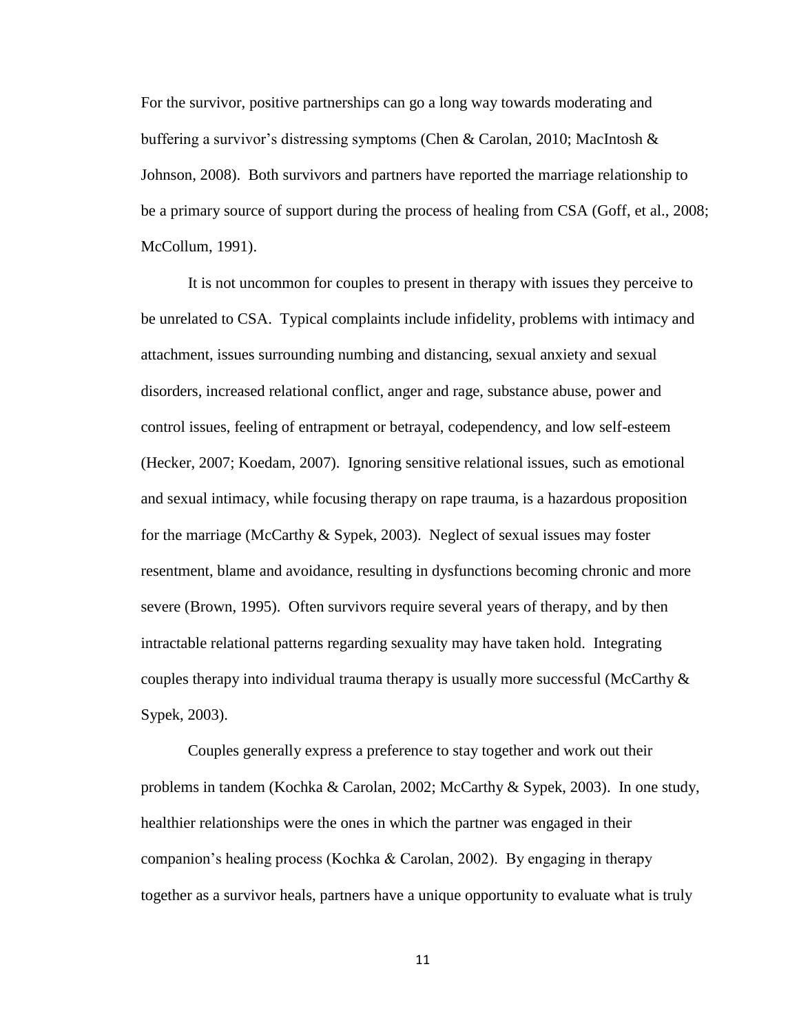For the survivor, positive partnerships can go a long way towards moderating and buffering a survivor's distressing symptoms (Chen & Carolan, 2010; MacIntosh & Johnson, 2008). Both survivors and partners have reported the marriage relationship to be a primary source of support during the process of healing from CSA (Goff, et al., 2008; McCollum, 1991).

It is not uncommon for couples to present in therapy with issues they perceive to be unrelated to CSA. Typical complaints include infidelity, problems with intimacy and attachment, issues surrounding numbing and distancing, sexual anxiety and sexual disorders, increased relational conflict, anger and rage, substance abuse, power and control issues, feeling of entrapment or betrayal, codependency, and low self-esteem (Hecker, 2007; Koedam, 2007). Ignoring sensitive relational issues, such as emotional and sexual intimacy, while focusing therapy on rape trauma, is a hazardous proposition for the marriage (McCarthy & Sypek, 2003). Neglect of sexual issues may foster resentment, blame and avoidance, resulting in dysfunctions becoming chronic and more severe (Brown, 1995). Often survivors require several years of therapy, and by then intractable relational patterns regarding sexuality may have taken hold. Integrating couples therapy into individual trauma therapy is usually more successful (McCarthy & Sypek, 2003).

Couples generally express a preference to stay together and work out their problems in tandem (Kochka & Carolan, 2002; McCarthy & Sypek, 2003). In one study, healthier relationships were the ones in which the partner was engaged in their companion's healing process (Kochka & Carolan, 2002). By engaging in therapy together as a survivor heals, partners have a unique opportunity to evaluate what is truly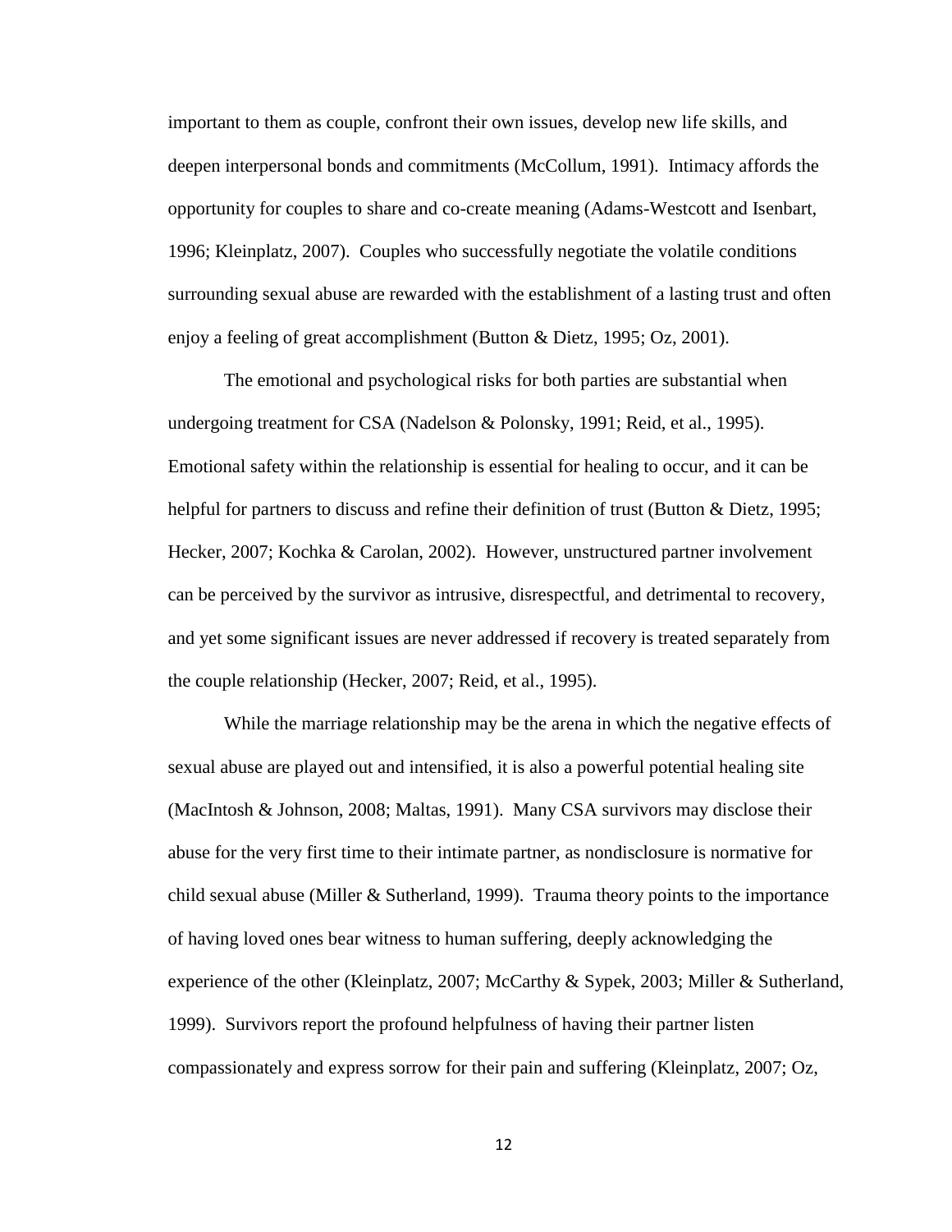important to them as couple, confront their own issues, develop new life skills, and deepen interpersonal bonds and commitments (McCollum, 1991). Intimacy affords the opportunity for couples to share and co-create meaning (Adams-Westcott and Isenbart, 1996; Kleinplatz, 2007). Couples who successfully negotiate the volatile conditions surrounding sexual abuse are rewarded with the establishment of a lasting trust and often enjoy a feeling of great accomplishment (Button & Dietz, 1995; Oz, 2001).

The emotional and psychological risks for both parties are substantial when undergoing treatment for CSA (Nadelson & Polonsky, 1991; Reid, et al., 1995). Emotional safety within the relationship is essential for healing to occur, and it can be helpful for partners to discuss and refine their definition of trust (Button & Dietz, 1995; Hecker, 2007; Kochka & Carolan, 2002). However, unstructured partner involvement can be perceived by the survivor as intrusive, disrespectful, and detrimental to recovery, and yet some significant issues are never addressed if recovery is treated separately from the couple relationship (Hecker, 2007; Reid, et al., 1995).

While the marriage relationship may be the arena in which the negative effects of sexual abuse are played out and intensified, it is also a powerful potential healing site (MacIntosh & Johnson, 2008; Maltas, 1991). Many CSA survivors may disclose their abuse for the very first time to their intimate partner, as nondisclosure is normative for child sexual abuse (Miller & Sutherland, 1999). Trauma theory points to the importance of having loved ones bear witness to human suffering, deeply acknowledging the experience of the other (Kleinplatz, 2007; McCarthy & Sypek, 2003; Miller & Sutherland, 1999). Survivors report the profound helpfulness of having their partner listen compassionately and express sorrow for their pain and suffering (Kleinplatz, 2007; Oz,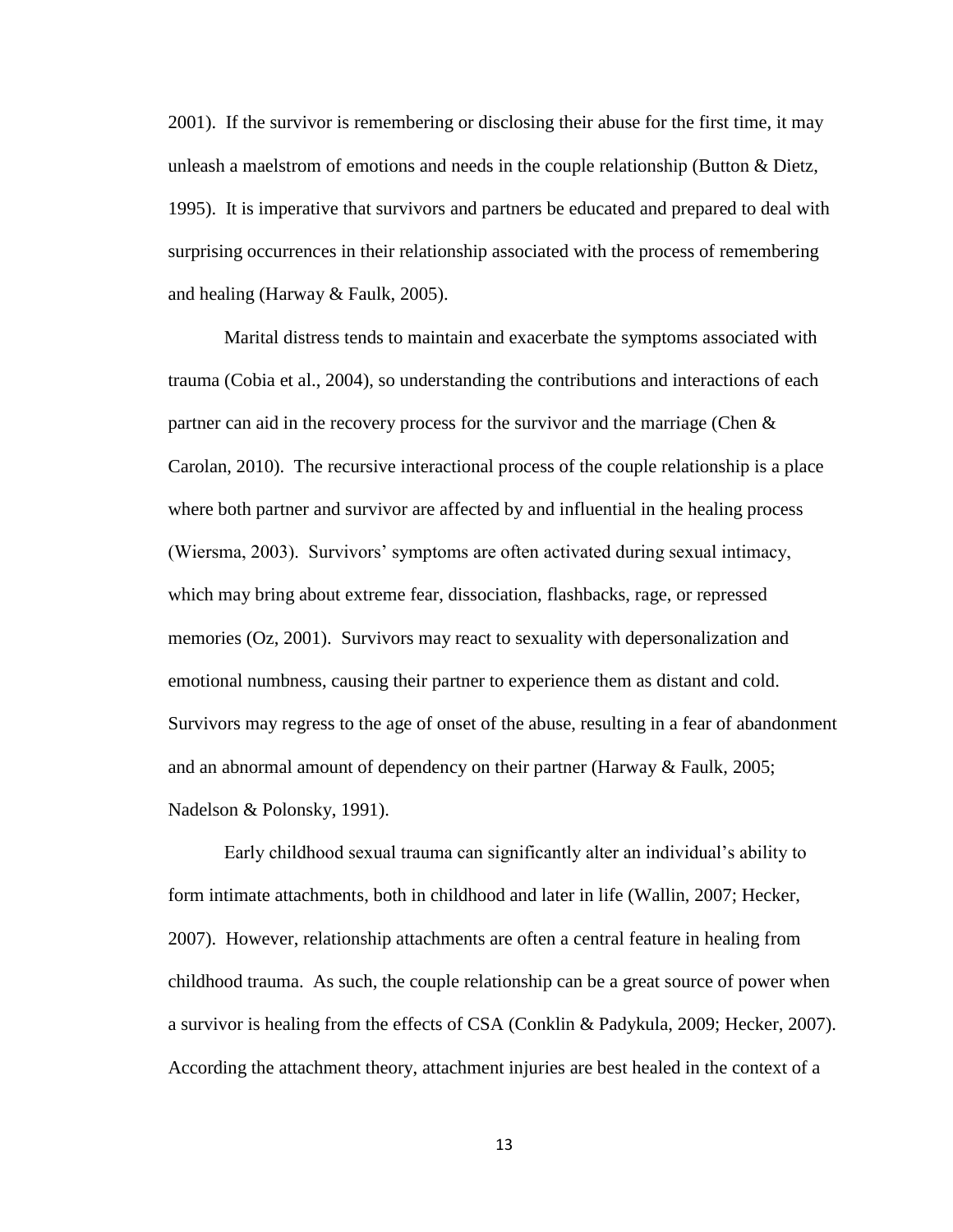2001). If the survivor is remembering or disclosing their abuse for the first time, it may unleash a maelstrom of emotions and needs in the couple relationship (Button & Dietz, 1995). It is imperative that survivors and partners be educated and prepared to deal with surprising occurrences in their relationship associated with the process of remembering and healing (Harway & Faulk, 2005).

Marital distress tends to maintain and exacerbate the symptoms associated with trauma (Cobia et al., 2004), so understanding the contributions and interactions of each partner can aid in the recovery process for the survivor and the marriage (Chen & Carolan, 2010). The recursive interactional process of the couple relationship is a place where both partner and survivor are affected by and influential in the healing process (Wiersma, 2003). Survivors' symptoms are often activated during sexual intimacy, which may bring about extreme fear, dissociation, flashbacks, rage, or repressed memories (Oz, 2001). Survivors may react to sexuality with depersonalization and emotional numbness, causing their partner to experience them as distant and cold. Survivors may regress to the age of onset of the abuse, resulting in a fear of abandonment and an abnormal amount of dependency on their partner (Harway & Faulk, 2005; Nadelson & Polonsky, 1991).

Early childhood sexual trauma can significantly alter an individual's ability to form intimate attachments, both in childhood and later in life (Wallin, 2007; Hecker, 2007). However, relationship attachments are often a central feature in healing from childhood trauma. As such, the couple relationship can be a great source of power when a survivor is healing from the effects of CSA (Conklin & Padykula, 2009; Hecker, 2007). According the attachment theory, attachment injuries are best healed in the context of a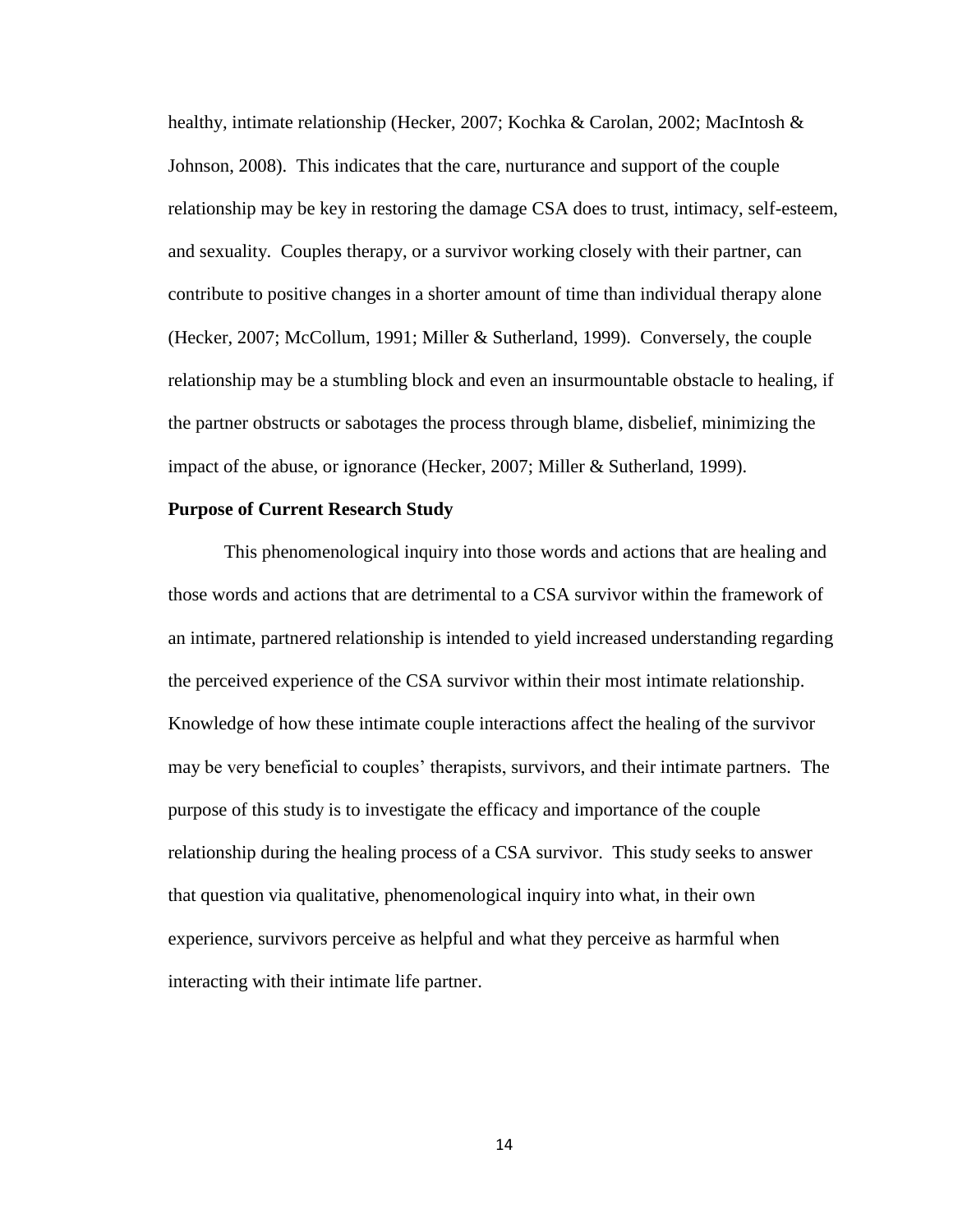healthy, intimate relationship (Hecker, 2007; Kochka & Carolan, 2002; MacIntosh & Johnson, 2008). This indicates that the care, nurturance and support of the couple relationship may be key in restoring the damage CSA does to trust, intimacy, self-esteem, and sexuality. Couples therapy, or a survivor working closely with their partner, can contribute to positive changes in a shorter amount of time than individual therapy alone (Hecker, 2007; McCollum, 1991; Miller & Sutherland, 1999). Conversely, the couple relationship may be a stumbling block and even an insurmountable obstacle to healing, if the partner obstructs or sabotages the process through blame, disbelief, minimizing the impact of the abuse, or ignorance (Hecker, 2007; Miller & Sutherland, 1999).

**Purpose of Current Research Study**

This phenomenological inquiry into those words and actions that are healing and those words and actions that are detrimental to a CSA survivor within the framework of an intimate, partnered relationship is intended to yield increased understanding regarding the perceived experience of the CSA survivor within their most intimate relationship. Knowledge of how these intimate couple interactions affect the healing of the survivor may be very beneficial to couples' therapists, survivors, and their intimate partners. The purpose of this study is to investigate the efficacy and importance of the couple relationship during the healing process of a CSA survivor. This study seeks to answer that question via qualitative, phenomenological inquiry into what, in their own experience, survivors perceive as helpful and what they perceive as harmful when interacting with their intimate life partner.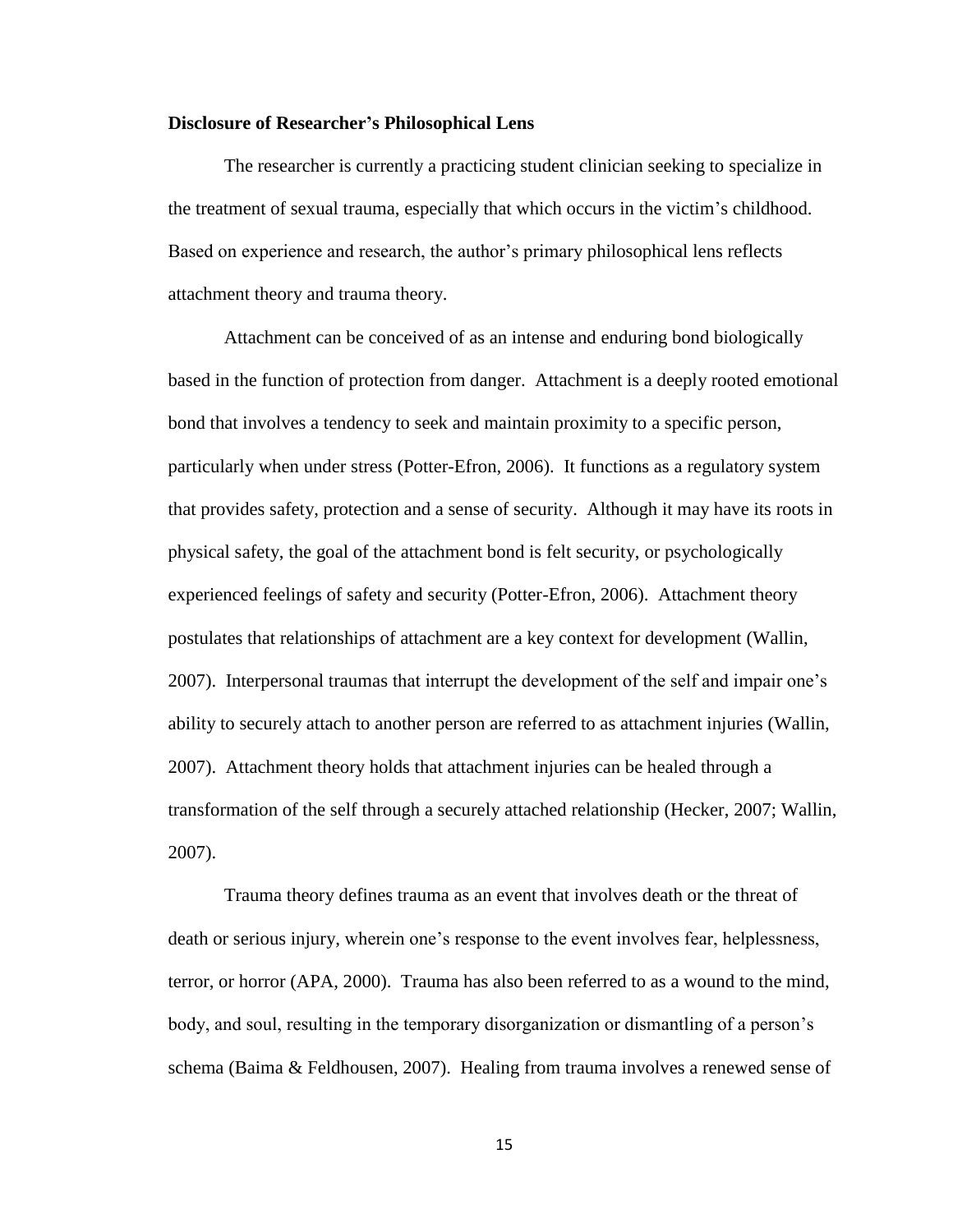**Disclosure of Researcher's Philosophical Lens**

The researcher is currently a practicing student clinician seeking to specialize in the treatment of sexual trauma, especially that which occurs in the victim's childhood. Based on experience and research, the author's primary philosophical lens reflects attachment theory and trauma theory.

Attachment can be conceived of as an intense and enduring bond biologically based in the function of protection from danger. Attachment is a deeply rooted emotional bond that involves a tendency to seek and maintain proximity to a specific person, particularly when under stress (Potter-Efron, 2006). It functions as a regulatory system that provides safety, protection and a sense of security. Although it may have its roots in physical safety, the goal of the attachment bond is felt security, or psychologically experienced feelings of safety and security (Potter-Efron, 2006). Attachment theory postulates that relationships of attachment are a key context for development (Wallin, 2007). Interpersonal traumas that interrupt the development of the self and impair one's ability to securely attach to another person are referred to as attachment injuries (Wallin, 2007). Attachment theory holds that attachment injuries can be healed through a transformation of the self through a securely attached relationship (Hecker, 2007; Wallin, 2007).

Trauma theory defines trauma as an event that involves death or the threat of death or serious injury, wherein one's response to the event involves fear, helplessness, terror, or horror (APA, 2000). Trauma has also been referred to as a wound to the mind, body, and soul, resulting in the temporary disorganization or dismantling of a person's schema (Baima & Feldhousen, 2007). Healing from trauma involves a renewed sense of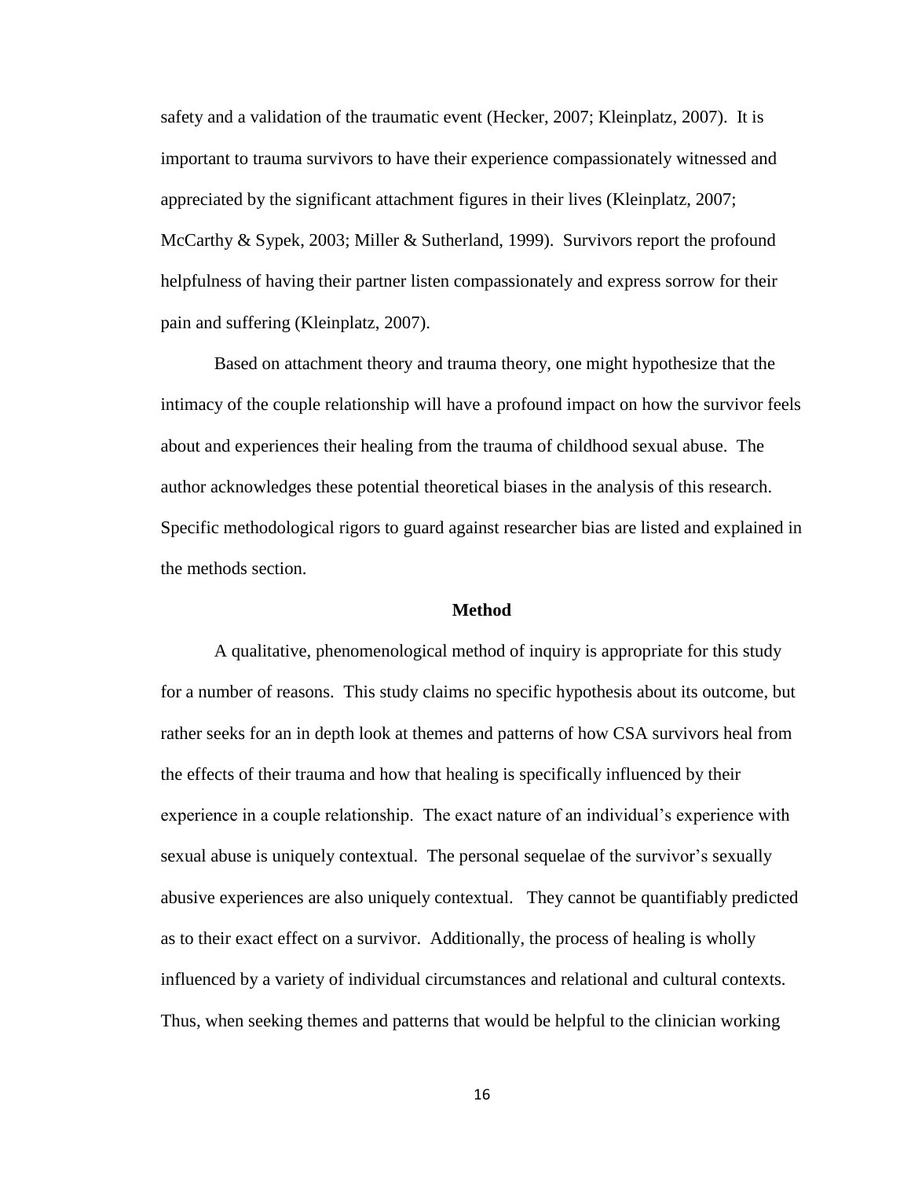safety and a validation of the traumatic event (Hecker, 2007; Kleinplatz, 2007). It is important to trauma survivors to have their experience compassionately witnessed and appreciated by the significant attachment figures in their lives (Kleinplatz, 2007; McCarthy & Sypek, 2003; Miller & Sutherland, 1999). Survivors report the profound helpfulness of having their partner listen compassionately and express sorrow for their pain and suffering (Kleinplatz, 2007).

Based on attachment theory and trauma theory, one might hypothesize that the intimacy of the couple relationship will have a profound impact on how the survivor feels about and experiences their healing from the trauma of childhood sexual abuse. The author acknowledges these potential theoretical biases in the analysis of this research. Specific methodological rigors to guard against researcher bias are listed and explained in the methods section.

## Method

A qualitative, phenomenological method of inquiry is appropriate for this study for a number of reasons. This study claims no specific hypothesis about its outcome, but rather seeks for an in depth look at themes and patterns of how CSA survivors heal from the effects of their trauma and how that healing is specifically influenced by their experience in a couple relationship. The exact nature of an individual's experience with sexual abuse is uniquely contextual. The personal sequelae of the survivor's sexually abusive experiences are also uniquely contextual. They cannot be quantifiably predicted as to their exact effect on a survivor. Additionally, the process of healing is wholly influenced by a variety of individual circumstances and relational and cultural contexts. Thus, when seeking themes and patterns that would be helpful to the clinician working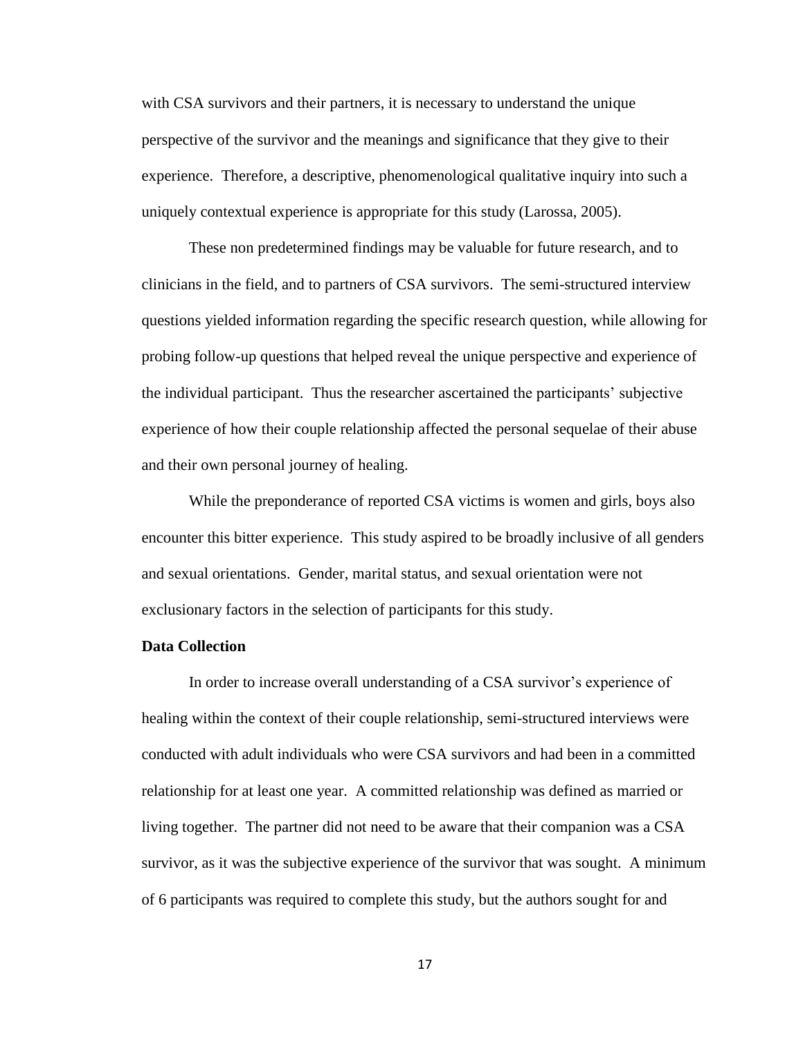with CSA survivors and their partners, it is necessary to understand the unique perspective of the survivor and the meanings and significance that they give to their experience. Therefore, a descriptive, phenomenological qualitative inquiry into such a uniquely contextual experience is appropriate for this study (Larossa, 2005).

These non predetermined findings may be valuable for future research, and to clinicians in the field, and to partners of CSA survivors. The semi-structured interview questions yielded information regarding the specific research question, while allowing for probing follow-up questions that helped reveal the unique perspective and experience of the individual participant. Thus the researcher ascertained the participants' subjective experience of how their couple relationship affected the personal sequelae of their abuse and their own personal journey of healing.

While the preponderance of reported CSA victims is women and girls, boys also encounter this bitter experience. This study aspired to be broadly inclusive of all genders and sexual orientations. Gender, marital status, and sexual orientation were not exclusionary factors in the selection of participants for this study.

**Data Collection**

In order to increase overall understanding of a CSA survivor's experience of healing within the context of their couple relationship, semi-structured interviews were conducted with adult individuals who were CSA survivors and had been in a committed relationship for at least one year. A committed relationship was defined as married or living together. The partner did not need to be aware that their companion was a CSA survivor, as it was the subjective experience of the survivor that was sought. A minimum of 6 participants was required to complete this study, but the authors sought for and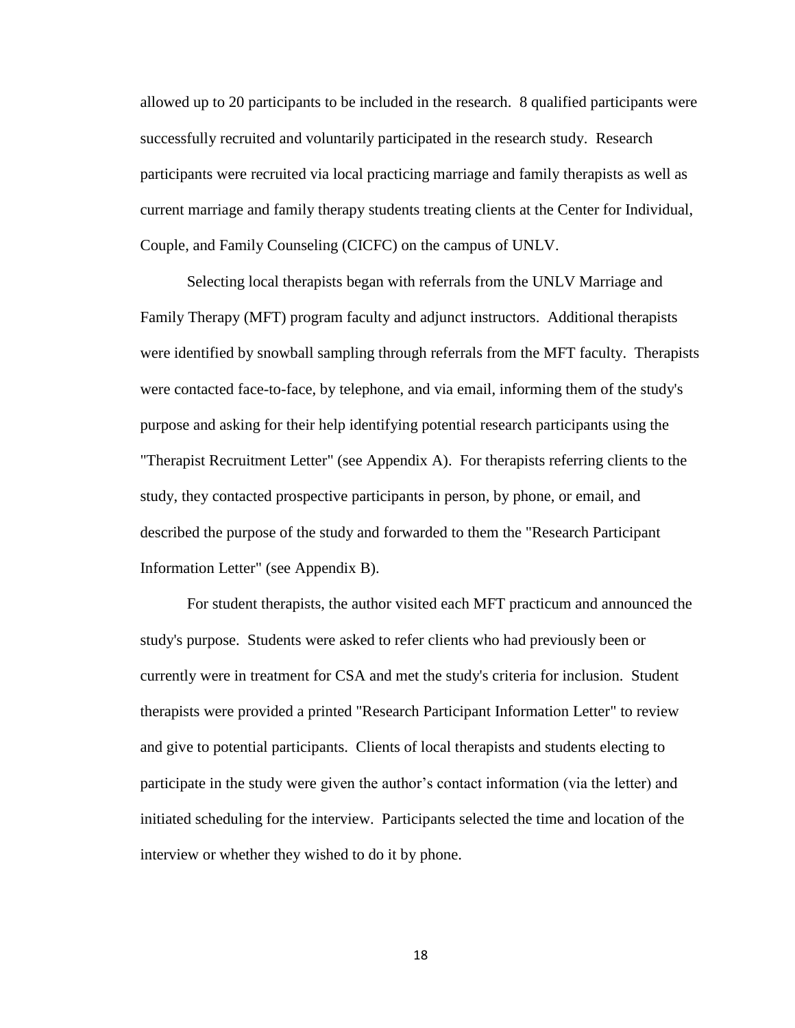allowed up to 20 participants to be included in the research. 8 qualified participants were successfully recruited and voluntarily participated in the research study. Research participants were recruited via local practicing marriage and family therapists as well as current marriage and family therapy students treating clients at the Center for Individual, Couple, and Family Counseling (CICFC) on the campus of UNLV.

Selecting local therapists began with referrals from the UNLV Marriage and Family Therapy (MFT) program faculty and adjunct instructors. Additional therapists were identified by snowball sampling through referrals from the MFT faculty. Therapists were contacted face-to-face, by telephone, and via email, informing them of the study's purpose and asking for their help identifying potential research participants using the "Therapist Recruitment Letter" (see Appendix A). For therapists referring clients to the study, they contacted prospective participants in person, by phone, or email, and described the purpose of the study and forwarded to them the "Research Participant Information Letter" (see Appendix B).

For student therapists, the author visited each MFT practicum and announced the study's purpose. Students were asked to refer clients who had previously been or currently were in treatment for CSA and met the study's criteria for inclusion. Student therapists were provided a printed "Research Participant Information Letter" to review and give to potential participants. Clients of local therapists and students electing to participate in the study were given the author's contact information (via the letter) and initiated scheduling for the interview. Participants selected the time and location of the interview or whether they wished to do it by phone.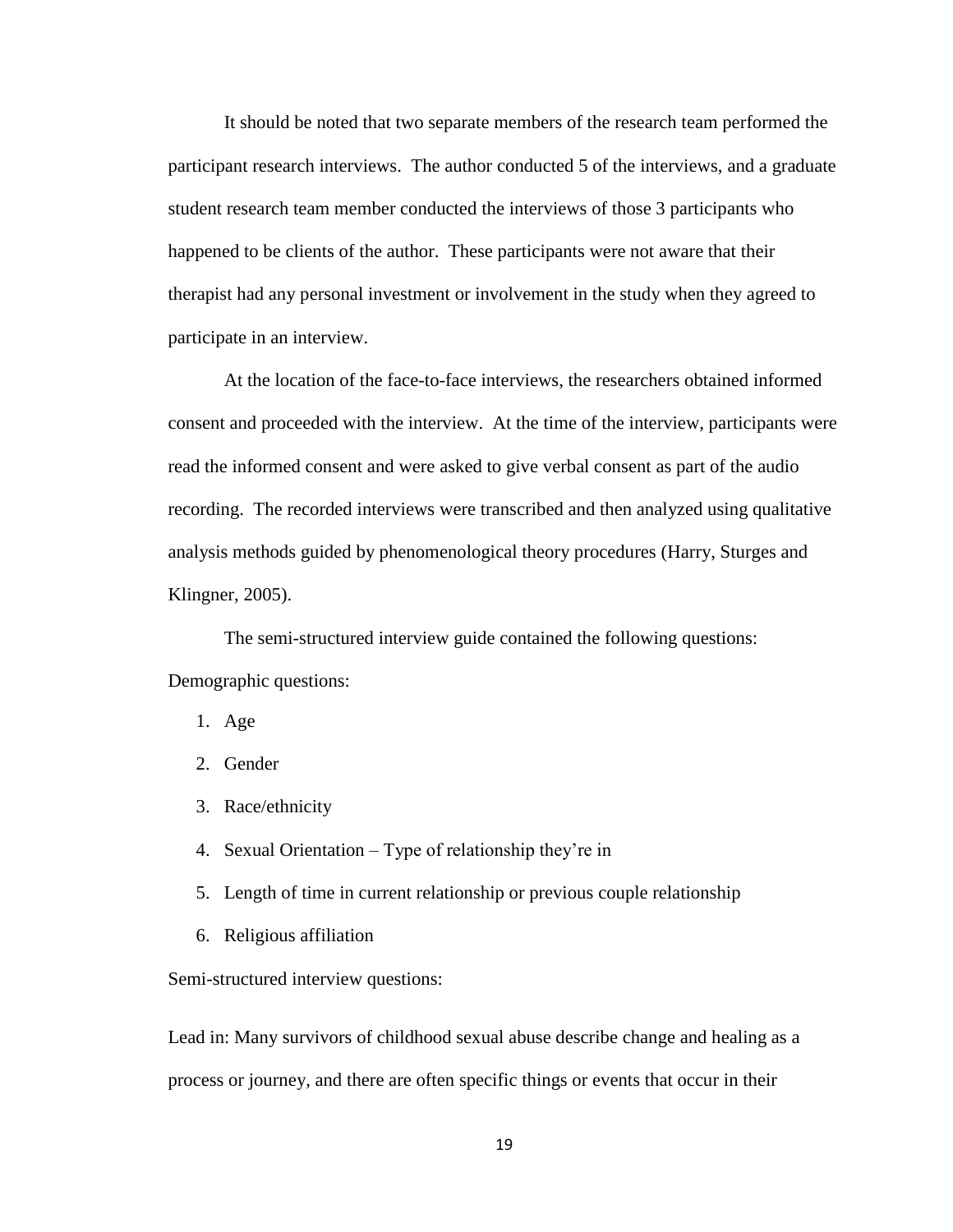It should be noted that two separate members of the research team performed the participant research interviews. The author conducted 5 of the interviews, and a graduate student research team member conducted the interviews of those 3 participants who happened to be clients of the author. These participants were not aware that their therapist had any personal investment or involvement in the study when they agreed to participate in an interview.

At the location of the face-to-face interviews, the researchers obtained informed consent and proceeded with the interview. At the time of the interview, participants were read the informed consent and were asked to give verbal consent as part of the audio recording. The recorded interviews were transcribed and then analyzed using qualitative analysis methods guided by phenomenological theory procedures (Harry, Sturges and Klingner, 2005).

The semi-structured interview guide contained the following questions:

Demographic questions:

1. Age
2. Gender
3. Race/ethnicity
4. Sexual Orientation – Type of relationship they're in
5. Length of time in current relationship or previous couple relationship
6. Religious affiliation

Semi-structured interview questions:

Lead in: Many survivors of childhood sexual abuse describe change and healing as a process or journey, and there are often specific things or events that occur in their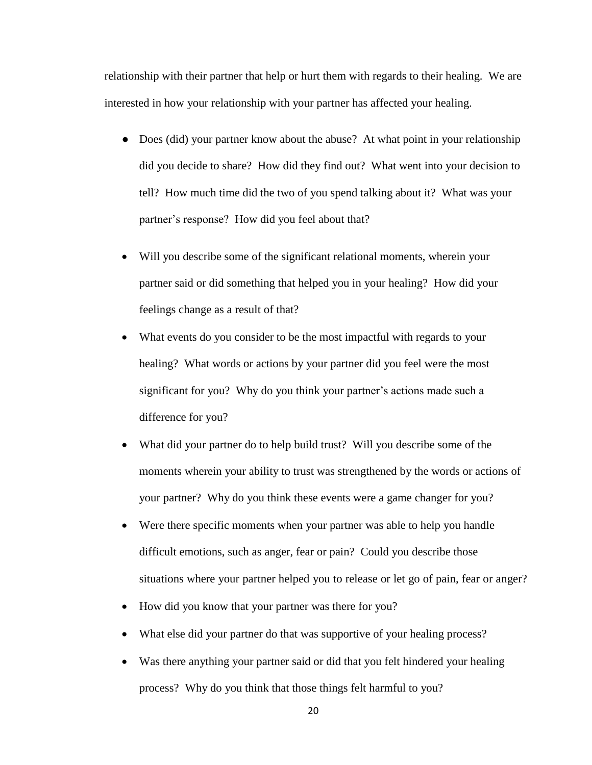relationship with their partner that help or hurt them with regards to their healing. We are interested in how your relationship with your partner has affected your healing.

- Does (did) your partner know about the abuse? At what point in your relationship did you decide to share? How did they find out? What went into your decision to tell? How much time did the two of you spend talking about it? What was your partner's response? How did you feel about that?

- Will you describe some of the significant relational moments, wherein your partner said or did something that helped you in your healing? How did your feelings change as a result of that?
- What events do you consider to be the most impactful with regards to your healing? What words or actions by your partner did you feel were the most significant for you? Why do you think your partner's actions made such a difference for you?
- What did your partner do to help build trust? Will you describe some of the moments wherein your ability to trust was strengthened by the words or actions of your partner? Why do you think these events were a game changer for you?
- Were there specific moments when your partner was able to help you handle difficult emotions, such as anger, fear or pain? Could you describe those situations where your partner helped you to release or let go of pain, fear or anger?
- How did you know that your partner was there for you?
- What else did your partner do that was supportive of your healing process?
- Was there anything your partner said or did that you felt hindered your healing process? Why do you think that those things felt harmful to you?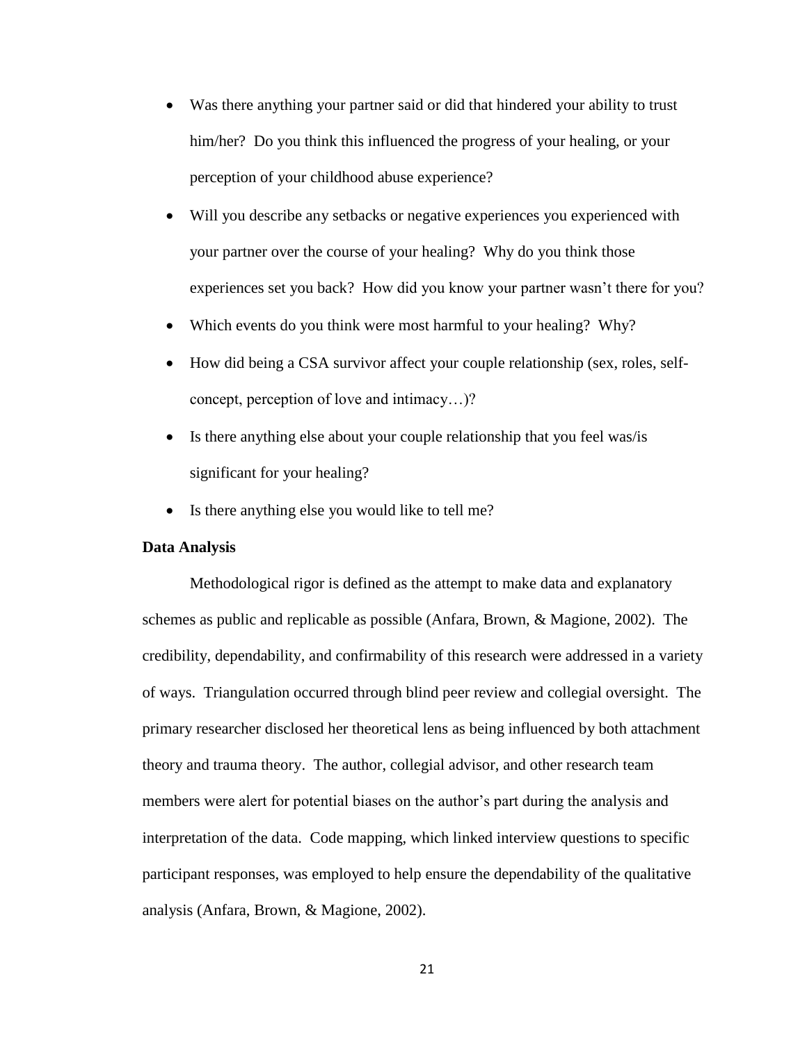- Was there anything your partner said or did that hindered your ability to trust him/her? Do you think this influenced the progress of your healing, or your perception of your childhood abuse experience?
- Will you describe any setbacks or negative experiences you experienced with your partner over the course of your healing? Why do you think those experiences set you back? How did you know your partner wasn't there for you?
- Which events do you think were most harmful to your healing? Why?
- How did being a CSA survivor affect your couple relationship (sex, roles, self-concept, perception of love and intimacy…)?
- Is there anything else about your couple relationship that you feel was/is significant for your healing?
- Is there anything else you would like to tell me?

**Data Analysis**

Methodological rigor is defined as the attempt to make data and explanatory schemes as public and replicable as possible (Anfara, Brown, & Magione, 2002). The credibility, dependability, and confirmability of this research were addressed in a variety of ways. Triangulation occurred through blind peer review and collegial oversight. The primary researcher disclosed her theoretical lens as being influenced by both attachment theory and trauma theory. The author, collegial advisor, and other research team members were alert for potential biases on the author's part during the analysis and interpretation of the data. Code mapping, which linked interview questions to specific participant responses, was employed to help ensure the dependability of the qualitative analysis (Anfara, Brown, & Magione, 2002).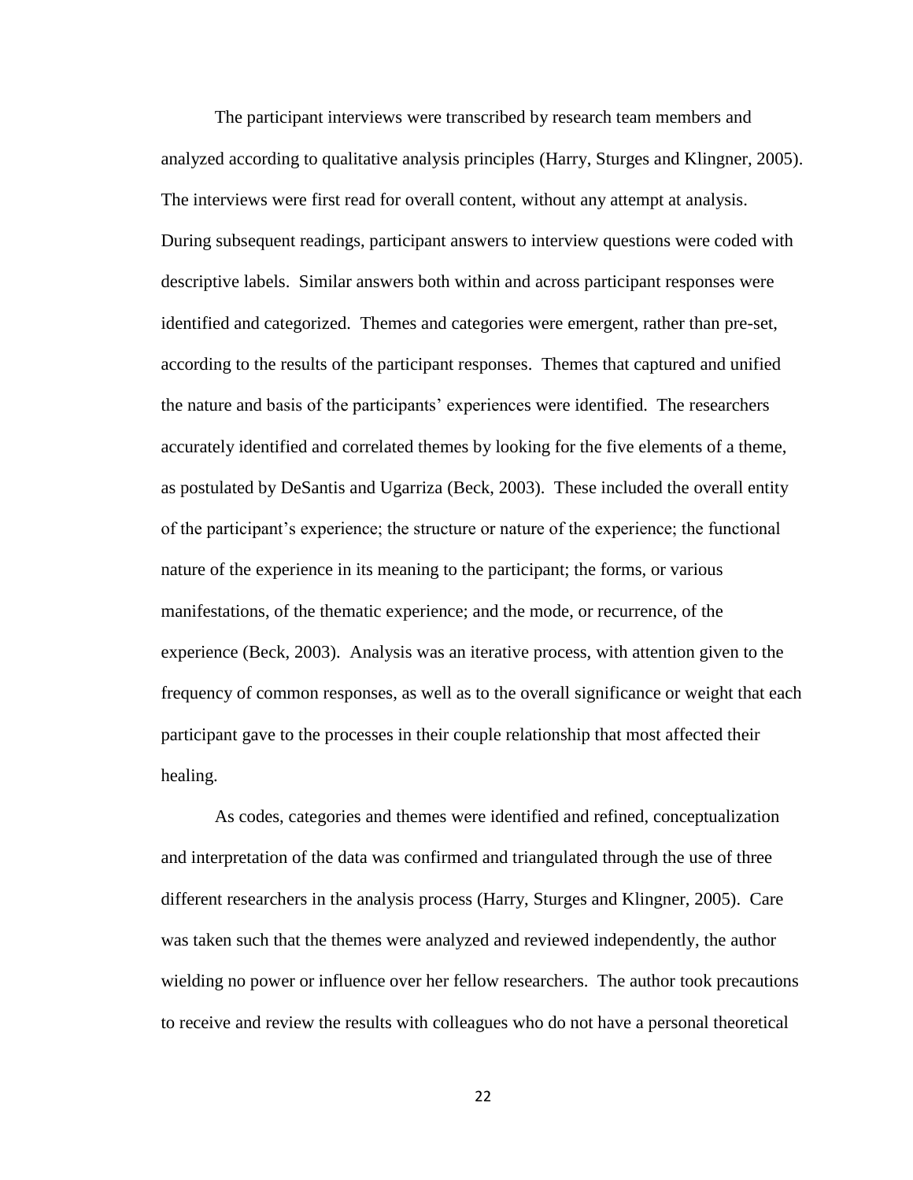The participant interviews were transcribed by research team members and analyzed according to qualitative analysis principles (Harry, Sturges and Klingner, 2005). The interviews were first read for overall content, without any attempt at analysis. During subsequent readings, participant answers to interview questions were coded with descriptive labels. Similar answers both within and across participant responses were identified and categorized. Themes and categories were emergent, rather than pre-set, according to the results of the participant responses. Themes that captured and unified the nature and basis of the participants' experiences were identified. The researchers accurately identified and correlated themes by looking for the five elements of a theme, as postulated by DeSantis and Ugarriza (Beck, 2003). These included the overall entity of the participant's experience; the structure or nature of the experience; the functional nature of the experience in its meaning to the participant; the forms, or various manifestations, of the thematic experience; and the mode, or recurrence, of the experience (Beck, 2003). Analysis was an iterative process, with attention given to the frequency of common responses, as well as to the overall significance or weight that each participant gave to the processes in their couple relationship that most affected their healing.

As codes, categories and themes were identified and refined, conceptualization and interpretation of the data was confirmed and triangulated through the use of three different researchers in the analysis process (Harry, Sturges and Klingner, 2005). Care was taken such that the themes were analyzed and reviewed independently, the author wielding no power or influence over her fellow researchers. The author took precautions to receive and review the results with colleagues who do not have a personal theoretical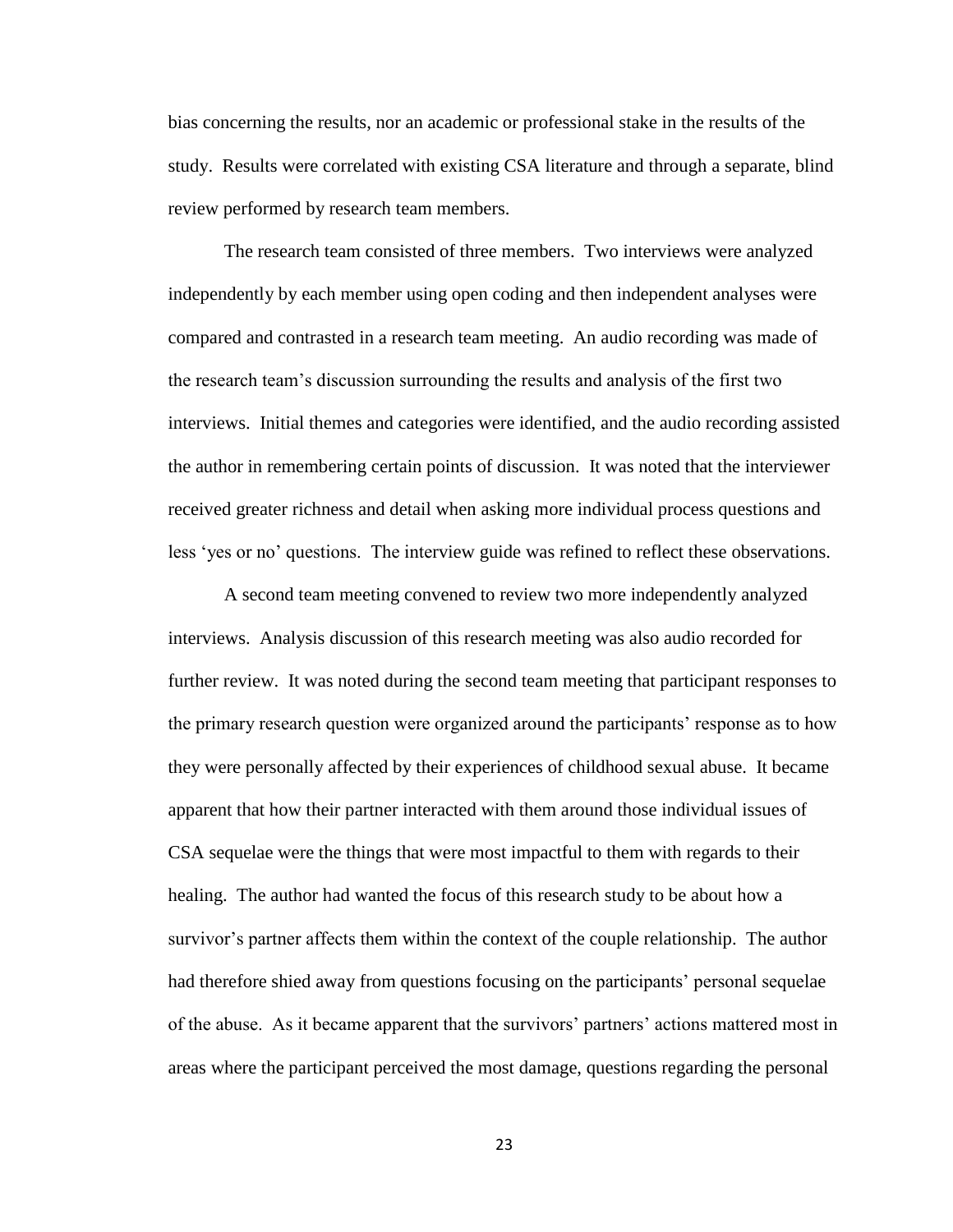bias concerning the results, nor an academic or professional stake in the results of the study. Results were correlated with existing CSA literature and through a separate, blind review performed by research team members.

The research team consisted of three members. Two interviews were analyzed independently by each member using open coding and then independent analyses were compared and contrasted in a research team meeting. An audio recording was made of the research team's discussion surrounding the results and analysis of the first two interviews. Initial themes and categories were identified, and the audio recording assisted the author in remembering certain points of discussion. It was noted that the interviewer received greater richness and detail when asking more individual process questions and less 'yes or no' questions. The interview guide was refined to reflect these observations.

A second team meeting convened to review two more independently analyzed interviews. Analysis discussion of this research meeting was also audio recorded for further review. It was noted during the second team meeting that participant responses to the primary research question were organized around the participants' response as to how they were personally affected by their experiences of childhood sexual abuse. It became apparent that how their partner interacted with them around those individual issues of CSA sequelae were the things that were most impactful to them with regards to their healing. The author had wanted the focus of this research study to be about how a survivor's partner affects them within the context of the couple relationship. The author had therefore shied away from questions focusing on the participants' personal sequelae of the abuse. As it became apparent that the survivors' partners' actions mattered most in areas where the participant perceived the most damage, questions regarding the personal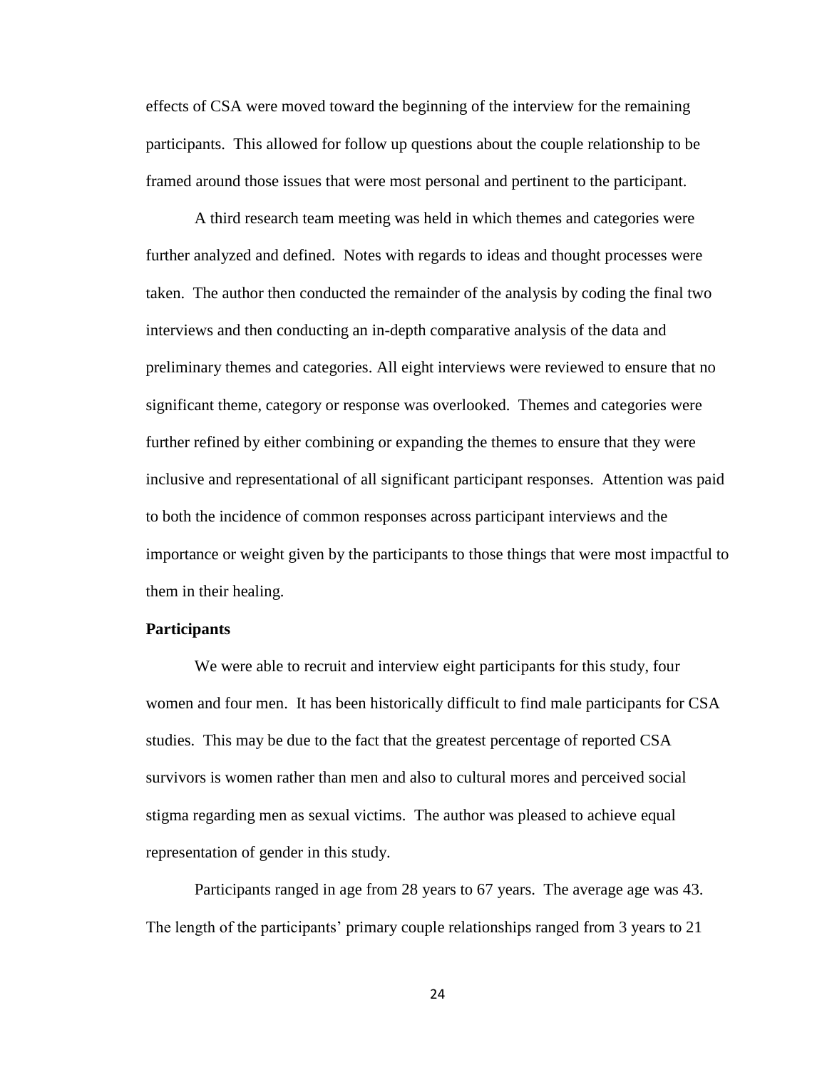effects of CSA were moved toward the beginning of the interview for the remaining participants. This allowed for follow up questions about the couple relationship to be framed around those issues that were most personal and pertinent to the participant.

A third research team meeting was held in which themes and categories were further analyzed and defined. Notes with regards to ideas and thought processes were taken. The author then conducted the remainder of the analysis by coding the final two interviews and then conducting an in-depth comparative analysis of the data and preliminary themes and categories. All eight interviews were reviewed to ensure that no significant theme, category or response was overlooked. Themes and categories were further refined by either combining or expanding the themes to ensure that they were inclusive and representational of all significant participant responses. Attention was paid to both the incidence of common responses across participant interviews and the importance or weight given by the participants to those things that were most impactful to them in their healing.

**Participants**

We were able to recruit and interview eight participants for this study, four women and four men. It has been historically difficult to find male participants for CSA studies. This may be due to the fact that the greatest percentage of reported CSA survivors is women rather than men and also to cultural mores and perceived social stigma regarding men as sexual victims. The author was pleased to achieve equal representation of gender in this study.

Participants ranged in age from 28 years to 67 years. The average age was 43. The length of the participants' primary couple relationships ranged from 3 years to 21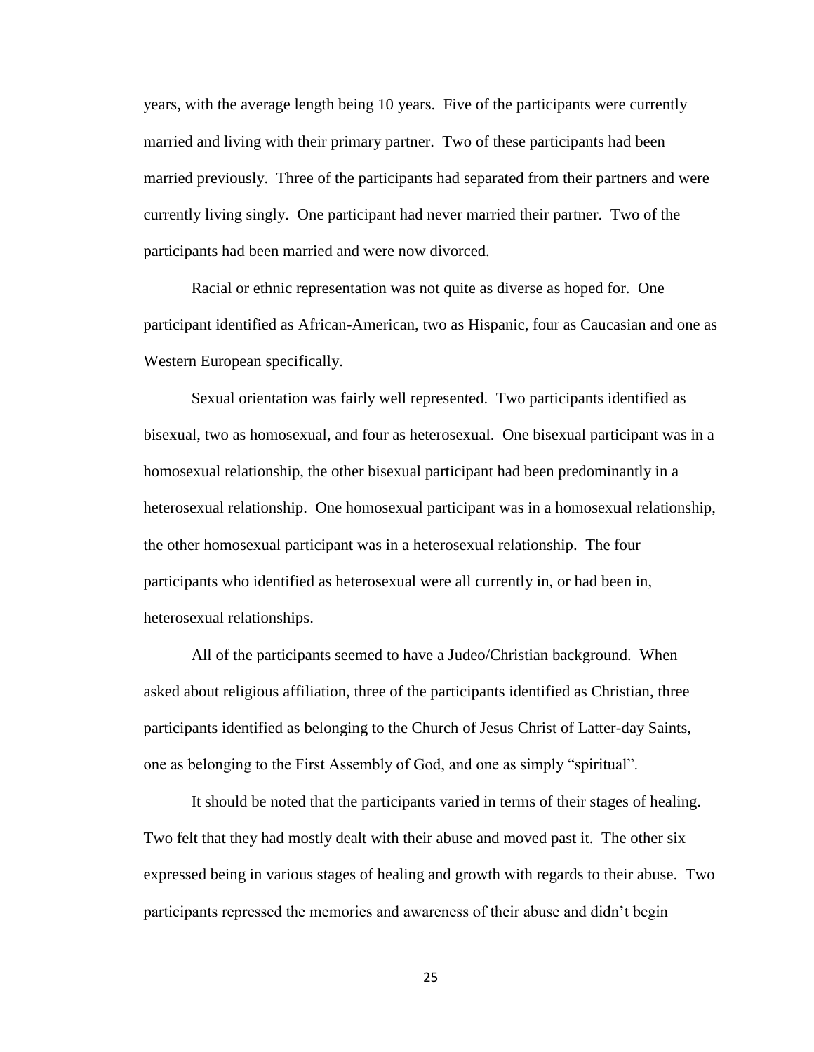years, with the average length being 10 years. Five of the participants were currently married and living with their primary partner. Two of these participants had been married previously. Three of the participants had separated from their partners and were currently living singly. One participant had never married their partner. Two of the participants had been married and were now divorced.

Racial or ethnic representation was not quite as diverse as hoped for. One participant identified as African-American, two as Hispanic, four as Caucasian and one as Western European specifically.

Sexual orientation was fairly well represented. Two participants identified as bisexual, two as homosexual, and four as heterosexual. One bisexual participant was in a homosexual relationship, the other bisexual participant had been predominantly in a heterosexual relationship. One homosexual participant was in a homosexual relationship, the other homosexual participant was in a heterosexual relationship. The four participants who identified as heterosexual were all currently in, or had been in, heterosexual relationships.

All of the participants seemed to have a Judeo/Christian background. When asked about religious affiliation, three of the participants identified as Christian, three participants identified as belonging to the Church of Jesus Christ of Latter-day Saints, one as belonging to the First Assembly of God, and one as simply "spiritual".

It should be noted that the participants varied in terms of their stages of healing. Two felt that they had mostly dealt with their abuse and moved past it. The other six expressed being in various stages of healing and growth with regards to their abuse. Two participants repressed the memories and awareness of their abuse and didn't begin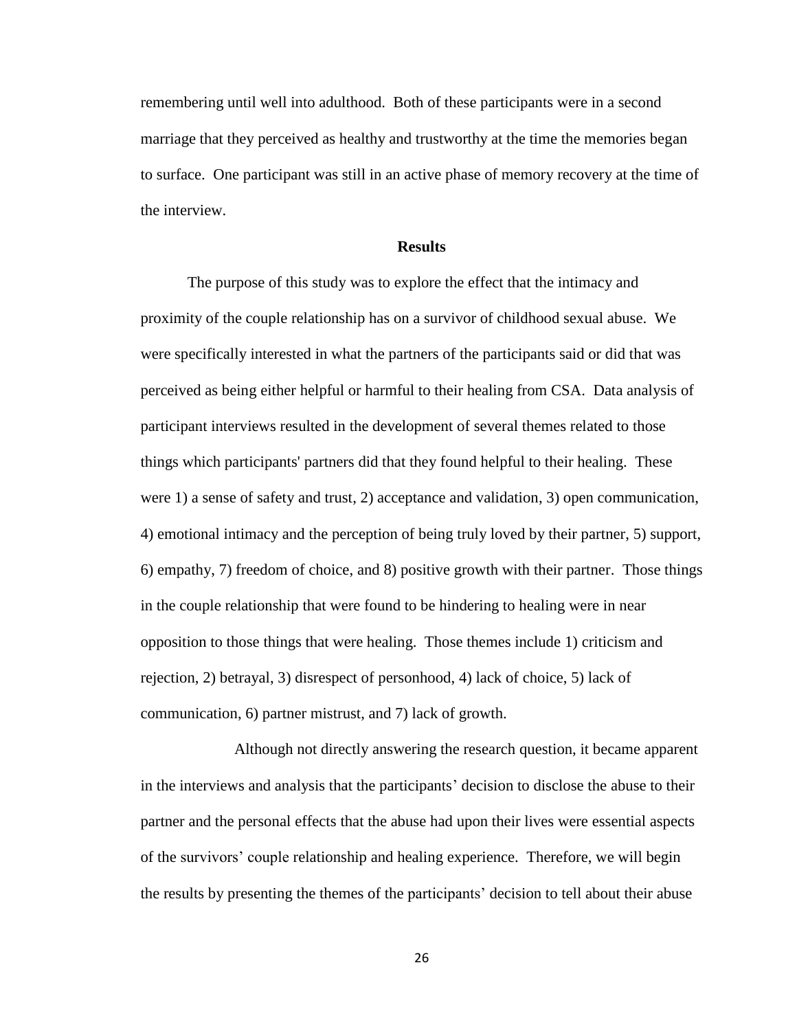remembering until well into adulthood. Both of these participants were in a second marriage that they perceived as healthy and trustworthy at the time the memories began to surface. One participant was still in an active phase of memory recovery at the time of the interview.

## Results

The purpose of this study was to explore the effect that the intimacy and proximity of the couple relationship has on a survivor of childhood sexual abuse. We were specifically interested in what the partners of the participants said or did that was perceived as being either helpful or harmful to their healing from CSA. Data analysis of participant interviews resulted in the development of several themes related to those things which participants' partners did that they found helpful to their healing. These were 1) a sense of safety and trust, 2) acceptance and validation, 3) open communication, 4) emotional intimacy and the perception of being truly loved by their partner, 5) support, 6) empathy, 7) freedom of choice, and 8) positive growth with their partner. Those things in the couple relationship that were found to be hindering to healing were in near opposition to those things that were healing. Those themes include 1) criticism and rejection, 2) betrayal, 3) disrespect of personhood, 4) lack of choice, 5) lack of communication, 6) partner mistrust, and 7) lack of growth.

Although not directly answering the research question, it became apparent in the interviews and analysis that the participants' decision to disclose the abuse to their partner and the personal effects that the abuse had upon their lives were essential aspects of the survivors' couple relationship and healing experience. Therefore, we will begin the results by presenting the themes of the participants' decision to tell about their abuse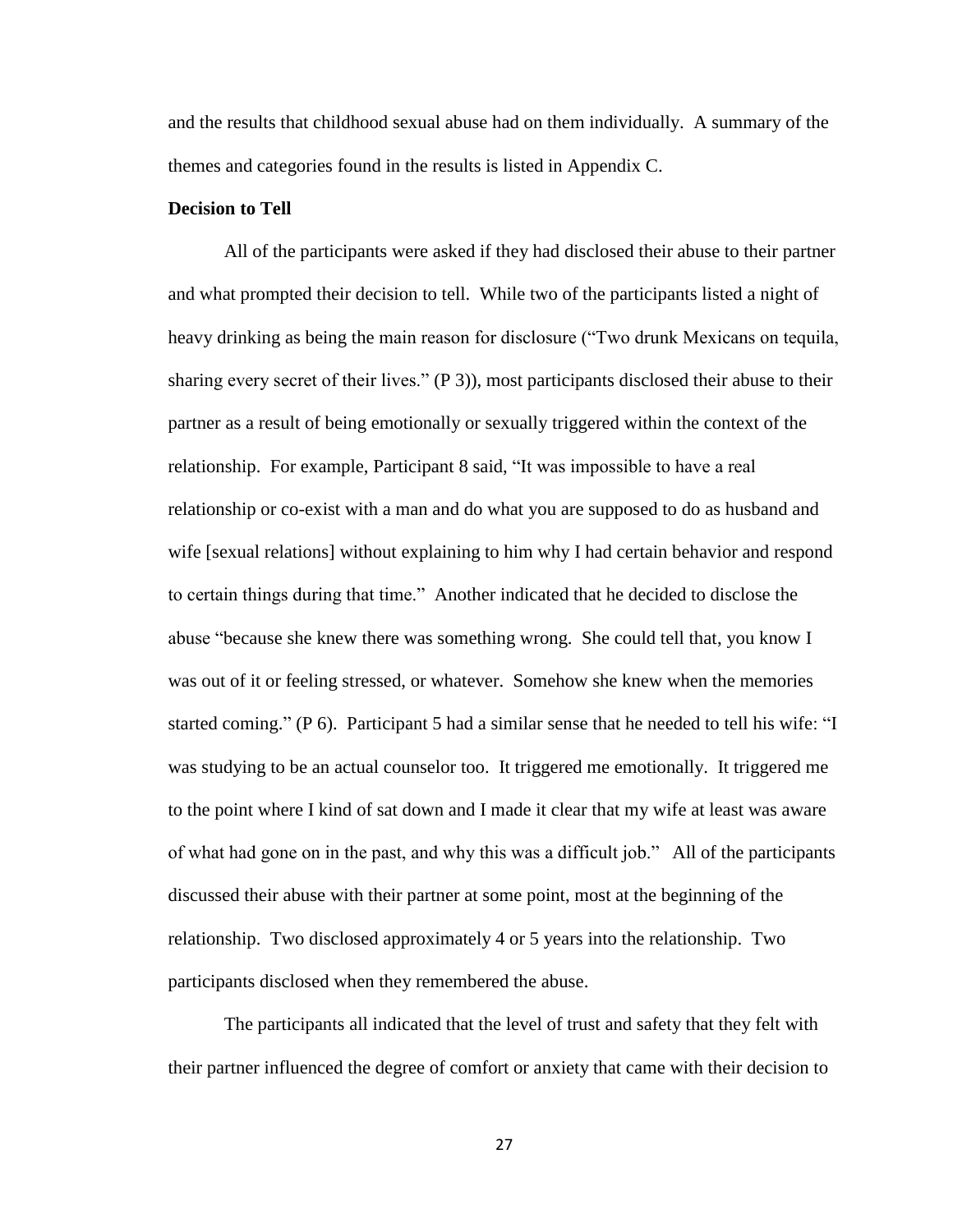and the results that childhood sexual abuse had on them individually. A summary of the themes and categories found in the results is listed in Appendix C.

**Decision to Tell**

All of the participants were asked if they had disclosed their abuse to their partner and what prompted their decision to tell. While two of the participants listed a night of heavy drinking as being the main reason for disclosure ("Two drunk Mexicans on tequila, sharing every secret of their lives." (P 3)), most participants disclosed their abuse to their partner as a result of being emotionally or sexually triggered within the context of the relationship. For example, Participant 8 said, "It was impossible to have a real relationship or co-exist with a man and do what you are supposed to do as husband and wife [sexual relations] without explaining to him why I had certain behavior and respond to certain things during that time." Another indicated that he decided to disclose the abuse "because she knew there was something wrong. She could tell that, you know I was out of it or feeling stressed, or whatever. Somehow she knew when the memories started coming." (P 6). Participant 5 had a similar sense that he needed to tell his wife: "I was studying to be an actual counselor too. It triggered me emotionally. It triggered me to the point where I kind of sat down and I made it clear that my wife at least was aware of what had gone on in the past, and why this was a difficult job." All of the participants discussed their abuse with their partner at some point, most at the beginning of the relationship. Two disclosed approximately 4 or 5 years into the relationship. Two participants disclosed when they remembered the abuse.

The participants all indicated that the level of trust and safety that they felt with their partner influenced the degree of comfort or anxiety that came with their decision to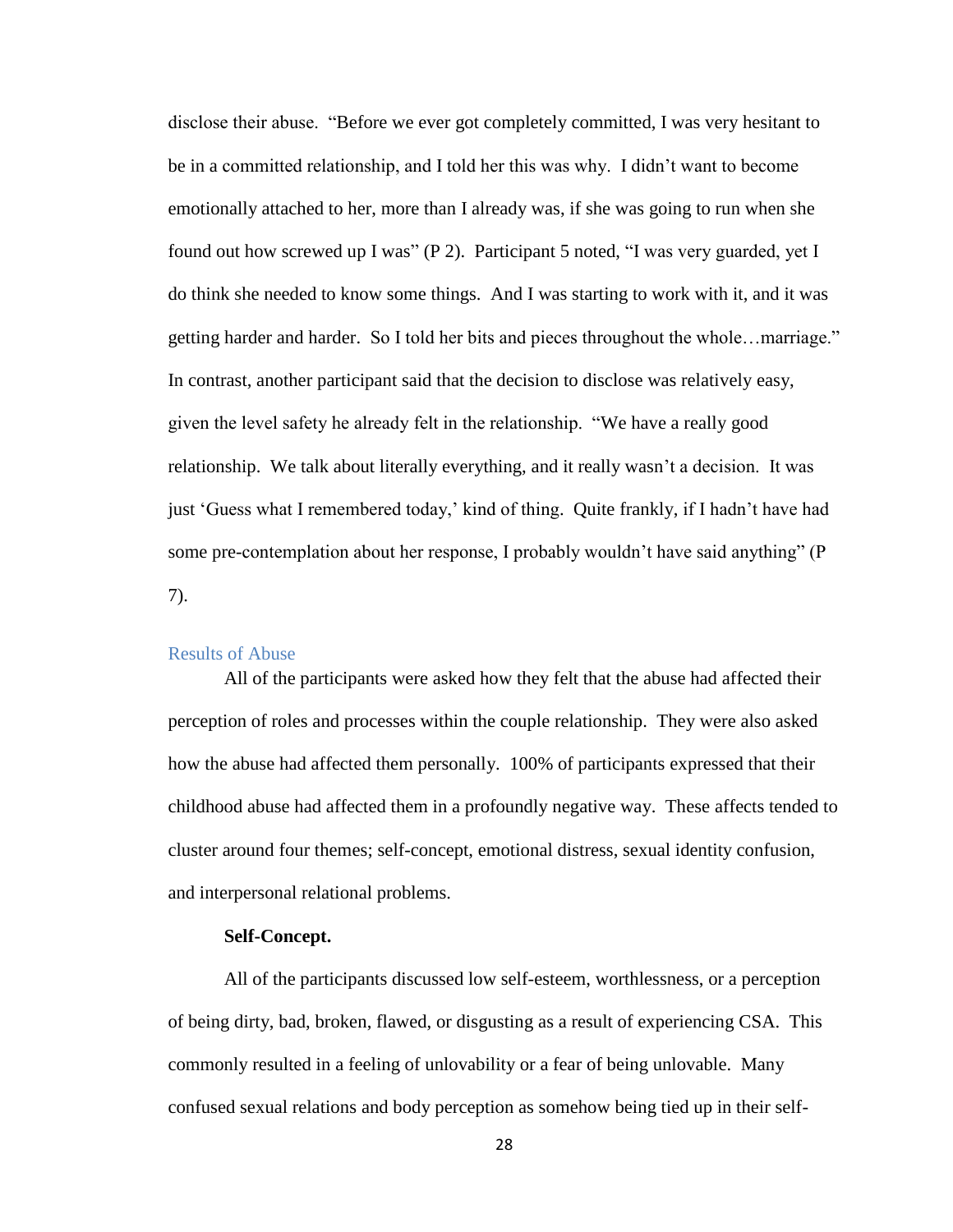disclose their abuse. "Before we ever got completely committed, I was very hesitant to be in a committed relationship, and I told her this was why. I didn't want to become emotionally attached to her, more than I already was, if she was going to run when she found out how screwed up I was" (P 2). Participant 5 noted, "I was very guarded, yet I do think she needed to know some things. And I was starting to work with it, and it was getting harder and harder. So I told her bits and pieces throughout the whole…marriage." In contrast, another participant said that the decision to disclose was relatively easy, given the level safety he already felt in the relationship. "We have a really good relationship. We talk about literally everything, and it really wasn't a decision. It was just 'Guess what I remembered today,' kind of thing. Quite frankly, if I hadn't have had some pre-contemplation about her response, I probably wouldn't have said anything" (P 7).

## Results of Abuse

All of the participants were asked how they felt that the abuse had affected their perception of roles and processes within the couple relationship. They were also asked how the abuse had affected them personally. 100% of participants expressed that their childhood abuse had affected them in a profoundly negative way. These affects tended to cluster around four themes; self-concept, emotional distress, sexual identity confusion, and interpersonal relational problems.

### Self-Concept.

All of the participants discussed low self-esteem, worthlessness, or a perception of being dirty, bad, broken, flawed, or disgusting as a result of experiencing CSA. This commonly resulted in a feeling of unlovability or a fear of being unlovable. Many confused sexual relations and body perception as somehow being tied up in their self-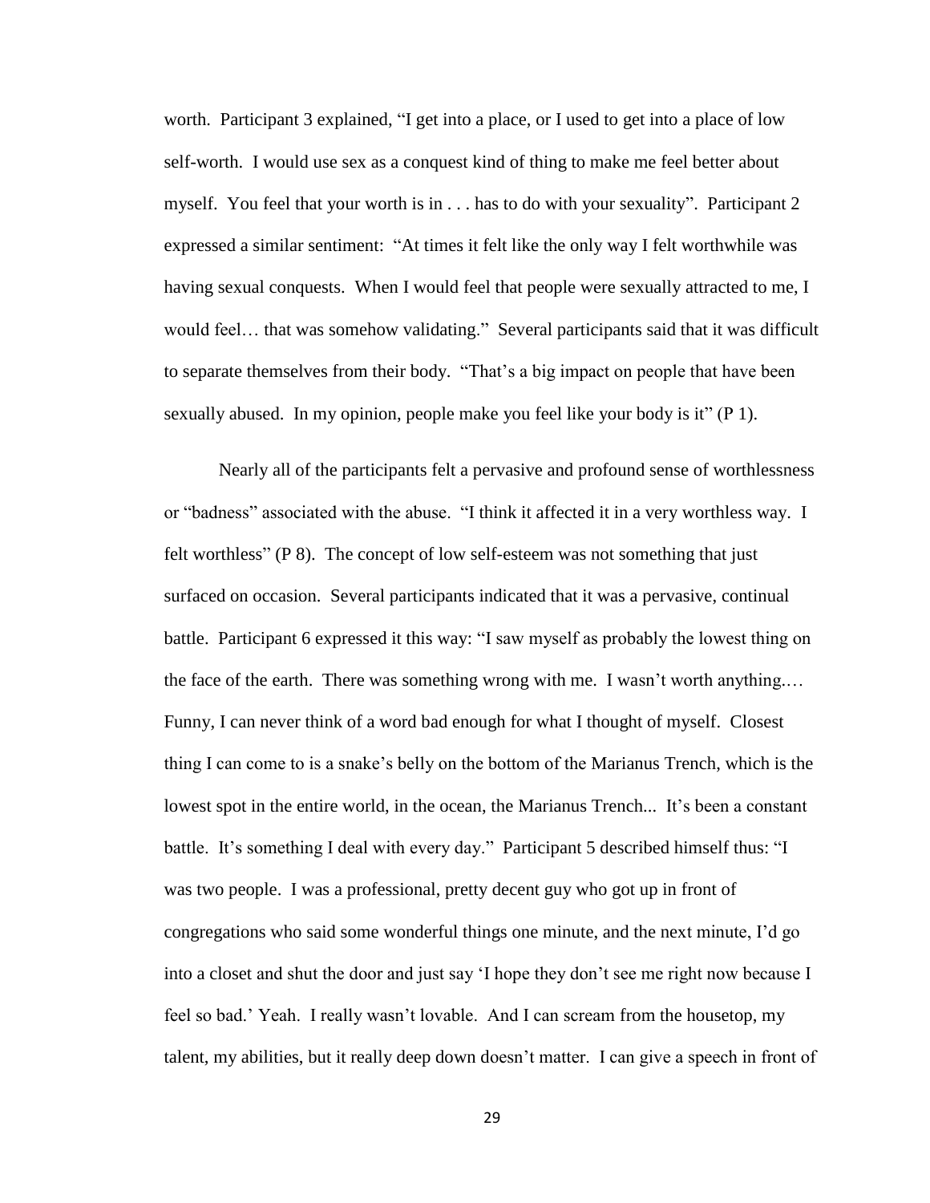worth. Participant 3 explained, “I get into a place, or I used to get into a place of low self-worth. I would use sex as a conquest kind of thing to make me feel better about myself. You feel that your worth is in . . . has to do with your sexuality”. Participant 2 expressed a similar sentiment: “At times it felt like the only way I felt worthwhile was having sexual conquests. When I would feel that people were sexually attracted to me, I would feel… that was somehow validating.” Several participants said that it was difficult to separate themselves from their body. “That’s a big impact on people that have been sexually abused. In my opinion, people make you feel like your body is it” (P 1).

Nearly all of the participants felt a pervasive and profound sense of worthlessness or “badness” associated with the abuse. “I think it affected it in a very worthless way. I felt worthless” (P 8). The concept of low self-esteem was not something that just surfaced on occasion. Several participants indicated that it was a pervasive, continual battle. Participant 6 expressed it this way: “I saw myself as probably the lowest thing on the face of the earth. There was something wrong with me. I wasn’t worth anything.… Funny, I can never think of a word bad enough for what I thought of myself. Closest thing I can come to is a snake’s belly on the bottom of the Marianus Trench, which is the lowest spot in the entire world, in the ocean, the Marianus Trench... It’s been a constant battle. It’s something I deal with every day.” Participant 5 described himself thus: “I was two people. I was a professional, pretty decent guy who got up in front of congregations who said some wonderful things one minute, and the next minute, I’d go into a closet and shut the door and just say ‘I hope they don’t see me right now because I feel so bad.’ Yeah. I really wasn’t lovable. And I can scream from the housetop, my talent, my abilities, but it really deep down doesn’t matter. I can give a speech in front of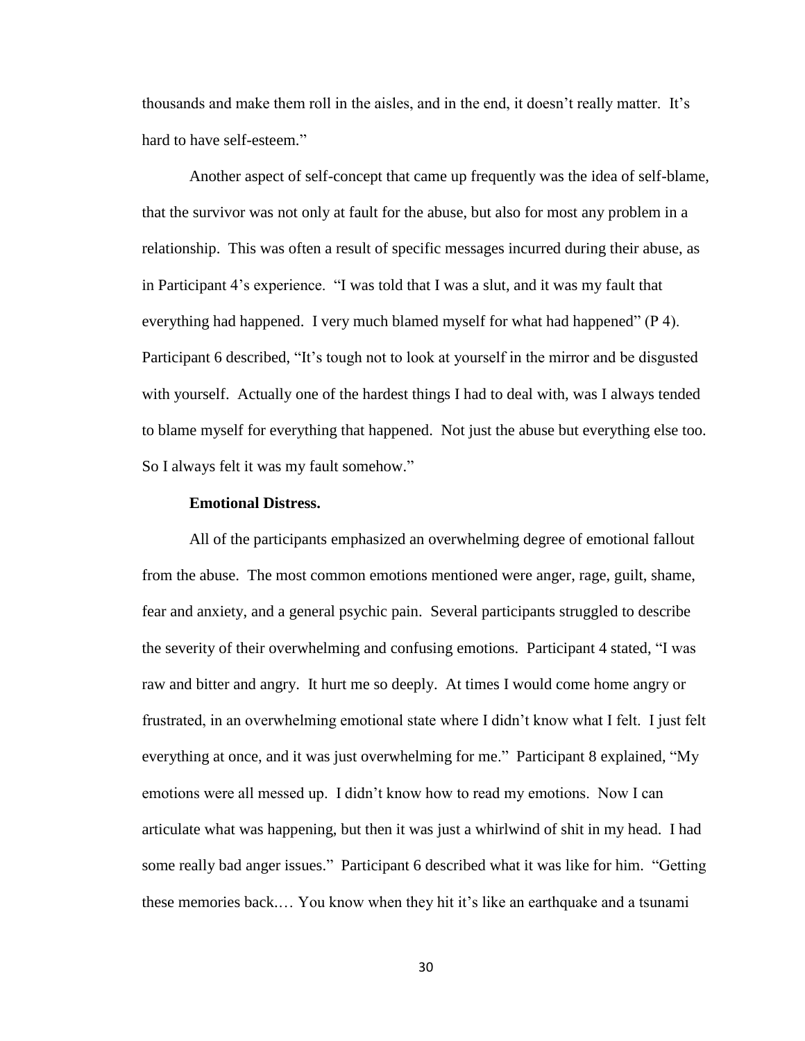thousands and make them roll in the aisles, and in the end, it doesn't really matter. It's hard to have self-esteem."

Another aspect of self-concept that came up frequently was the idea of self-blame, that the survivor was not only at fault for the abuse, but also for most any problem in a relationship. This was often a result of specific messages incurred during their abuse, as in Participant 4's experience. "I was told that I was a slut, and it was my fault that everything had happened. I very much blamed myself for what had happened" (P 4). Participant 6 described, "It's tough not to look at yourself in the mirror and be disgusted with yourself. Actually one of the hardest things I had to deal with, was I always tended to blame myself for everything that happened. Not just the abuse but everything else too. So I always felt it was my fault somehow."

**Emotional Distress.**

All of the participants emphasized an overwhelming degree of emotional fallout from the abuse. The most common emotions mentioned were anger, rage, guilt, shame, fear and anxiety, and a general psychic pain. Several participants struggled to describe the severity of their overwhelming and confusing emotions. Participant 4 stated, "I was raw and bitter and angry. It hurt me so deeply. At times I would come home angry or frustrated, in an overwhelming emotional state where I didn't know what I felt. I just felt everything at once, and it was just overwhelming for me." Participant 8 explained, "My emotions were all messed up. I didn't know how to read my emotions. Now I can articulate what was happening, but then it was just a whirlwind of shit in my head. I had some really bad anger issues." Participant 6 described what it was like for him. "Getting these memories back.… You know when they hit it's like an earthquake and a tsunami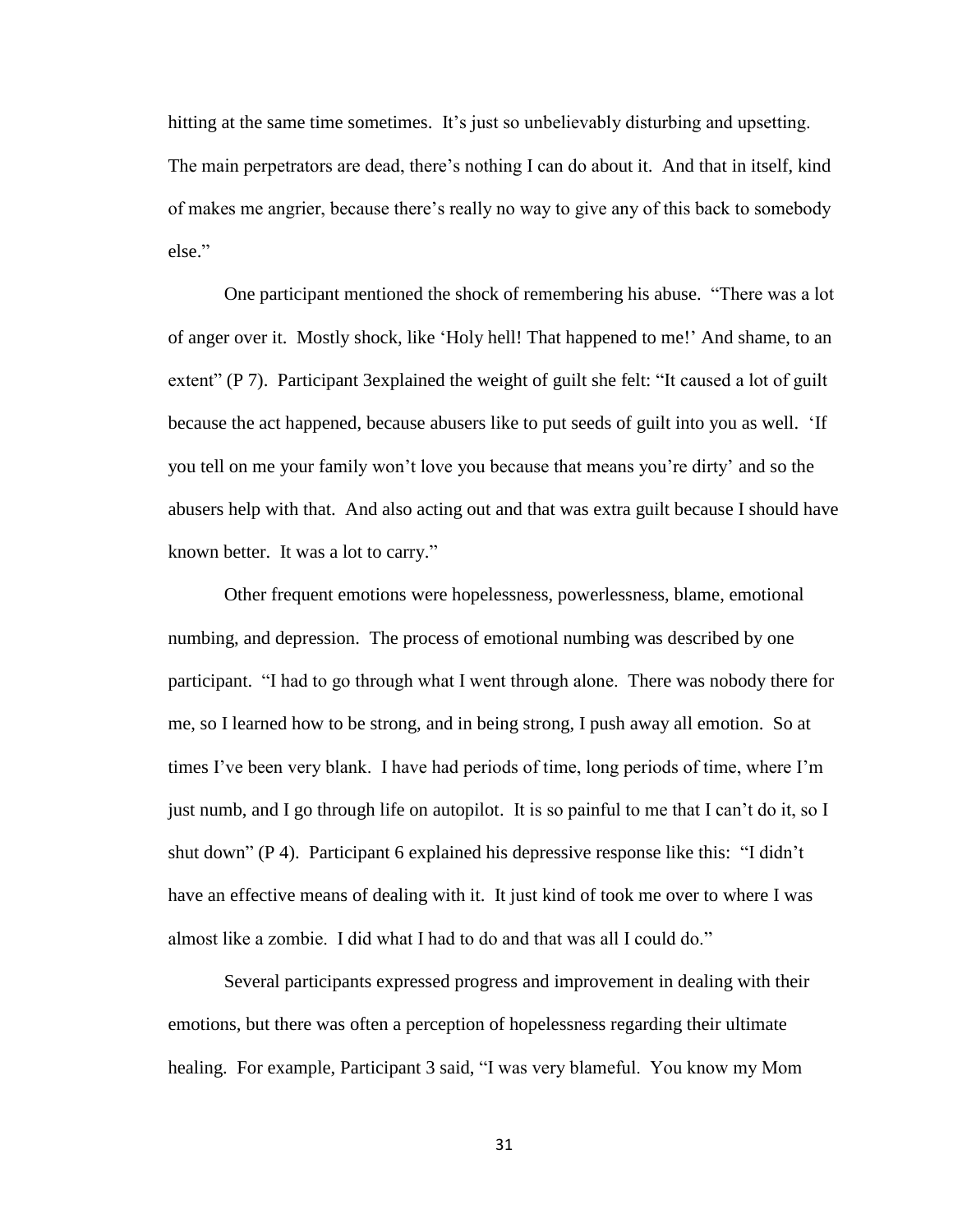hitting at the same time sometimes. It's just so unbelievably disturbing and upsetting. The main perpetrators are dead, there's nothing I can do about it. And that in itself, kind of makes me angrier, because there's really no way to give any of this back to somebody else."

One participant mentioned the shock of remembering his abuse. "There was a lot of anger over it. Mostly shock, like 'Holy hell! That happened to me!' And shame, to an extent" (P 7). Participant 3explained the weight of guilt she felt: "It caused a lot of guilt because the act happened, because abusers like to put seeds of guilt into you as well. 'If you tell on me your family won't love you because that means you're dirty' and so the abusers help with that. And also acting out and that was extra guilt because I should have known better. It was a lot to carry."

Other frequent emotions were hopelessness, powerlessness, blame, emotional numbing, and depression. The process of emotional numbing was described by one participant. "I had to go through what I went through alone. There was nobody there for me, so I learned how to be strong, and in being strong, I push away all emotion. So at times I've been very blank. I have had periods of time, long periods of time, where I'm just numb, and I go through life on autopilot. It is so painful to me that I can't do it, so I shut down" (P 4). Participant 6 explained his depressive response like this: "I didn't have an effective means of dealing with it. It just kind of took me over to where I was almost like a zombie. I did what I had to do and that was all I could do."

Several participants expressed progress and improvement in dealing with their emotions, but there was often a perception of hopelessness regarding their ultimate healing. For example, Participant 3 said, "I was very blameful. You know my Mom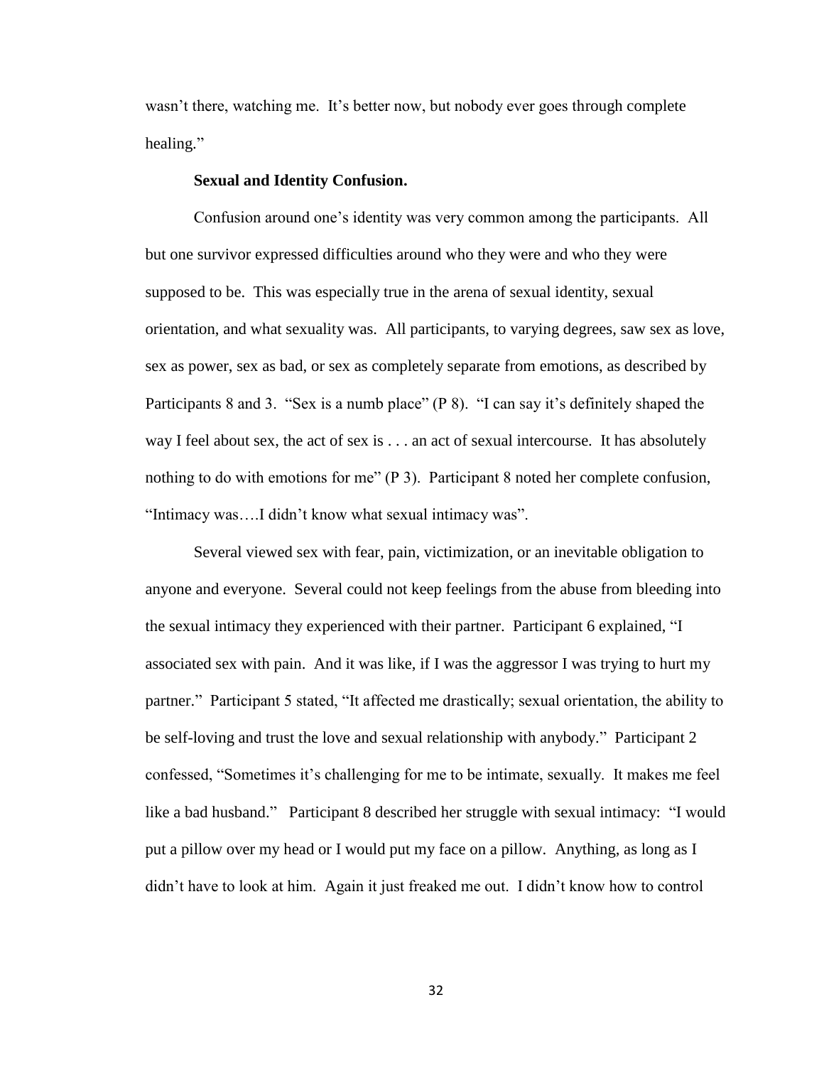wasn't there, watching me. It's better now, but nobody ever goes through complete healing."

**Sexual and Identity Confusion.**

Confusion around one's identity was very common among the participants. All but one survivor expressed difficulties around who they were and who they were supposed to be. This was especially true in the arena of sexual identity, sexual orientation, and what sexuality was. All participants, to varying degrees, saw sex as love, sex as power, sex as bad, or sex as completely separate from emotions, as described by Participants 8 and 3. "Sex is a numb place" (P 8). "I can say it's definitely shaped the way I feel about sex, the act of sex is . . . an act of sexual intercourse. It has absolutely nothing to do with emotions for me" (P 3). Participant 8 noted her complete confusion, "Intimacy was….I didn't know what sexual intimacy was".

Several viewed sex with fear, pain, victimization, or an inevitable obligation to anyone and everyone. Several could not keep feelings from the abuse from bleeding into the sexual intimacy they experienced with their partner. Participant 6 explained, "I associated sex with pain. And it was like, if I was the aggressor I was trying to hurt my partner." Participant 5 stated, "It affected me drastically; sexual orientation, the ability to be self-loving and trust the love and sexual relationship with anybody." Participant 2 confessed, "Sometimes it's challenging for me to be intimate, sexually. It makes me feel like a bad husband." Participant 8 described her struggle with sexual intimacy: "I would put a pillow over my head or I would put my face on a pillow. Anything, as long as I didn't have to look at him. Again it just freaked me out. I didn't know how to control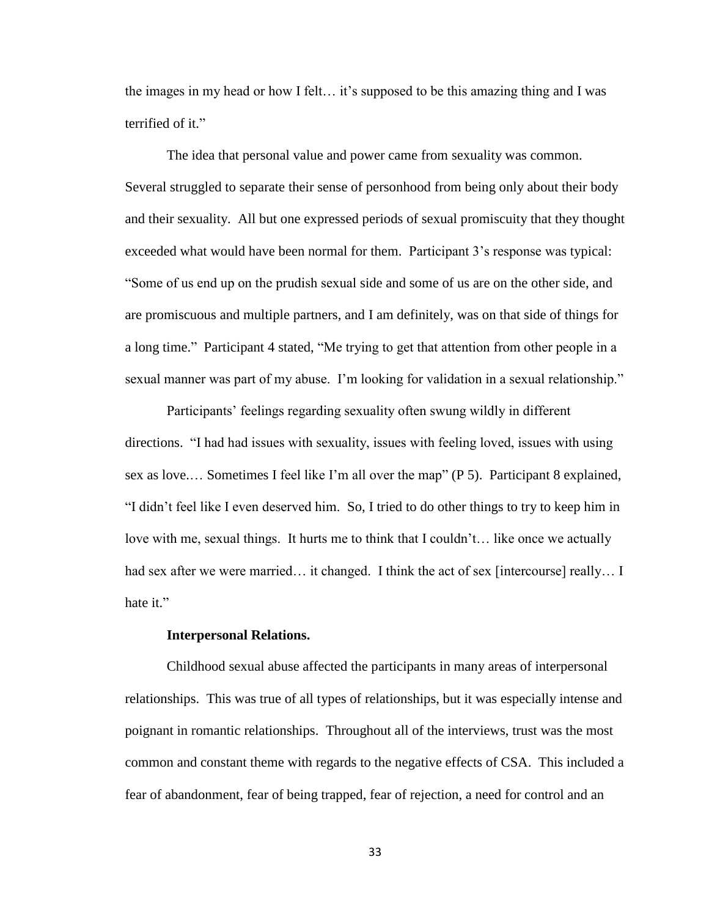the images in my head or how I felt… it's supposed to be this amazing thing and I was terrified of it."

The idea that personal value and power came from sexuality was common. Several struggled to separate their sense of personhood from being only about their body and their sexuality. All but one expressed periods of sexual promiscuity that they thought exceeded what would have been normal for them. Participant 3's response was typical: "Some of us end up on the prudish sexual side and some of us are on the other side, and are promiscuous and multiple partners, and I am definitely, was on that side of things for a long time." Participant 4 stated, "Me trying to get that attention from other people in a sexual manner was part of my abuse. I'm looking for validation in a sexual relationship."

Participants' feelings regarding sexuality often swung wildly in different directions. "I had had issues with sexuality, issues with feeling loved, issues with using sex as love.… Sometimes I feel like I'm all over the map" (P 5). Participant 8 explained, "I didn't feel like I even deserved him. So, I tried to do other things to try to keep him in love with me, sexual things. It hurts me to think that I couldn't… like once we actually had sex after we were married… it changed. I think the act of sex [intercourse] really… I hate it."

**Interpersonal Relations.**

Childhood sexual abuse affected the participants in many areas of interpersonal relationships. This was true of all types of relationships, but it was especially intense and poignant in romantic relationships. Throughout all of the interviews, trust was the most common and constant theme with regards to the negative effects of CSA. This included a fear of abandonment, fear of being trapped, fear of rejection, a need for control and an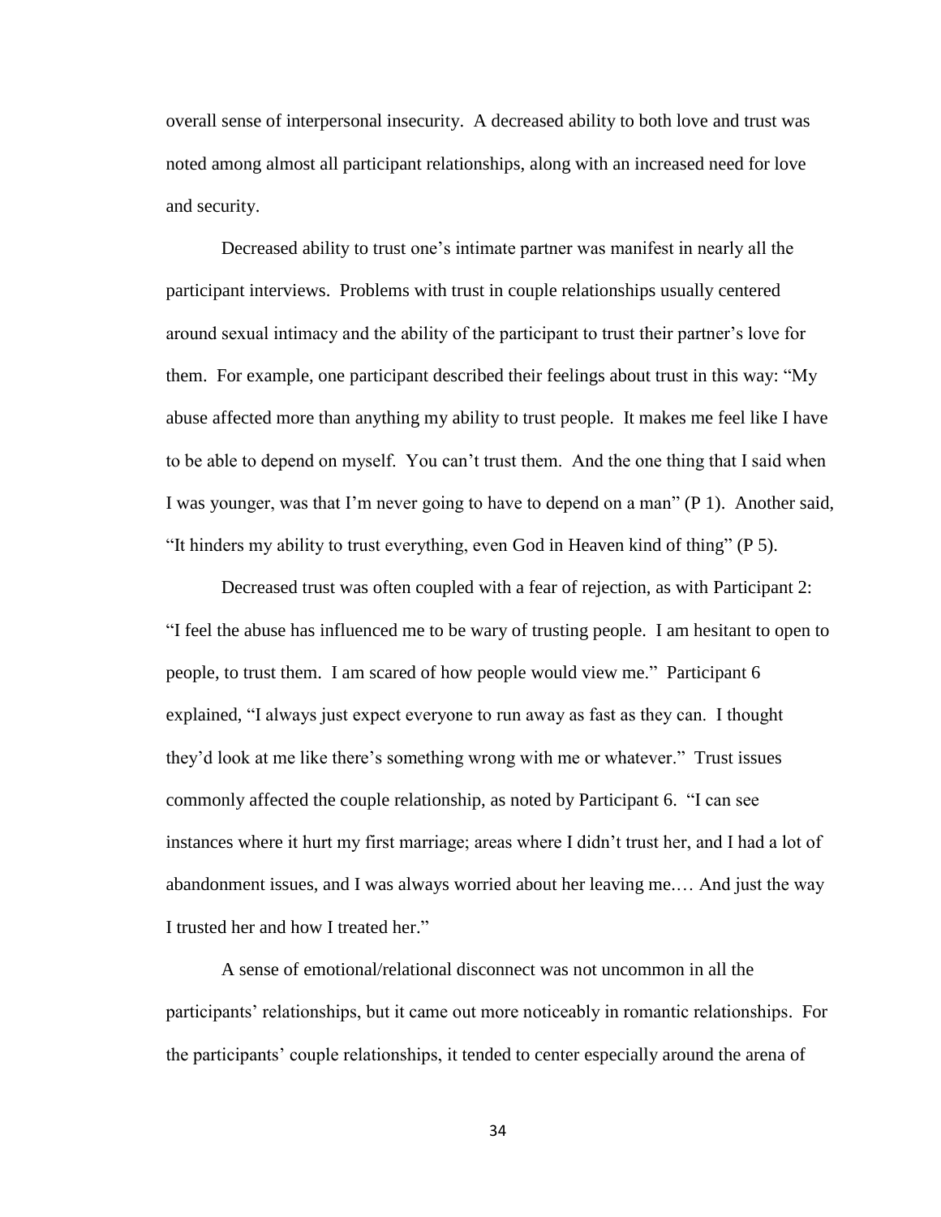overall sense of interpersonal insecurity. A decreased ability to both love and trust was noted among almost all participant relationships, along with an increased need for love and security.

Decreased ability to trust one's intimate partner was manifest in nearly all the participant interviews. Problems with trust in couple relationships usually centered around sexual intimacy and the ability of the participant to trust their partner's love for them. For example, one participant described their feelings about trust in this way: "My abuse affected more than anything my ability to trust people. It makes me feel like I have to be able to depend on myself. You can't trust them. And the one thing that I said when I was younger, was that I'm never going to have to depend on a man" (P 1). Another said, "It hinders my ability to trust everything, even God in Heaven kind of thing" (P 5).

Decreased trust was often coupled with a fear of rejection, as with Participant 2: "I feel the abuse has influenced me to be wary of trusting people. I am hesitant to open to people, to trust them. I am scared of how people would view me." Participant 6 explained, "I always just expect everyone to run away as fast as they can. I thought they'd look at me like there's something wrong with me or whatever." Trust issues commonly affected the couple relationship, as noted by Participant 6. "I can see instances where it hurt my first marriage; areas where I didn't trust her, and I had a lot of abandonment issues, and I was always worried about her leaving me.… And just the way I trusted her and how I treated her."

A sense of emotional/relational disconnect was not uncommon in all the participants' relationships, but it came out more noticeably in romantic relationships. For the participants' couple relationships, it tended to center especially around the arena of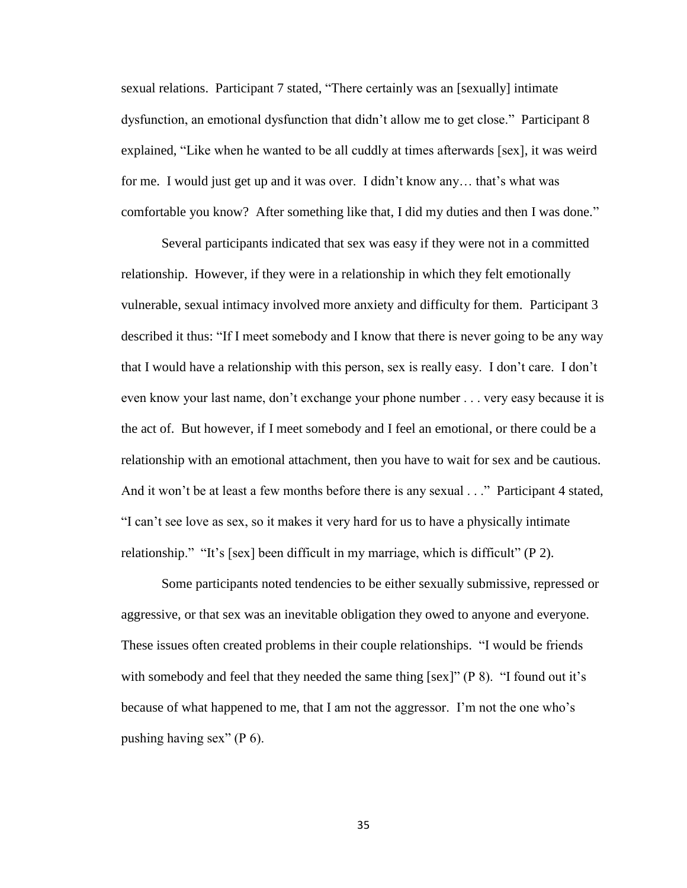sexual relations. Participant 7 stated, "There certainly was an [sexually] intimate dysfunction, an emotional dysfunction that didn't allow me to get close." Participant 8 explained, "Like when he wanted to be all cuddly at times afterwards [sex], it was weird for me. I would just get up and it was over. I didn't know any… that's what was comfortable you know? After something like that, I did my duties and then I was done."

Several participants indicated that sex was easy if they were not in a committed relationship. However, if they were in a relationship in which they felt emotionally vulnerable, sexual intimacy involved more anxiety and difficulty for them. Participant 3 described it thus: "If I meet somebody and I know that there is never going to be any way that I would have a relationship with this person, sex is really easy. I don't care. I don't even know your last name, don't exchange your phone number . . . very easy because it is the act of. But however, if I meet somebody and I feel an emotional, or there could be a relationship with an emotional attachment, then you have to wait for sex and be cautious. And it won't be at least a few months before there is any sexual . . ." Participant 4 stated, "I can't see love as sex, so it makes it very hard for us to have a physically intimate relationship." "It's [sex] been difficult in my marriage, which is difficult" (P 2).

Some participants noted tendencies to be either sexually submissive, repressed or aggressive, or that sex was an inevitable obligation they owed to anyone and everyone. These issues often created problems in their couple relationships. "I would be friends with somebody and feel that they needed the same thing [sex]" (P 8). "I found out it's because of what happened to me, that I am not the aggressor. I'm not the one who's pushing having sex" (P 6).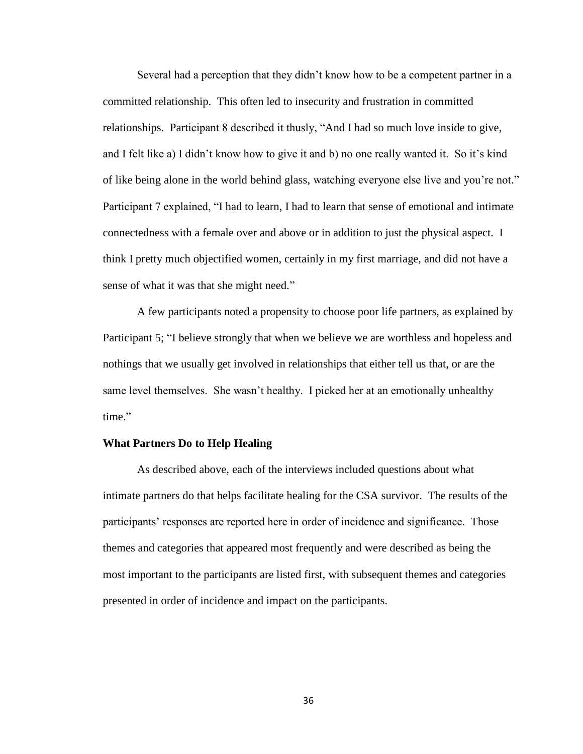Several had a perception that they didn't know how to be a competent partner in a committed relationship. This often led to insecurity and frustration in committed relationships. Participant 8 described it thusly, "And I had so much love inside to give, and I felt like a) I didn't know how to give it and b) no one really wanted it. So it's kind of like being alone in the world behind glass, watching everyone else live and you're not." Participant 7 explained, "I had to learn, I had to learn that sense of emotional and intimate connectedness with a female over and above or in addition to just the physical aspect. I think I pretty much objectified women, certainly in my first marriage, and did not have a sense of what it was that she might need."

A few participants noted a propensity to choose poor life partners, as explained by Participant 5; "I believe strongly that when we believe we are worthless and hopeless and nothings that we usually get involved in relationships that either tell us that, or are the same level themselves. She wasn't healthy. I picked her at an emotionally unhealthy time."

### What Partners Do to Help Healing

As described above, each of the interviews included questions about what intimate partners do that helps facilitate healing for the CSA survivor. The results of the participants' responses are reported here in order of incidence and significance. Those themes and categories that appeared most frequently and were described as being the most important to the participants are listed first, with subsequent themes and categories presented in order of incidence and impact on the participants.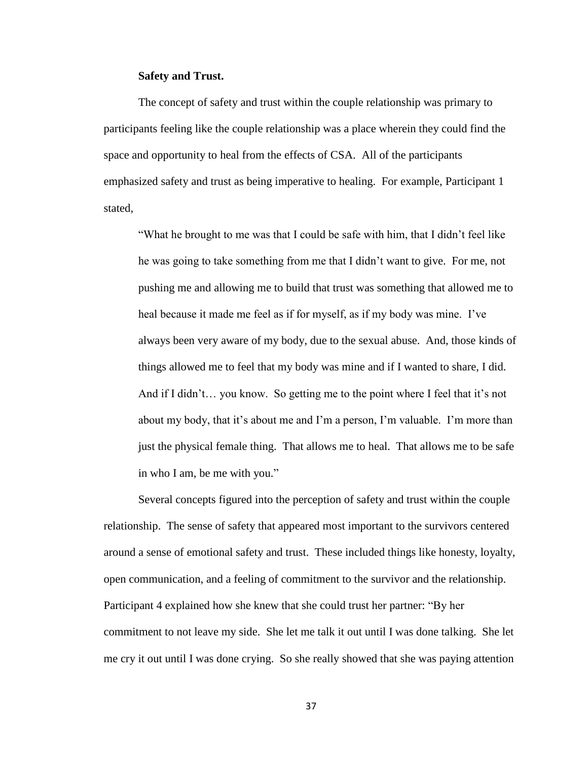**Safety and Trust.**

The concept of safety and trust within the couple relationship was primary to participants feeling like the couple relationship was a place wherein they could find the space and opportunity to heal from the effects of CSA. All of the participants emphasized safety and trust as being imperative to healing. For example, Participant 1 stated,

> "What he brought to me was that I could be safe with him, that I didn't feel like he was going to take something from me that I didn't want to give. For me, not pushing me and allowing me to build that trust was something that allowed me to heal because it made me feel as if for myself, as if my body was mine. I've always been very aware of my body, due to the sexual abuse. And, those kinds of things allowed me to feel that my body was mine and if I wanted to share, I did. And if I didn't… you know. So getting me to the point where I feel that it's not about my body, that it's about me and I'm a person, I'm valuable. I'm more than just the physical female thing. That allows me to heal. That allows me to be safe in who I am, be me with you."

Several concepts figured into the perception of safety and trust within the couple relationship. The sense of safety that appeared most important to the survivors centered around a sense of emotional safety and trust. These included things like honesty, loyalty, open communication, and a feeling of commitment to the survivor and the relationship. Participant 4 explained how she knew that she could trust her partner: "By her commitment to not leave my side. She let me talk it out until I was done talking. She let me cry it out until I was done crying. So she really showed that she was paying attention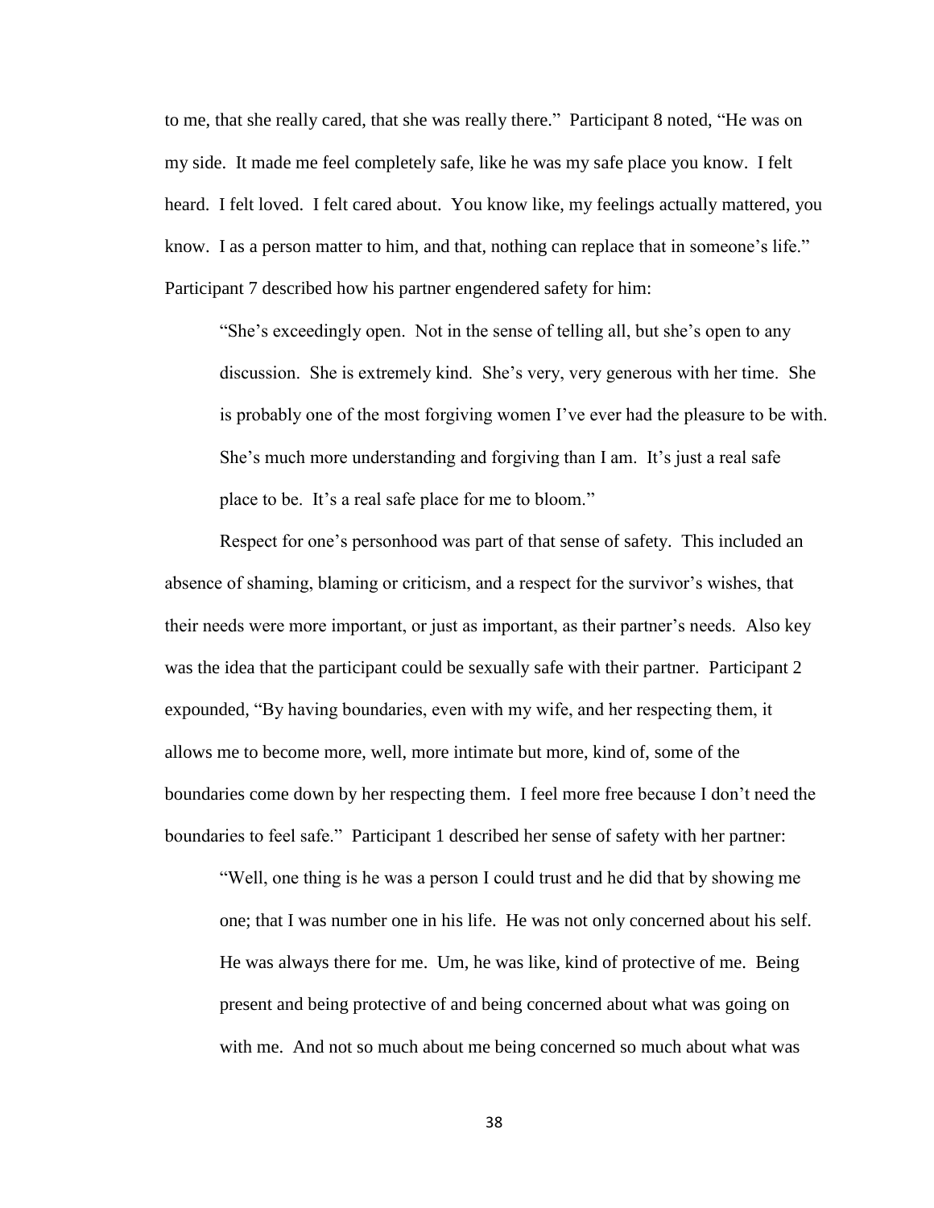to me, that she really cared, that she was really there." Participant 8 noted, "He was on my side. It made me feel completely safe, like he was my safe place you know. I felt heard. I felt loved. I felt cared about. You know like, my feelings actually mattered, you know. I as a person matter to him, and that, nothing can replace that in someone's life." Participant 7 described how his partner engendered safety for him:

> "She's exceedingly open. Not in the sense of telling all, but she's open to any discussion. She is extremely kind. She's very, very generous with her time. She is probably one of the most forgiving women I've ever had the pleasure to be with. She's much more understanding and forgiving than I am. It's just a real safe place to be. It's a real safe place for me to bloom."

Respect for one's personhood was part of that sense of safety. This included an absence of shaming, blaming or criticism, and a respect for the survivor's wishes, that their needs were more important, or just as important, as their partner's needs. Also key was the idea that the participant could be sexually safe with their partner. Participant 2 expounded, "By having boundaries, even with my wife, and her respecting them, it allows me to become more, well, more intimate but more, kind of, some of the boundaries come down by her respecting them. I feel more free because I don't need the boundaries to feel safe." Participant 1 described her sense of safety with her partner:

> "Well, one thing is he was a person I could trust and he did that by showing me one; that I was number one in his life. He was not only concerned about his self. He was always there for me. Um, he was like, kind of protective of me. Being present and being protective of and being concerned about what was going on with me. And not so much about me being concerned so much about what was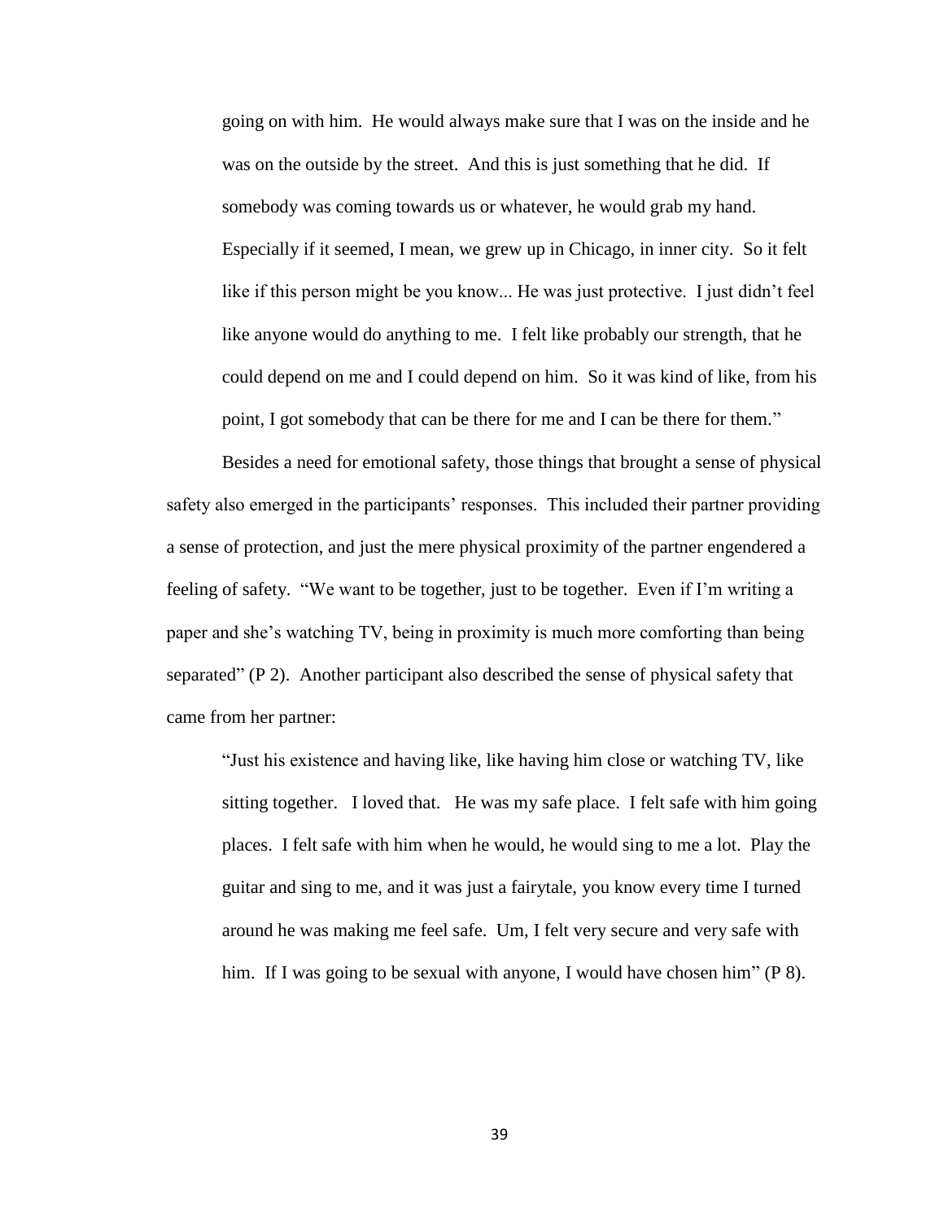> going on with him. He would always make sure that I was on the inside and he was on the outside by the street. And this is just something that he did. If somebody was coming towards us or whatever, he would grab my hand. Especially if it seemed, I mean, we grew up in Chicago, in inner city. So it felt like if this person might be you know... He was just protective. I just didn't feel like anyone would do anything to me. I felt like probably our strength, that he could depend on me and I could depend on him. So it was kind of like, from his point, I got somebody that can be there for me and I can be there for them."

Besides a need for emotional safety, those things that brought a sense of physical safety also emerged in the participants' responses. This included their partner providing a sense of protection, and just the mere physical proximity of the partner engendered a feeling of safety. "We want to be together, just to be together. Even if I'm writing a paper and she's watching TV, being in proximity is much more comforting than being separated" (P 2). Another participant also described the sense of physical safety that came from her partner:

> "Just his existence and having like, like having him close or watching TV, like sitting together. I loved that. He was my safe place. I felt safe with him going places. I felt safe with him when he would, he would sing to me a lot. Play the guitar and sing to me, and it was just a fairytale, you know every time I turned around he was making me feel safe. Um, I felt very secure and very safe with him. If I was going to be sexual with anyone, I would have chosen him" (P 8).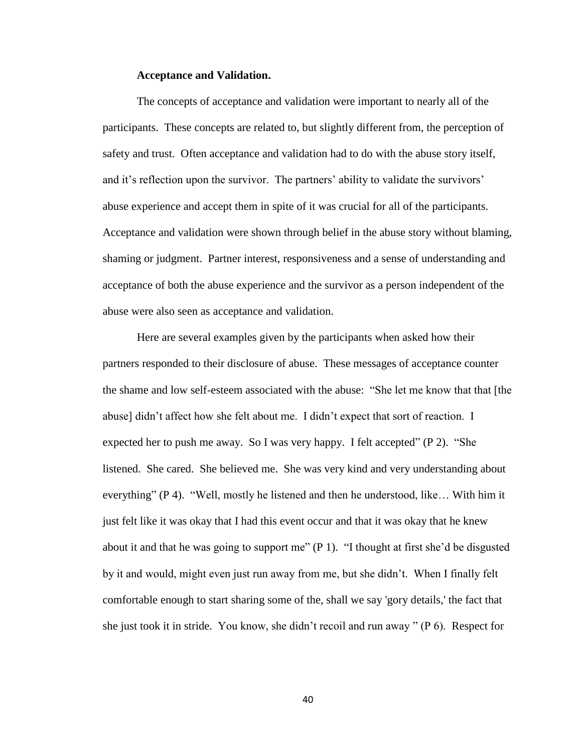**Acceptance and Validation.**

The concepts of acceptance and validation were important to nearly all of the participants. These concepts are related to, but slightly different from, the perception of safety and trust. Often acceptance and validation had to do with the abuse story itself, and it's reflection upon the survivor. The partners' ability to validate the survivors' abuse experience and accept them in spite of it was crucial for all of the participants. Acceptance and validation were shown through belief in the abuse story without blaming, shaming or judgment. Partner interest, responsiveness and a sense of understanding and acceptance of both the abuse experience and the survivor as a person independent of the abuse were also seen as acceptance and validation.

Here are several examples given by the participants when asked how their partners responded to their disclosure of abuse. These messages of acceptance counter the shame and low self-esteem associated with the abuse: "She let me know that that [the abuse] didn't affect how she felt about me. I didn't expect that sort of reaction. I expected her to push me away. So I was very happy. I felt accepted" (P 2). "She listened. She cared. She believed me. She was very kind and very understanding about everything" (P 4). "Well, mostly he listened and then he understood, like… With him it just felt like it was okay that I had this event occur and that it was okay that he knew about it and that he was going to support me" (P 1). "I thought at first she'd be disgusted by it and would, might even just run away from me, but she didn't. When I finally felt comfortable enough to start sharing some of the, shall we say 'gory details,' the fact that she just took it in stride. You know, she didn't recoil and run away " (P 6). Respect for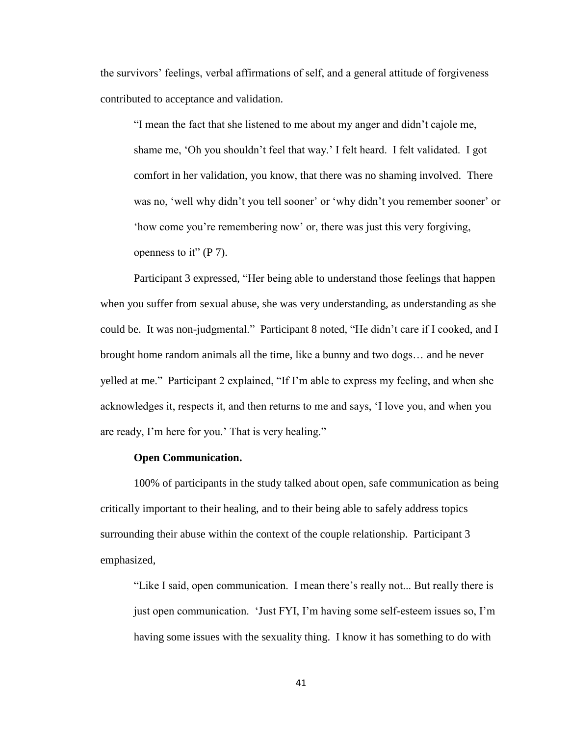the survivors' feelings, verbal affirmations of self, and a general attitude of forgiveness contributed to acceptance and validation.

> "I mean the fact that she listened to me about my anger and didn't cajole me, shame me, 'Oh you shouldn't feel that way.' I felt heard. I felt validated. I got comfort in her validation, you know, that there was no shaming involved. There was no, 'well why didn't you tell sooner' or 'why didn't you remember sooner' or 'how come you're remembering now' or, there was just this very forgiving, openness to it" (P 7).

Participant 3 expressed, "Her being able to understand those feelings that happen when you suffer from sexual abuse, she was very understanding, as understanding as she could be. It was non-judgmental." Participant 8 noted, "He didn't care if I cooked, and I brought home random animals all the time, like a bunny and two dogs… and he never yelled at me." Participant 2 explained, "If I'm able to express my feeling, and when she acknowledges it, respects it, and then returns to me and says, 'I love you, and when you are ready, I'm here for you.' That is very healing."

**Open Communication.**

100% of participants in the study talked about open, safe communication as being critically important to their healing, and to their being able to safely address topics surrounding their abuse within the context of the couple relationship. Participant 3 emphasized,

> "Like I said, open communication. I mean there's really not... But really there is just open communication. 'Just FYI, I'm having some self-esteem issues so, I'm having some issues with the sexuality thing. I know it has something to do with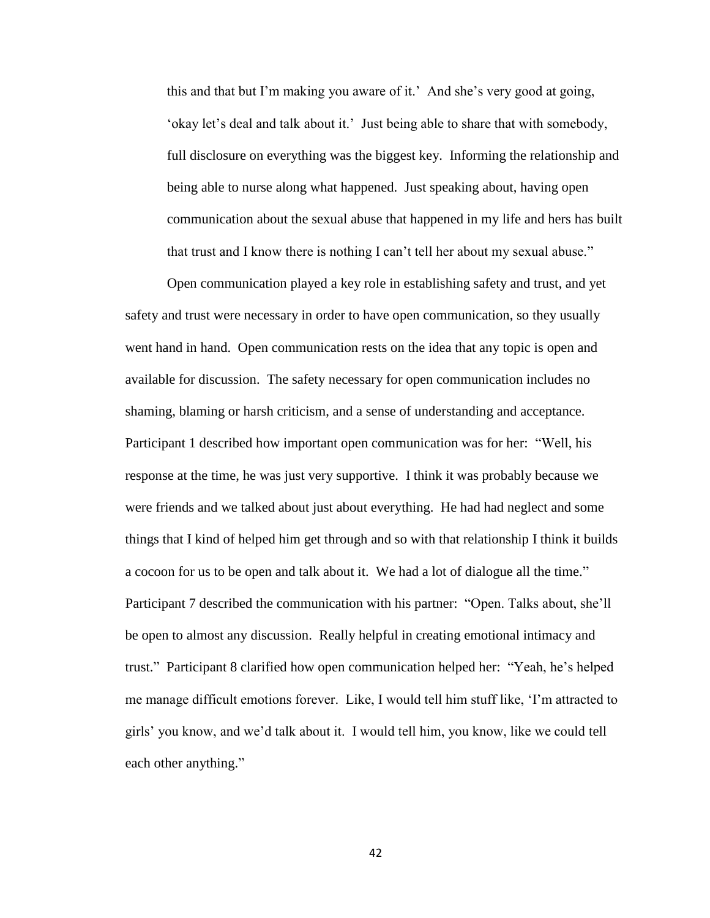> this and that but I'm making you aware of it.' And she's very good at going, 'okay let's deal and talk about it.' Just being able to share that with somebody, full disclosure on everything was the biggest key. Informing the relationship and being able to nurse along what happened. Just speaking about, having open communication about the sexual abuse that happened in my life and hers has built that trust and I know there is nothing I can't tell her about my sexual abuse."

Open communication played a key role in establishing safety and trust, and yet safety and trust were necessary in order to have open communication, so they usually went hand in hand. Open communication rests on the idea that any topic is open and available for discussion. The safety necessary for open communication includes no shaming, blaming or harsh criticism, and a sense of understanding and acceptance. Participant 1 described how important open communication was for her: "Well, his response at the time, he was just very supportive. I think it was probably because we were friends and we talked about just about everything. He had had neglect and some things that I kind of helped him get through and so with that relationship I think it builds a cocoon for us to be open and talk about it. We had a lot of dialogue all the time." Participant 7 described the communication with his partner: "Open. Talks about, she'll be open to almost any discussion. Really helpful in creating emotional intimacy and trust." Participant 8 clarified how open communication helped her: "Yeah, he's helped me manage difficult emotions forever. Like, I would tell him stuff like, 'I'm attracted to girls' you know, and we'd talk about it. I would tell him, you know, like we could tell each other anything."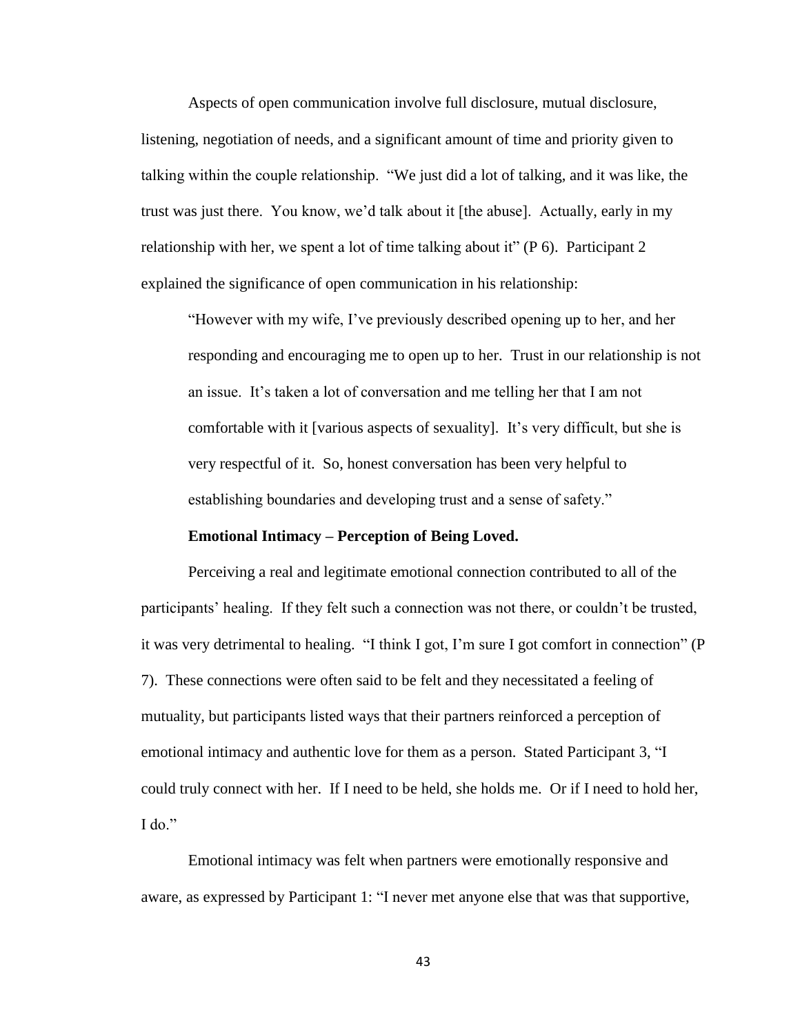Aspects of open communication involve full disclosure, mutual disclosure, listening, negotiation of needs, and a significant amount of time and priority given to talking within the couple relationship. "We just did a lot of talking, and it was like, the trust was just there. You know, we'd talk about it [the abuse]. Actually, early in my relationship with her, we spent a lot of time talking about it" (P 6). Participant 2 explained the significance of open communication in his relationship:

> "However with my wife, I've previously described opening up to her, and her responding and encouraging me to open up to her. Trust in our relationship is not an issue. It's taken a lot of conversation and me telling her that I am not comfortable with it [various aspects of sexuality]. It's very difficult, but she is very respectful of it. So, honest conversation has been very helpful to establishing boundaries and developing trust and a sense of safety."

**Emotional Intimacy – Perception of Being Loved.**

Perceiving a real and legitimate emotional connection contributed to all of the participants' healing. If they felt such a connection was not there, or couldn't be trusted, it was very detrimental to healing. "I think I got, I'm sure I got comfort in connection" (P 7). These connections were often said to be felt and they necessitated a feeling of mutuality, but participants listed ways that their partners reinforced a perception of emotional intimacy and authentic love for them as a person. Stated Participant 3, "I could truly connect with her. If I need to be held, she holds me. Or if I need to hold her, I do."

Emotional intimacy was felt when partners were emotionally responsive and aware, as expressed by Participant 1: "I never met anyone else that was that supportive,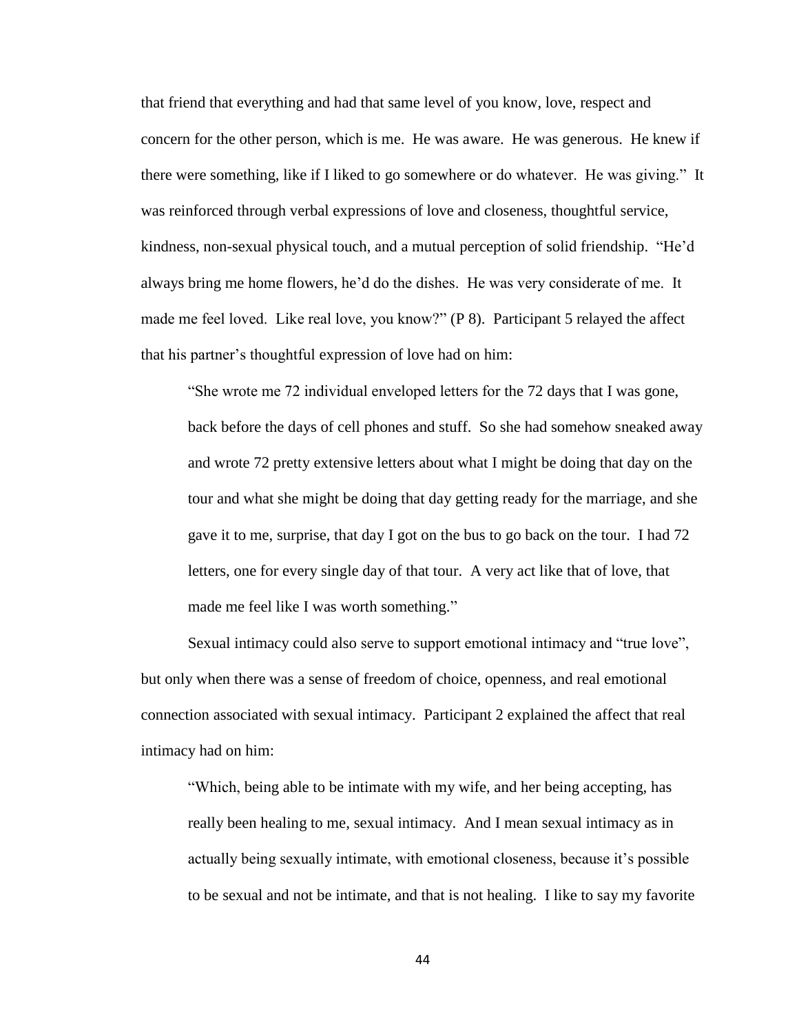that friend that everything and had that same level of you know, love, respect and concern for the other person, which is me. He was aware. He was generous. He knew if there were something, like if I liked to go somewhere or do whatever. He was giving." It was reinforced through verbal expressions of love and closeness, thoughtful service, kindness, non-sexual physical touch, and a mutual perception of solid friendship. "He'd always bring me home flowers, he'd do the dishes. He was very considerate of me. It made me feel loved. Like real love, you know?" (P 8). Participant 5 relayed the affect that his partner's thoughtful expression of love had on him:

> "She wrote me 72 individual enveloped letters for the 72 days that I was gone, back before the days of cell phones and stuff. So she had somehow sneaked away and wrote 72 pretty extensive letters about what I might be doing that day on the tour and what she might be doing that day getting ready for the marriage, and she gave it to me, surprise, that day I got on the bus to go back on the tour. I had 72 letters, one for every single day of that tour. A very act like that of love, that made me feel like I was worth something."

Sexual intimacy could also serve to support emotional intimacy and "true love", but only when there was a sense of freedom of choice, openness, and real emotional connection associated with sexual intimacy. Participant 2 explained the affect that real intimacy had on him:

> "Which, being able to be intimate with my wife, and her being accepting, has really been healing to me, sexual intimacy. And I mean sexual intimacy as in actually being sexually intimate, with emotional closeness, because it's possible to be sexual and not be intimate, and that is not healing. I like to say my favorite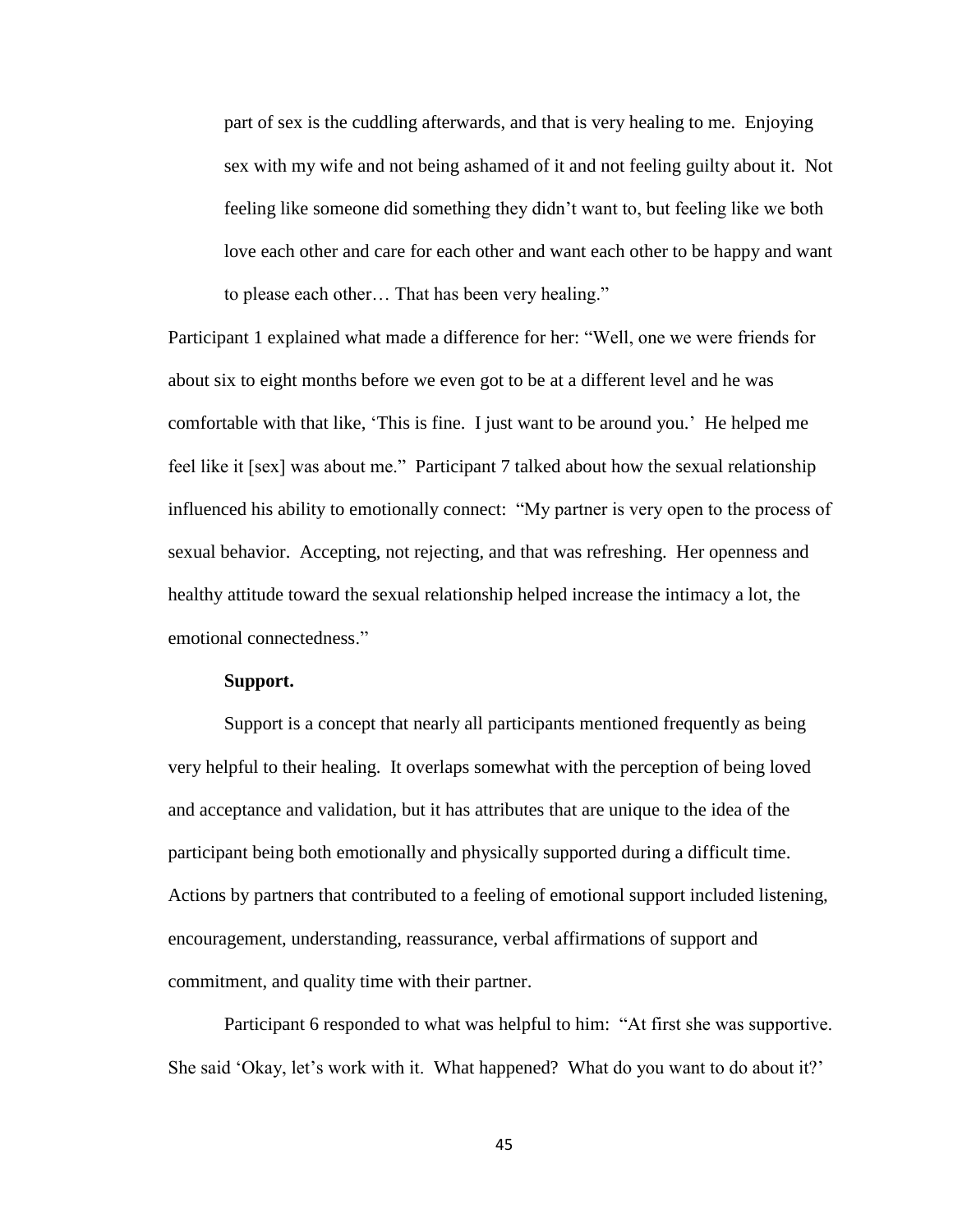> part of sex is the cuddling afterwards, and that is very healing to me. Enjoying sex with my wife and not being ashamed of it and not feeling guilty about it. Not feeling like someone did something they didn't want to, but feeling like we both love each other and care for each other and want each other to be happy and want to please each other… That has been very healing."

Participant 1 explained what made a difference for her: "Well, one we were friends for about six to eight months before we even got to be at a different level and he was comfortable with that like, 'This is fine. I just want to be around you.' He helped me feel like it [sex] was about me." Participant 7 talked about how the sexual relationship influenced his ability to emotionally connect: "My partner is very open to the process of sexual behavior. Accepting, not rejecting, and that was refreshing. Her openness and healthy attitude toward the sexual relationship helped increase the intimacy a lot, the emotional connectedness."

**Support.**

Support is a concept that nearly all participants mentioned frequently as being very helpful to their healing. It overlaps somewhat with the perception of being loved and acceptance and validation, but it has attributes that are unique to the idea of the participant being both emotionally and physically supported during a difficult time. Actions by partners that contributed to a feeling of emotional support included listening, encouragement, understanding, reassurance, verbal affirmations of support and commitment, and quality time with their partner.

Participant 6 responded to what was helpful to him: "At first she was supportive. She said 'Okay, let's work with it. What happened? What do you want to do about it?'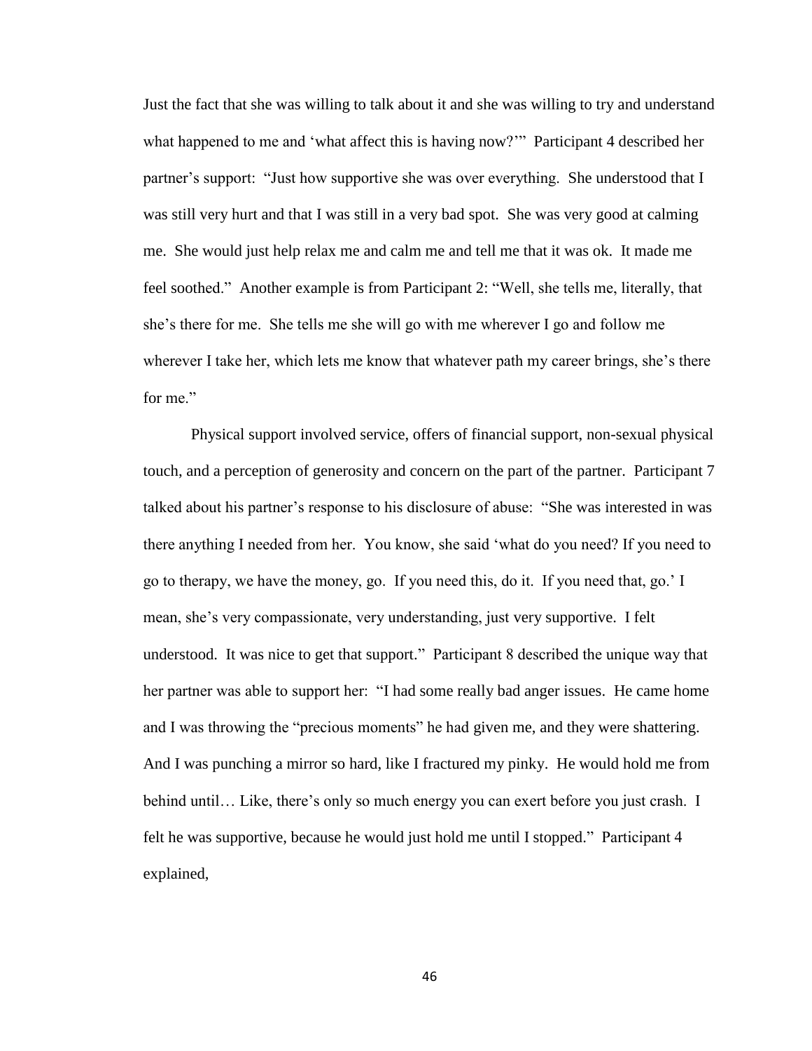Just the fact that she was willing to talk about it and she was willing to try and understand what happened to me and 'what affect this is having now?'" Participant 4 described her partner's support: "Just how supportive she was over everything. She understood that I was still very hurt and that I was still in a very bad spot. She was very good at calming me. She would just help relax me and calm me and tell me that it was ok. It made me feel soothed." Another example is from Participant 2: "Well, she tells me, literally, that she's there for me. She tells me she will go with me wherever I go and follow me wherever I take her, which lets me know that whatever path my career brings, she's there for me."

Physical support involved service, offers of financial support, non-sexual physical touch, and a perception of generosity and concern on the part of the partner. Participant 7 talked about his partner's response to his disclosure of abuse: "She was interested in was there anything I needed from her. You know, she said 'what do you need? If you need to go to therapy, we have the money, go. If you need this, do it. If you need that, go.' I mean, she's very compassionate, very understanding, just very supportive. I felt understood. It was nice to get that support." Participant 8 described the unique way that her partner was able to support her: "I had some really bad anger issues. He came home and I was throwing the "precious moments" he had given me, and they were shattering. And I was punching a mirror so hard, like I fractured my pinky. He would hold me from behind until… Like, there's only so much energy you can exert before you just crash. I felt he was supportive, because he would just hold me until I stopped." Participant 4 explained,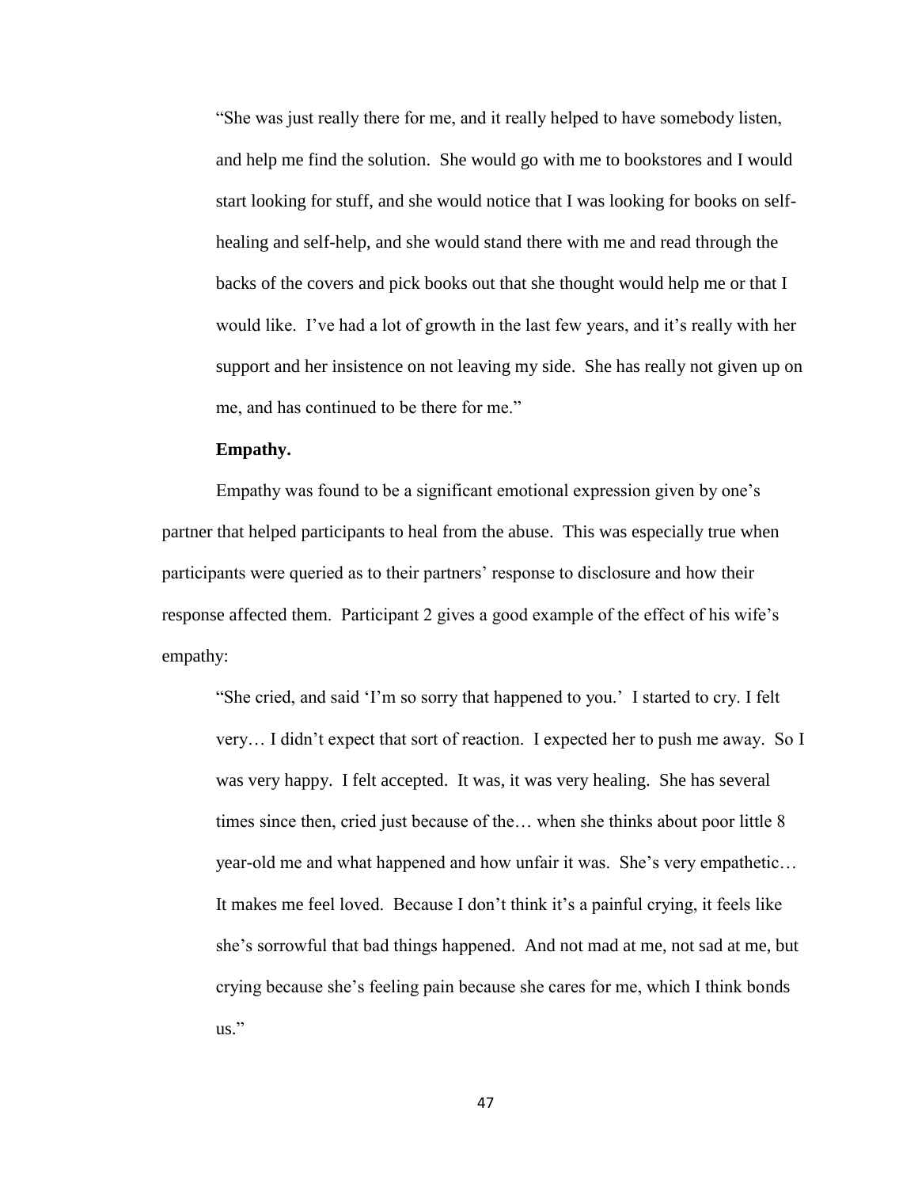> "She was just really there for me, and it really helped to have somebody listen, and help me find the solution. She would go with me to bookstores and I would start looking for stuff, and she would notice that I was looking for books on self-healing and self-help, and she would stand there with me and read through the backs of the covers and pick books out that she thought would help me or that I would like. I've had a lot of growth in the last few years, and it's really with her support and her insistence on not leaving my side. She has really not given up on me, and has continued to be there for me."

**Empathy.**

Empathy was found to be a significant emotional expression given by one's partner that helped participants to heal from the abuse. This was especially true when participants were queried as to their partners' response to disclosure and how their response affected them. Participant 2 gives a good example of the effect of his wife's empathy:

> "She cried, and said 'I'm so sorry that happened to you.' I started to cry. I felt very… I didn't expect that sort of reaction. I expected her to push me away. So I was very happy. I felt accepted. It was, it was very healing. She has several times since then, cried just because of the… when she thinks about poor little 8 year-old me and what happened and how unfair it was. She's very empathetic… It makes me feel loved. Because I don't think it's a painful crying, it feels like she's sorrowful that bad things happened. And not mad at me, not sad at me, but crying because she's feeling pain because she cares for me, which I think bonds us."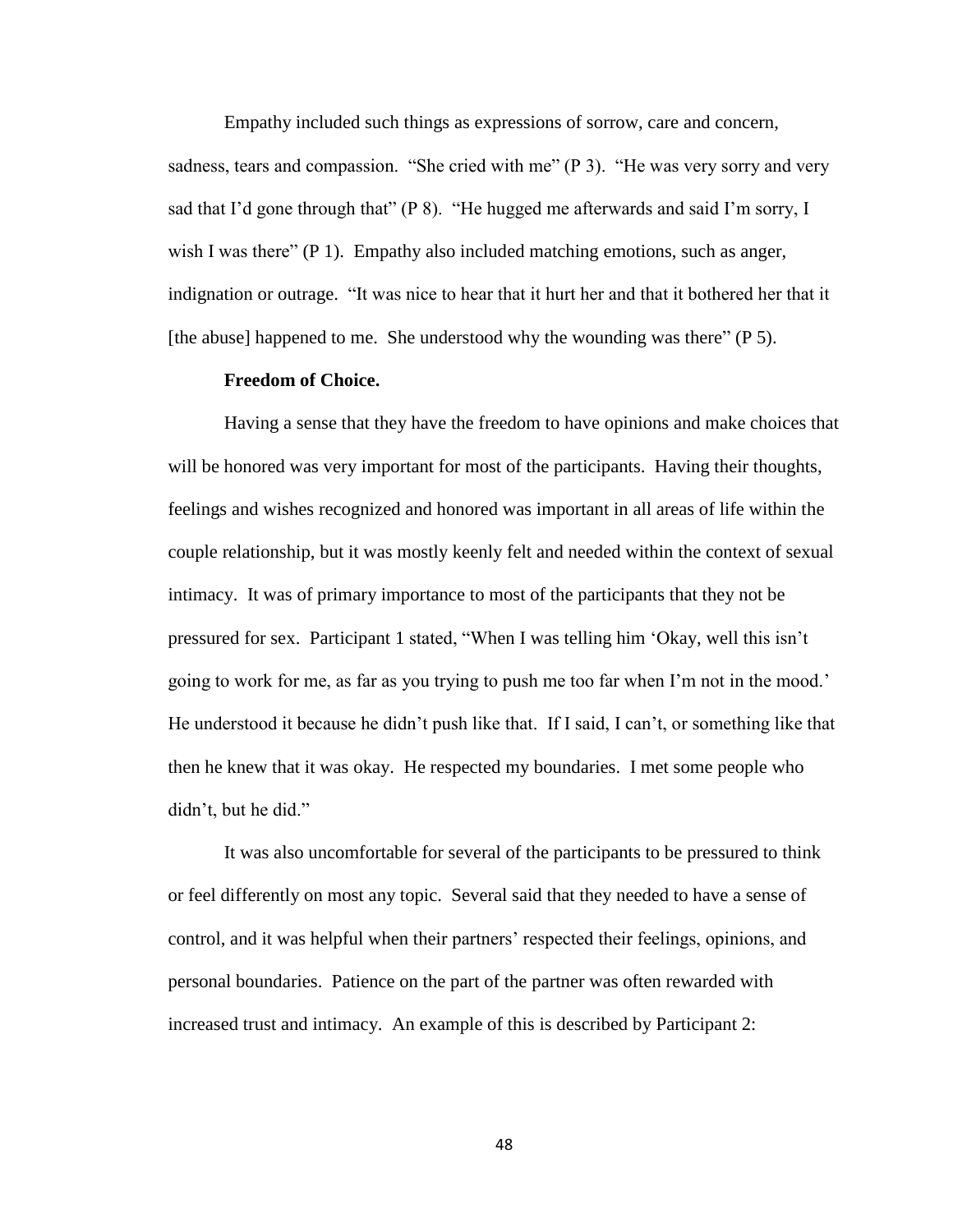Empathy included such things as expressions of sorrow, care and concern, sadness, tears and compassion. "She cried with me" (P 3). "He was very sorry and very sad that I'd gone through that" (P 8). "He hugged me afterwards and said I'm sorry, I wish I was there" (P 1). Empathy also included matching emotions, such as anger, indignation or outrage. "It was nice to hear that it hurt her and that it bothered her that it [the abuse] happened to me. She understood why the wounding was there" (P 5).

**Freedom of Choice.**

Having a sense that they have the freedom to have opinions and make choices that will be honored was very important for most of the participants. Having their thoughts, feelings and wishes recognized and honored was important in all areas of life within the couple relationship, but it was mostly keenly felt and needed within the context of sexual intimacy. It was of primary importance to most of the participants that they not be pressured for sex. Participant 1 stated, "When I was telling him 'Okay, well this isn't going to work for me, as far as you trying to push me too far when I'm not in the mood.' He understood it because he didn't push like that. If I said, I can't, or something like that then he knew that it was okay. He respected my boundaries. I met some people who didn't, but he did."

It was also uncomfortable for several of the participants to be pressured to think or feel differently on most any topic. Several said that they needed to have a sense of control, and it was helpful when their partners' respected their feelings, opinions, and personal boundaries. Patience on the part of the partner was often rewarded with increased trust and intimacy. An example of this is described by Participant 2: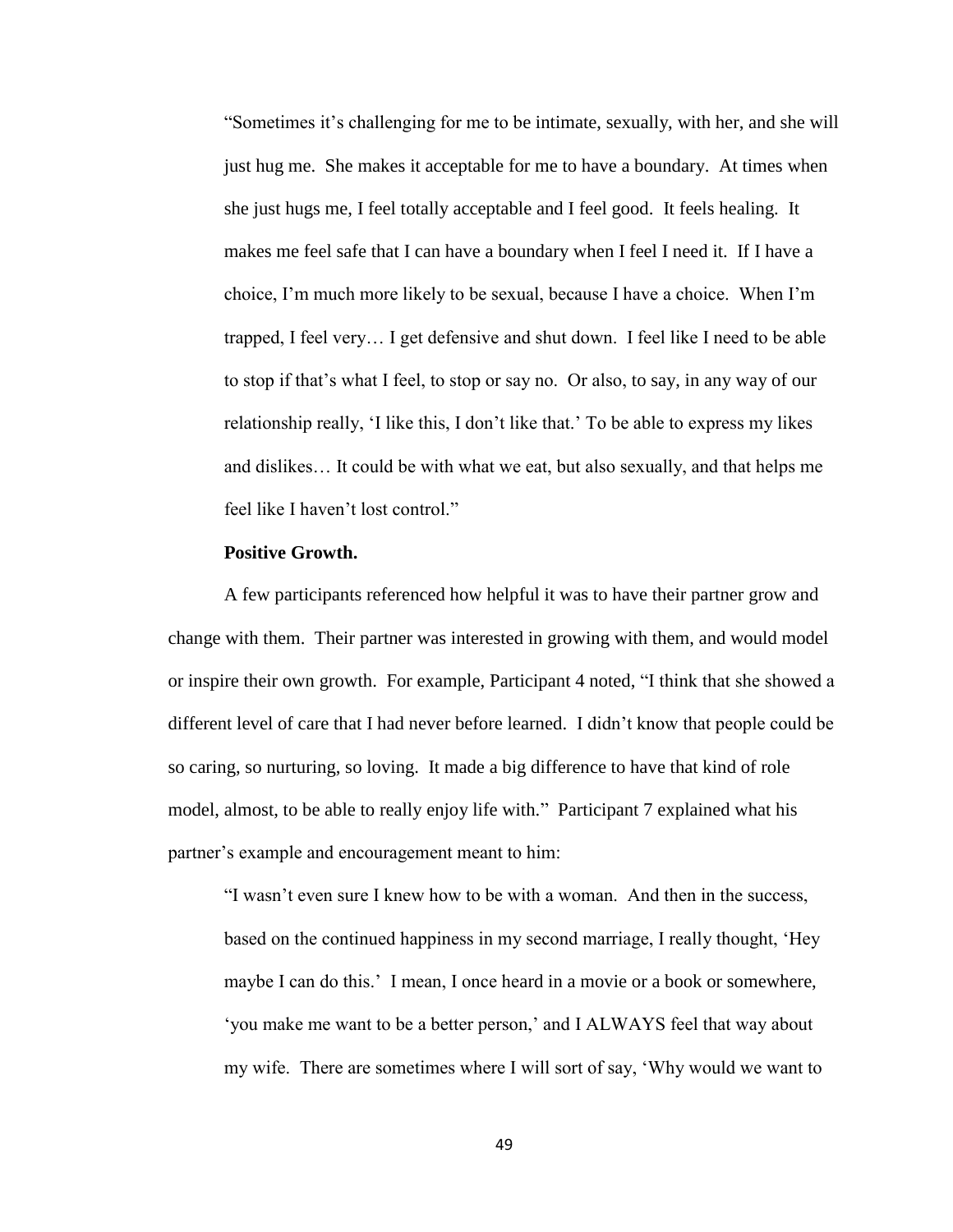> "Sometimes it's challenging for me to be intimate, sexually, with her, and she will just hug me. She makes it acceptable for me to have a boundary. At times when she just hugs me, I feel totally acceptable and I feel good. It feels healing. It makes me feel safe that I can have a boundary when I feel I need it. If I have a choice, I'm much more likely to be sexual, because I have a choice. When I'm trapped, I feel very… I get defensive and shut down. I feel like I need to be able to stop if that's what I feel, to stop or say no. Or also, to say, in any way of our relationship really, 'I like this, I don't like that.' To be able to express my likes and dislikes… It could be with what we eat, but also sexually, and that helps me feel like I haven't lost control."

**Positive Growth.**

A few participants referenced how helpful it was to have their partner grow and change with them. Their partner was interested in growing with them, and would model or inspire their own growth. For example, Participant 4 noted, "I think that she showed a different level of care that I had never before learned. I didn't know that people could be so caring, so nurturing, so loving. It made a big difference to have that kind of role model, almost, to be able to really enjoy life with." Participant 7 explained what his partner's example and encouragement meant to him:

> "I wasn't even sure I knew how to be with a woman. And then in the success, based on the continued happiness in my second marriage, I really thought, 'Hey maybe I can do this.' I mean, I once heard in a movie or a book or somewhere, 'you make me want to be a better person,' and I ALWAYS feel that way about my wife. There are sometimes where I will sort of say, 'Why would we want to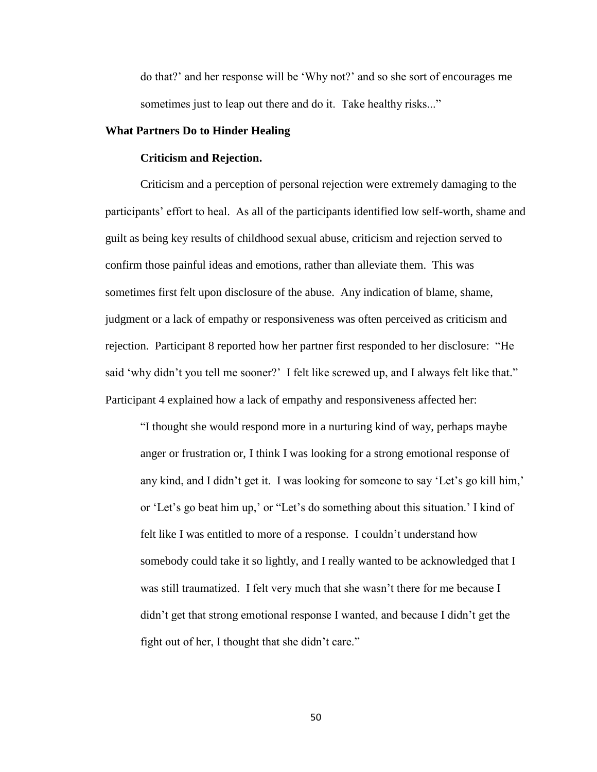do that?' and her response will be 'Why not?' and so she sort of encourages me sometimes just to leap out there and do it. Take healthy risks..."

## What Partners Do to Hinder Healing

### Criticism and Rejection.

Criticism and a perception of personal rejection were extremely damaging to the participants' effort to heal. As all of the participants identified low self-worth, shame and guilt as being key results of childhood sexual abuse, criticism and rejection served to confirm those painful ideas and emotions, rather than alleviate them. This was sometimes first felt upon disclosure of the abuse. Any indication of blame, shame, judgment or a lack of empathy or responsiveness was often perceived as criticism and rejection. Participant 8 reported how her partner first responded to her disclosure: "He said 'why didn't you tell me sooner?' I felt like screwed up, and I always felt like that." Participant 4 explained how a lack of empathy and responsiveness affected her:

> "I thought she would respond more in a nurturing kind of way, perhaps maybe anger or frustration or, I think I was looking for a strong emotional response of any kind, and I didn't get it. I was looking for someone to say 'Let's go kill him,' or 'Let's go beat him up,' or "Let's do something about this situation.' I kind of felt like I was entitled to more of a response. I couldn't understand how somebody could take it so lightly, and I really wanted to be acknowledged that I was still traumatized. I felt very much that she wasn't there for me because I didn't get that strong emotional response I wanted, and because I didn't get the fight out of her, I thought that she didn't care."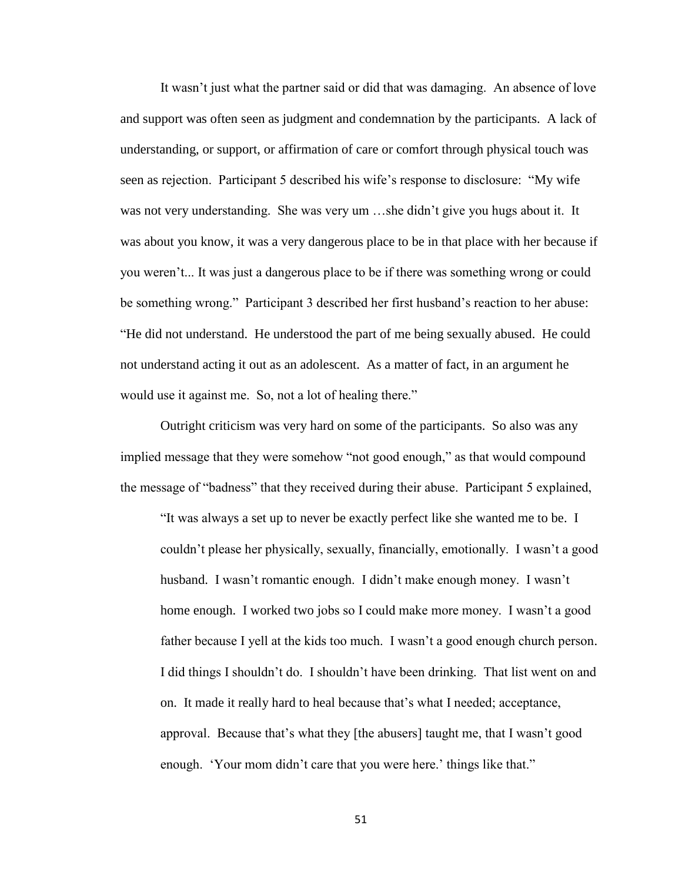It wasn’t just what the partner said or did that was damaging. An absence of love and support was often seen as judgment and condemnation by the participants. A lack of understanding, or support, or affirmation of care or comfort through physical touch was seen as rejection. Participant 5 described his wife’s response to disclosure: “My wife was not very understanding. She was very um …she didn’t give you hugs about it. It was about you know, it was a very dangerous place to be in that place with her because if you weren’t... It was just a dangerous place to be if there was something wrong or could be something wrong.” Participant 3 described her first husband’s reaction to her abuse: “He did not understand. He understood the part of me being sexually abused. He could not understand acting it out as an adolescent. As a matter of fact, in an argument he would use it against me. So, not a lot of healing there.”

Outright criticism was very hard on some of the participants. So also was any implied message that they were somehow “not good enough,” as that would compound the message of “badness” that they received during their abuse. Participant 5 explained,

> “It was always a set up to never be exactly perfect like she wanted me to be. I couldn’t please her physically, sexually, financially, emotionally. I wasn’t a good husband. I wasn’t romantic enough. I didn’t make enough money. I wasn’t home enough. I worked two jobs so I could make more money. I wasn’t a good father because I yell at the kids too much. I wasn’t a good enough church person. I did things I shouldn’t do. I shouldn’t have been drinking. That list went on and on. It made it really hard to heal because that’s what I needed; acceptance, approval. Because that’s what they [the abusers] taught me, that I wasn’t good enough. ‘Your mom didn’t care that you were here.’ things like that.”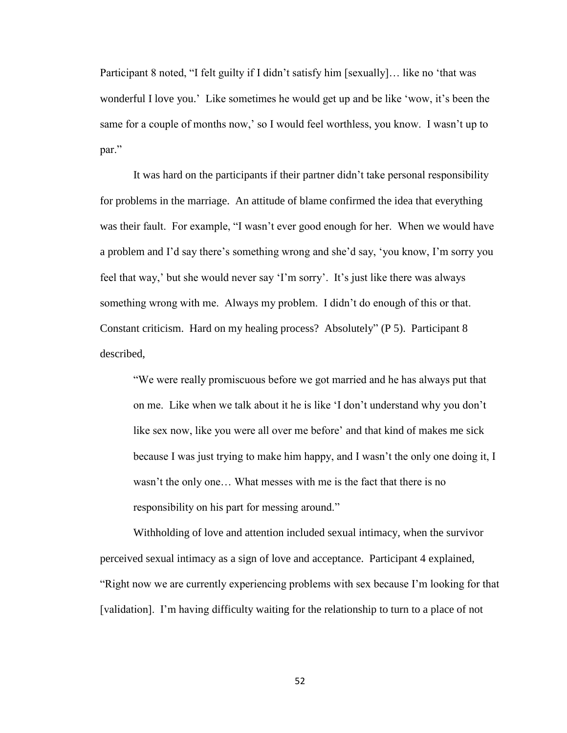Participant 8 noted, “I felt guilty if I didn’t satisfy him [sexually]… like no ‘that was wonderful I love you.’ Like sometimes he would get up and be like ‘wow, it’s been the same for a couple of months now,’ so I would feel worthless, you know. I wasn’t up to par.”

It was hard on the participants if their partner didn’t take personal responsibility for problems in the marriage. An attitude of blame confirmed the idea that everything was their fault. For example, “I wasn’t ever good enough for her. When we would have a problem and I’d say there’s something wrong and she’d say, ‘you know, I’m sorry you feel that way,’ but she would never say ‘I’m sorry’. It’s just like there was always something wrong with me. Always my problem. I didn’t do enough of this or that. Constant criticism. Hard on my healing process? Absolutely” (P 5). Participant 8 described,

> “We were really promiscuous before we got married and he has always put that on me. Like when we talk about it he is like ‘I don’t understand why you don’t like sex now, like you were all over me before’ and that kind of makes me sick because I was just trying to make him happy, and I wasn’t the only one doing it, I wasn’t the only one… What messes with me is the fact that there is no responsibility on his part for messing around.”

Withholding of love and attention included sexual intimacy, when the survivor perceived sexual intimacy as a sign of love and acceptance. Participant 4 explained, “Right now we are currently experiencing problems with sex because I’m looking for that [validation]. I’m having difficulty waiting for the relationship to turn to a place of not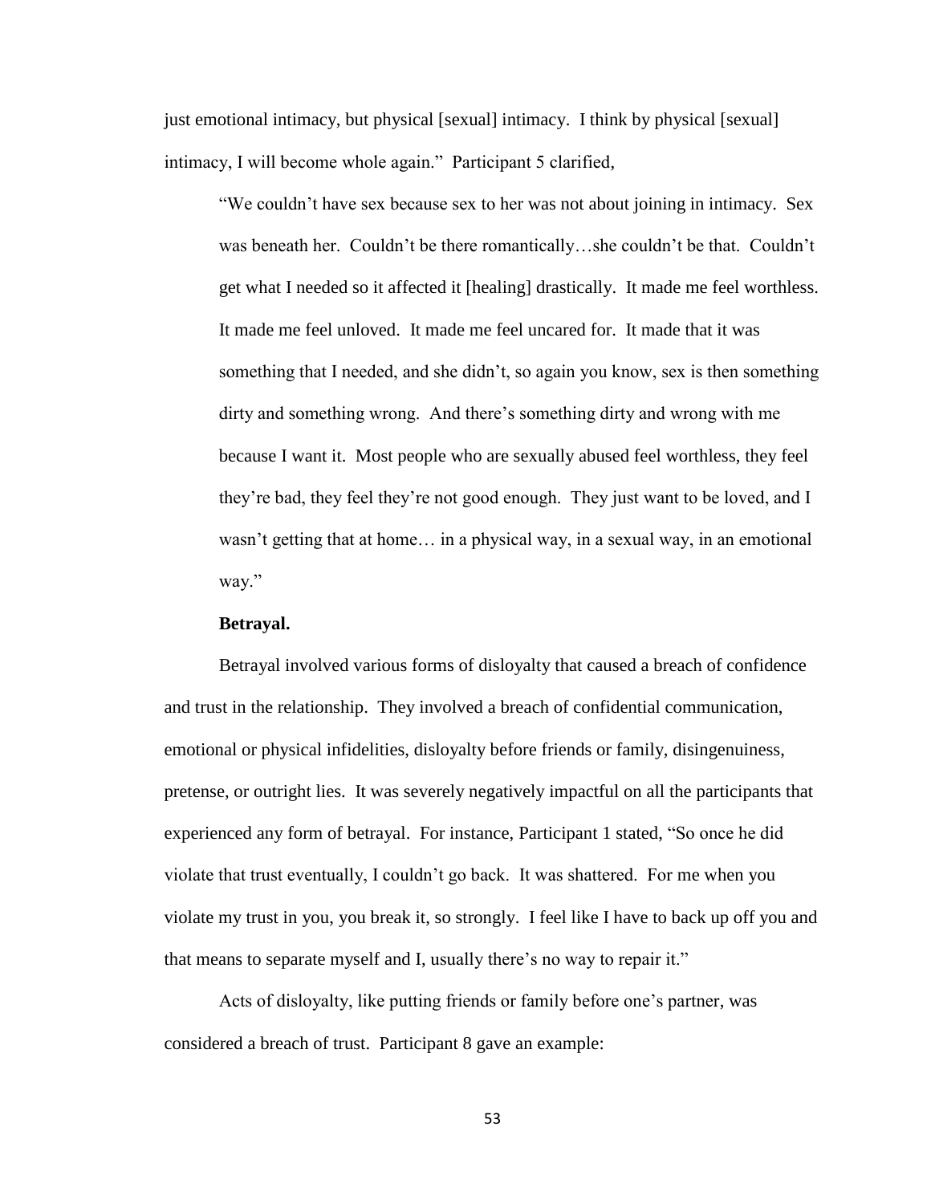just emotional intimacy, but physical [sexual] intimacy. I think by physical [sexual] intimacy, I will become whole again." Participant 5 clarified,

> "We couldn't have sex because sex to her was not about joining in intimacy. Sex was beneath her. Couldn't be there romantically…she couldn't be that. Couldn't get what I needed so it affected it [healing] drastically. It made me feel worthless. It made me feel unloved. It made me feel uncared for. It made that it was something that I needed, and she didn't, so again you know, sex is then something dirty and something wrong. And there's something dirty and wrong with me because I want it. Most people who are sexually abused feel worthless, they feel they're bad, they feel they're not good enough. They just want to be loved, and I wasn't getting that at home… in a physical way, in a sexual way, in an emotional way."

**Betrayal.**

Betrayal involved various forms of disloyalty that caused a breach of confidence and trust in the relationship. They involved a breach of confidential communication, emotional or physical infidelities, disloyalty before friends or family, disingenuiness, pretense, or outright lies. It was severely negatively impactful on all the participants that experienced any form of betrayal. For instance, Participant 1 stated, "So once he did violate that trust eventually, I couldn't go back. It was shattered. For me when you violate my trust in you, you break it, so strongly. I feel like I have to back up off you and that means to separate myself and I, usually there's no way to repair it."

Acts of disloyalty, like putting friends or family before one's partner, was considered a breach of trust. Participant 8 gave an example: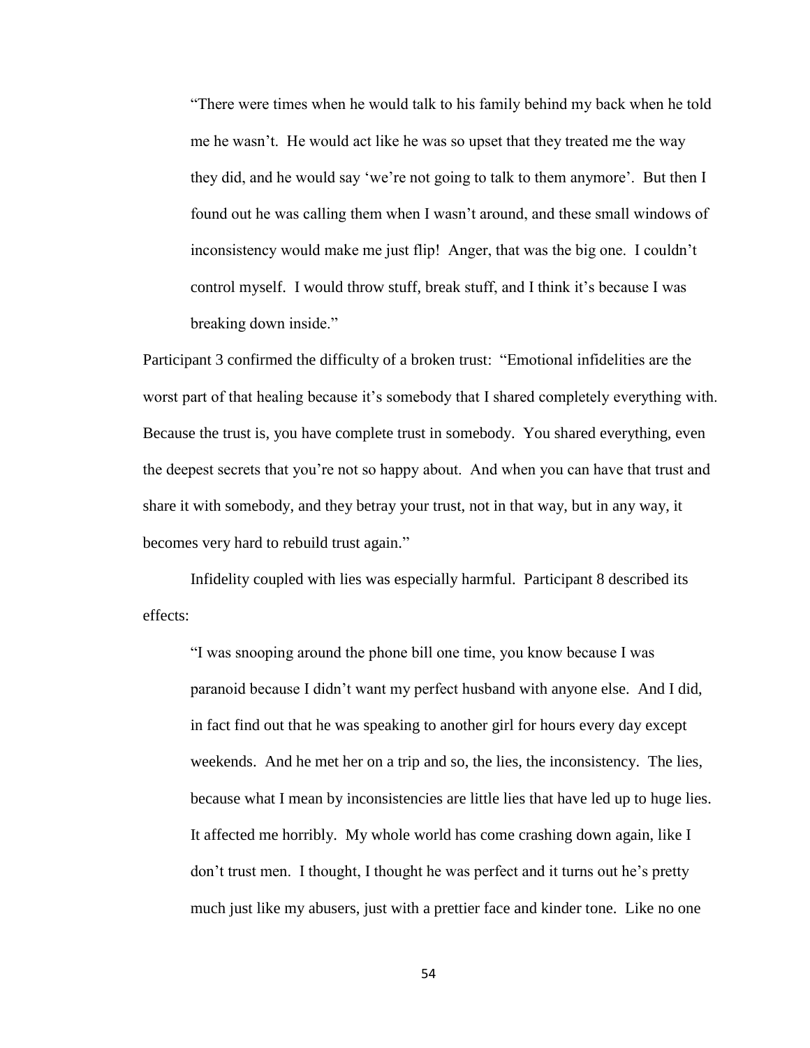> "There were times when he would talk to his family behind my back when he told me he wasn't. He would act like he was so upset that they treated me the way they did, and he would say 'we're not going to talk to them anymore'. But then I found out he was calling them when I wasn't around, and these small windows of inconsistency would make me just flip! Anger, that was the big one. I couldn't control myself. I would throw stuff, break stuff, and I think it's because I was breaking down inside."

Participant 3 confirmed the difficulty of a broken trust: "Emotional infidelities are the worst part of that healing because it's somebody that I shared completely everything with. Because the trust is, you have complete trust in somebody. You shared everything, even the deepest secrets that you're not so happy about. And when you can have that trust and share it with somebody, and they betray your trust, not in that way, but in any way, it becomes very hard to rebuild trust again."

Infidelity coupled with lies was especially harmful. Participant 8 described its effects:

> "I was snooping around the phone bill one time, you know because I was paranoid because I didn't want my perfect husband with anyone else. And I did, in fact find out that he was speaking to another girl for hours every day except weekends. And he met her on a trip and so, the lies, the inconsistency. The lies, because what I mean by inconsistencies are little lies that have led up to huge lies. It affected me horribly. My whole world has come crashing down again, like I don't trust men. I thought, I thought he was perfect and it turns out he's pretty much just like my abusers, just with a prettier face and kinder tone. Like no one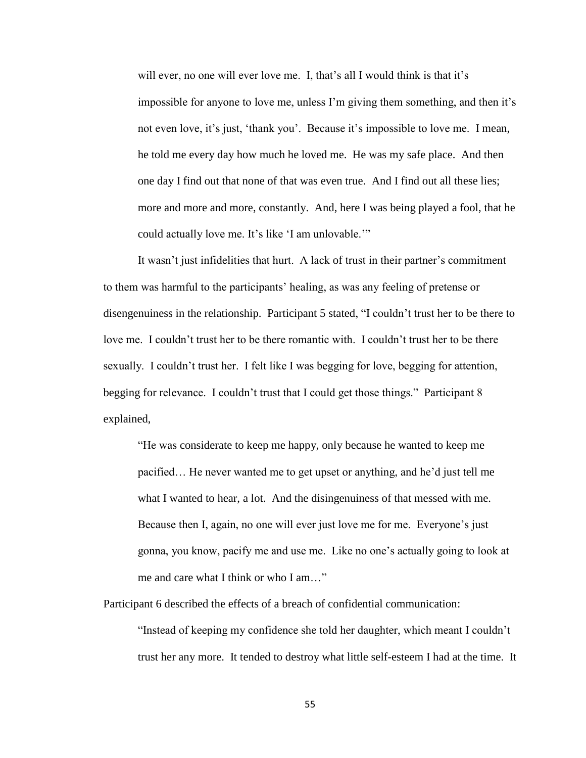> will ever, no one will ever love me. I, that's all I would think is that it's impossible for anyone to love me, unless I'm giving them something, and then it's not even love, it's just, 'thank you'. Because it's impossible to love me. I mean, he told me every day how much he loved me. He was my safe place. And then one day I find out that none of that was even true. And I find out all these lies; more and more and more, constantly. And, here I was being played a fool, that he could actually love me. It's like 'I am unlovable.'"

It wasn't just infidelities that hurt. A lack of trust in their partner's commitment to them was harmful to the participants' healing, as was any feeling of pretense or disengenuiness in the relationship. Participant 5 stated, "I couldn't trust her to be there to love me. I couldn't trust her to be there romantic with. I couldn't trust her to be there sexually. I couldn't trust her. I felt like I was begging for love, begging for attention, begging for relevance. I couldn't trust that I could get those things." Participant 8 explained,

> "He was considerate to keep me happy, only because he wanted to keep me pacified… He never wanted me to get upset or anything, and he'd just tell me what I wanted to hear, a lot. And the disingenuiness of that messed with me. Because then I, again, no one will ever just love me for me. Everyone's just gonna, you know, pacify me and use me. Like no one's actually going to look at me and care what I think or who I am…"

Participant 6 described the effects of a breach of confidential communication:

> "Instead of keeping my confidence she told her daughter, which meant I couldn't trust her any more. It tended to destroy what little self-esteem I had at the time. It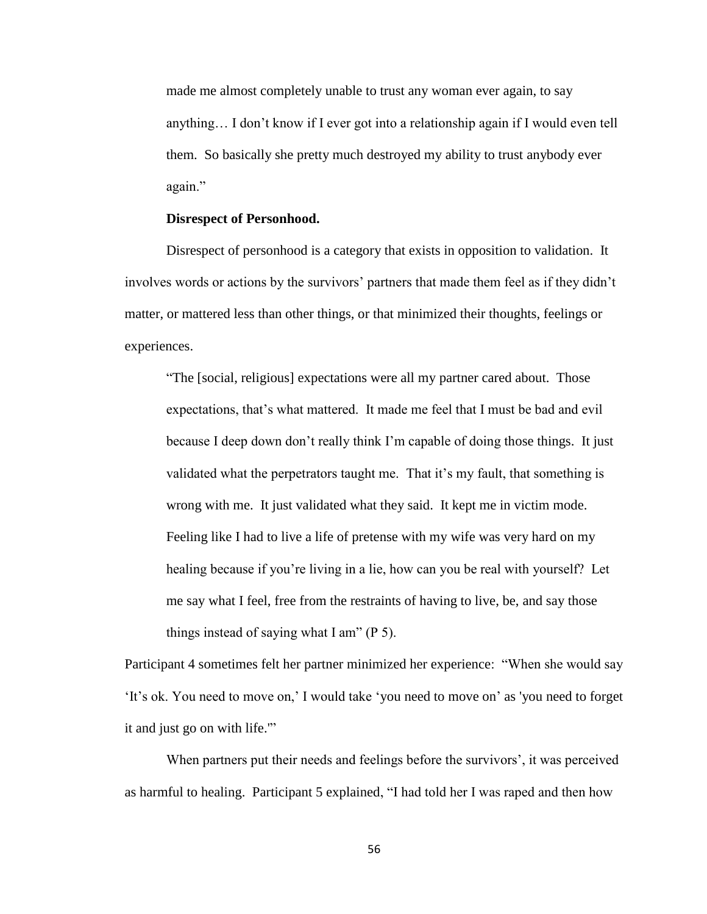> made me almost completely unable to trust any woman ever again, to say anything… I don't know if I ever got into a relationship again if I would even tell them. So basically she pretty much destroyed my ability to trust anybody ever again."

**Disrespect of Personhood.**

Disrespect of personhood is a category that exists in opposition to validation. It involves words or actions by the survivors' partners that made them feel as if they didn't matter, or mattered less than other things, or that minimized their thoughts, feelings or experiences.

> "The [social, religious] expectations were all my partner cared about. Those expectations, that's what mattered. It made me feel that I must be bad and evil because I deep down don't really think I'm capable of doing those things. It just validated what the perpetrators taught me. That it's my fault, that something is wrong with me. It just validated what they said. It kept me in victim mode. Feeling like I had to live a life of pretense with my wife was very hard on my healing because if you're living in a lie, how can you be real with yourself? Let me say what I feel, free from the restraints of having to live, be, and say those things instead of saying what I am" (P 5).

Participant 4 sometimes felt her partner minimized her experience: "When she would say 'It's ok. You need to move on,' I would take 'you need to move on' as 'you need to forget it and just go on with life.'"

When partners put their needs and feelings before the survivors', it was perceived as harmful to healing. Participant 5 explained, "I had told her I was raped and then how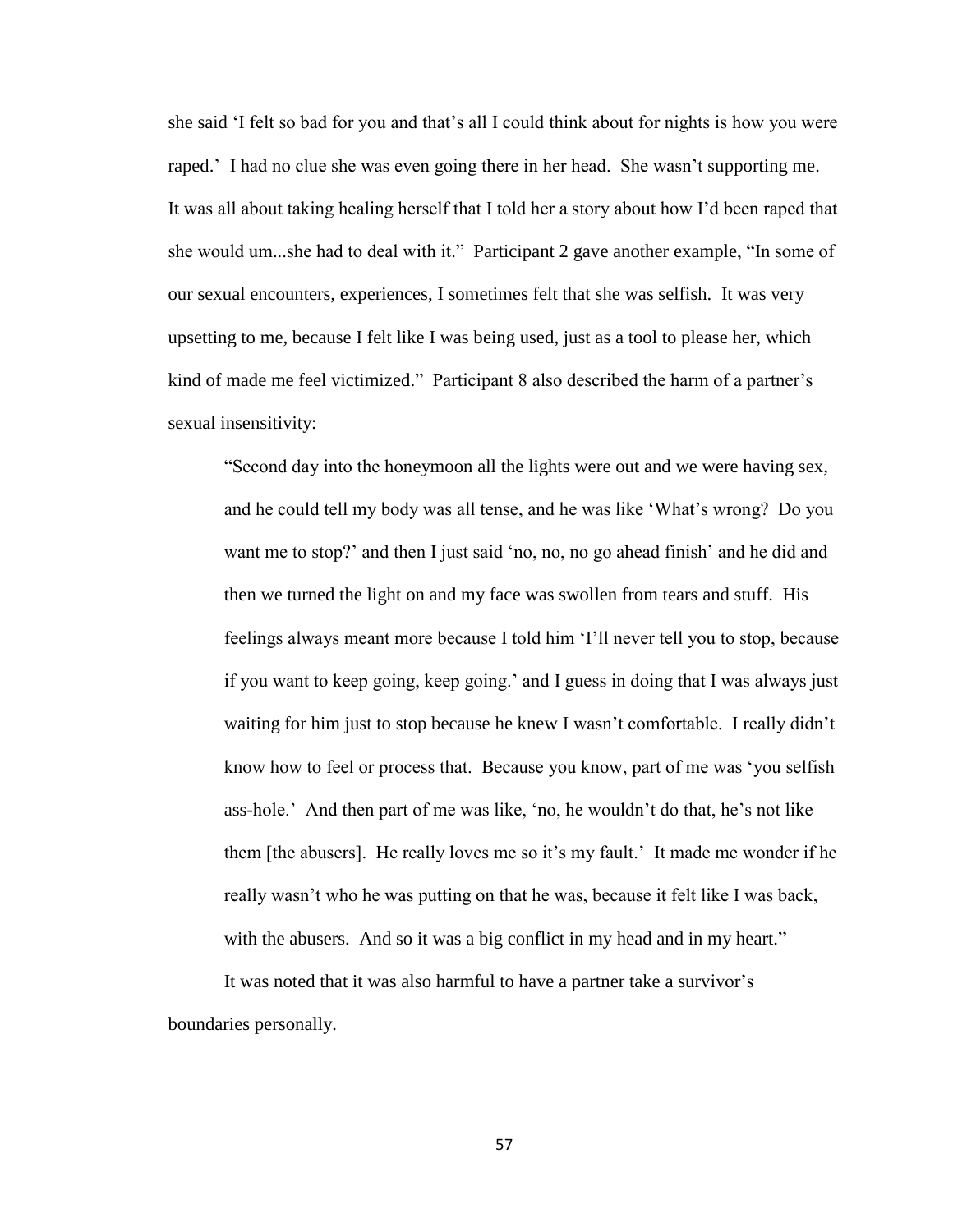she said 'I felt so bad for you and that's all I could think about for nights is how you were raped.' I had no clue she was even going there in her head. She wasn't supporting me. It was all about taking healing herself that I told her a story about how I'd been raped that she would um...she had to deal with it." Participant 2 gave another example, "In some of our sexual encounters, experiences, I sometimes felt that she was selfish. It was very upsetting to me, because I felt like I was being used, just as a tool to please her, which kind of made me feel victimized." Participant 8 also described the harm of a partner's sexual insensitivity:

> "Second day into the honeymoon all the lights were out and we were having sex, and he could tell my body was all tense, and he was like 'What's wrong? Do you want me to stop?' and then I just said 'no, no, no go ahead finish' and he did and then we turned the light on and my face was swollen from tears and stuff. His feelings always meant more because I told him 'I'll never tell you to stop, because if you want to keep going, keep going.' and I guess in doing that I was always just waiting for him just to stop because he knew I wasn't comfortable. I really didn't know how to feel or process that. Because you know, part of me was 'you selfish ass-hole.' And then part of me was like, 'no, he wouldn't do that, he's not like them [the abusers]. He really loves me so it's my fault.' It made me wonder if he really wasn't who he was putting on that he was, because it felt like I was back, with the abusers. And so it was a big conflict in my head and in my heart."

It was noted that it was also harmful to have a partner take a survivor's boundaries personally.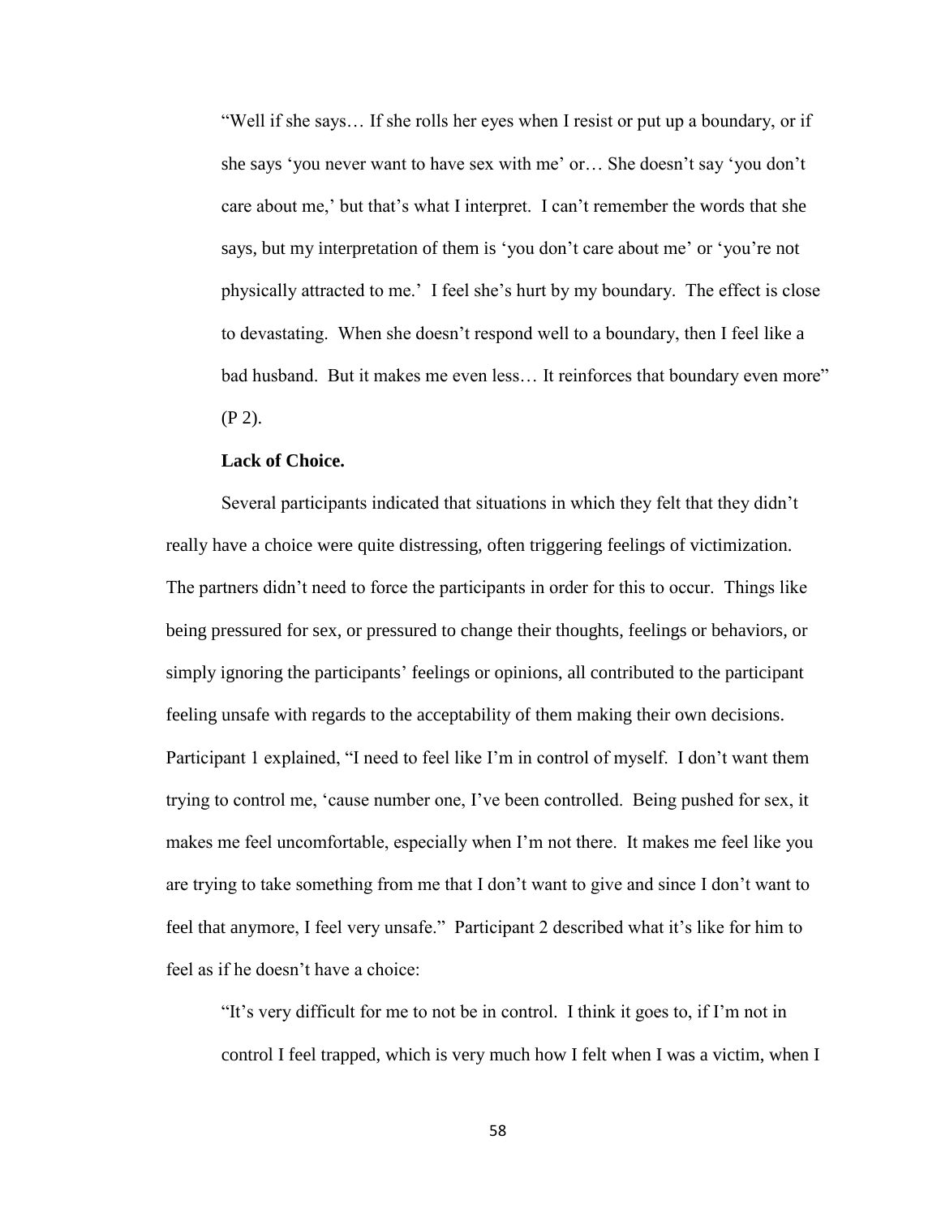> "Well if she says… If she rolls her eyes when I resist or put up a boundary, or if she says 'you never want to have sex with me' or… She doesn't say 'you don't care about me,' but that's what I interpret. I can't remember the words that she says, but my interpretation of them is 'you don't care about me' or 'you're not physically attracted to me.' I feel she's hurt by my boundary. The effect is close to devastating. When she doesn't respond well to a boundary, then I feel like a bad husband. But it makes me even less… It reinforces that boundary even more" (P 2).

**Lack of Choice.**

Several participants indicated that situations in which they felt that they didn't really have a choice were quite distressing, often triggering feelings of victimization. The partners didn't need to force the participants in order for this to occur. Things like being pressured for sex, or pressured to change their thoughts, feelings or behaviors, or simply ignoring the participants' feelings or opinions, all contributed to the participant feeling unsafe with regards to the acceptability of them making their own decisions. Participant 1 explained, "I need to feel like I'm in control of myself. I don't want them trying to control me, 'cause number one, I've been controlled. Being pushed for sex, it makes me feel uncomfortable, especially when I'm not there. It makes me feel like you are trying to take something from me that I don't want to give and since I don't want to feel that anymore, I feel very unsafe." Participant 2 described what it's like for him to feel as if he doesn't have a choice:

> "It's very difficult for me to not be in control. I think it goes to, if I'm not in control I feel trapped, which is very much how I felt when I was a victim, when I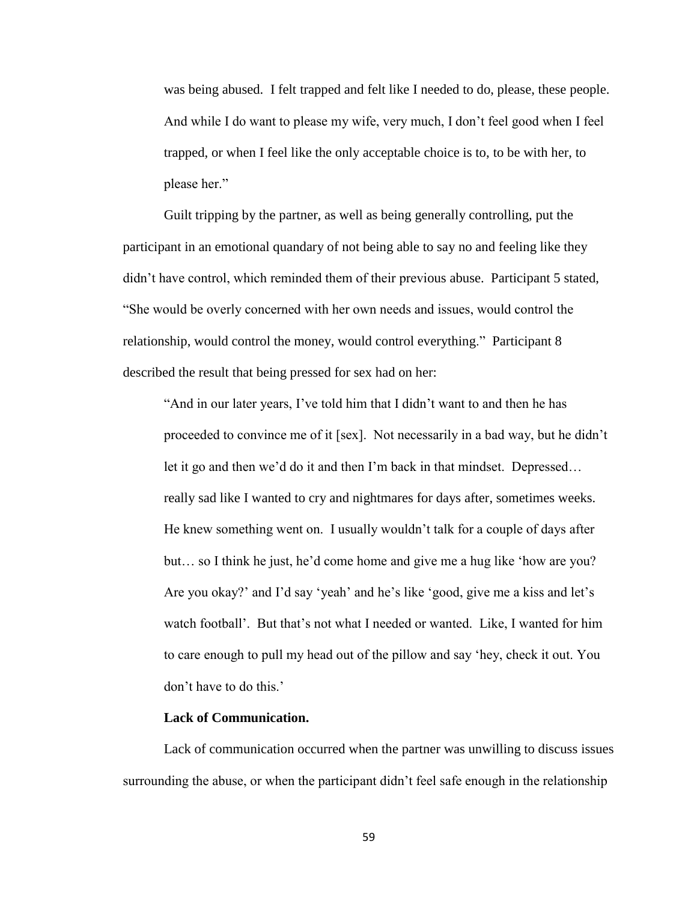> was being abused. I felt trapped and felt like I needed to do, please, these people. And while I do want to please my wife, very much, I don't feel good when I feel trapped, or when I feel like the only acceptable choice is to, to be with her, to please her."

Guilt tripping by the partner, as well as being generally controlling, put the participant in an emotional quandary of not being able to say no and feeling like they didn't have control, which reminded them of their previous abuse. Participant 5 stated, "She would be overly concerned with her own needs and issues, would control the relationship, would control the money, would control everything." Participant 8 described the result that being pressed for sex had on her:

> "And in our later years, I've told him that I didn't want to and then he has proceeded to convince me of it [sex]. Not necessarily in a bad way, but he didn't let it go and then we'd do it and then I'm back in that mindset. Depressed… really sad like I wanted to cry and nightmares for days after, sometimes weeks. He knew something went on. I usually wouldn't talk for a couple of days after but… so I think he just, he'd come home and give me a hug like 'how are you? Are you okay?' and I'd say 'yeah' and he's like 'good, give me a kiss and let's watch football'. But that's not what I needed or wanted. Like, I wanted for him to care enough to pull my head out of the pillow and say 'hey, check it out. You don't have to do this.'

**Lack of Communication.**

Lack of communication occurred when the partner was unwilling to discuss issues surrounding the abuse, or when the participant didn't feel safe enough in the relationship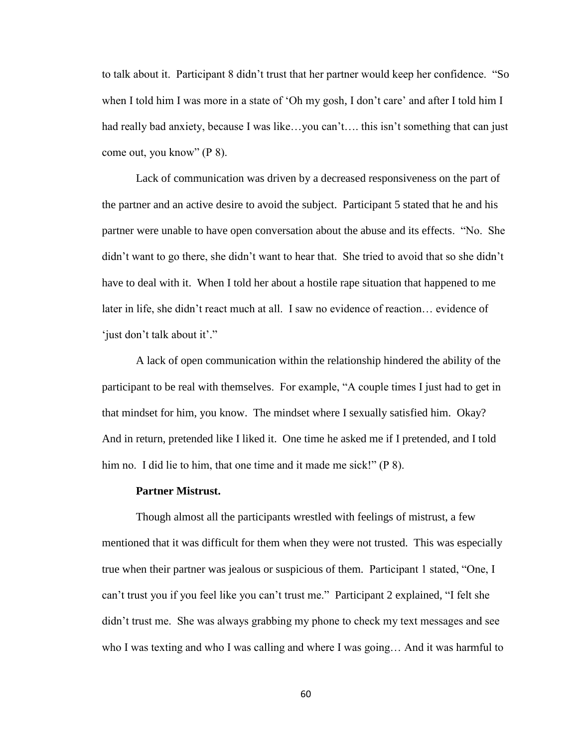to talk about it. Participant 8 didn't trust that her partner would keep her confidence. "So when I told him I was more in a state of 'Oh my gosh, I don't care' and after I told him I had really bad anxiety, because I was like…you can't…. this isn't something that can just come out, you know" (P 8).

Lack of communication was driven by a decreased responsiveness on the part of the partner and an active desire to avoid the subject. Participant 5 stated that he and his partner were unable to have open conversation about the abuse and its effects. "No. She didn't want to go there, she didn't want to hear that. She tried to avoid that so she didn't have to deal with it. When I told her about a hostile rape situation that happened to me later in life, she didn't react much at all. I saw no evidence of reaction… evidence of 'just don't talk about it'."

A lack of open communication within the relationship hindered the ability of the participant to be real with themselves. For example, "A couple times I just had to get in that mindset for him, you know. The mindset where I sexually satisfied him. Okay? And in return, pretended like I liked it. One time he asked me if I pretended, and I told him no. I did lie to him, that one time and it made me sick!" (P 8).

**Partner Mistrust.**

Though almost all the participants wrestled with feelings of mistrust, a few mentioned that it was difficult for them when they were not trusted. This was especially true when their partner was jealous or suspicious of them. Participant 1 stated, "One, I can't trust you if you feel like you can't trust me." Participant 2 explained, "I felt she didn't trust me. She was always grabbing my phone to check my text messages and see who I was texting and who I was calling and where I was going… And it was harmful to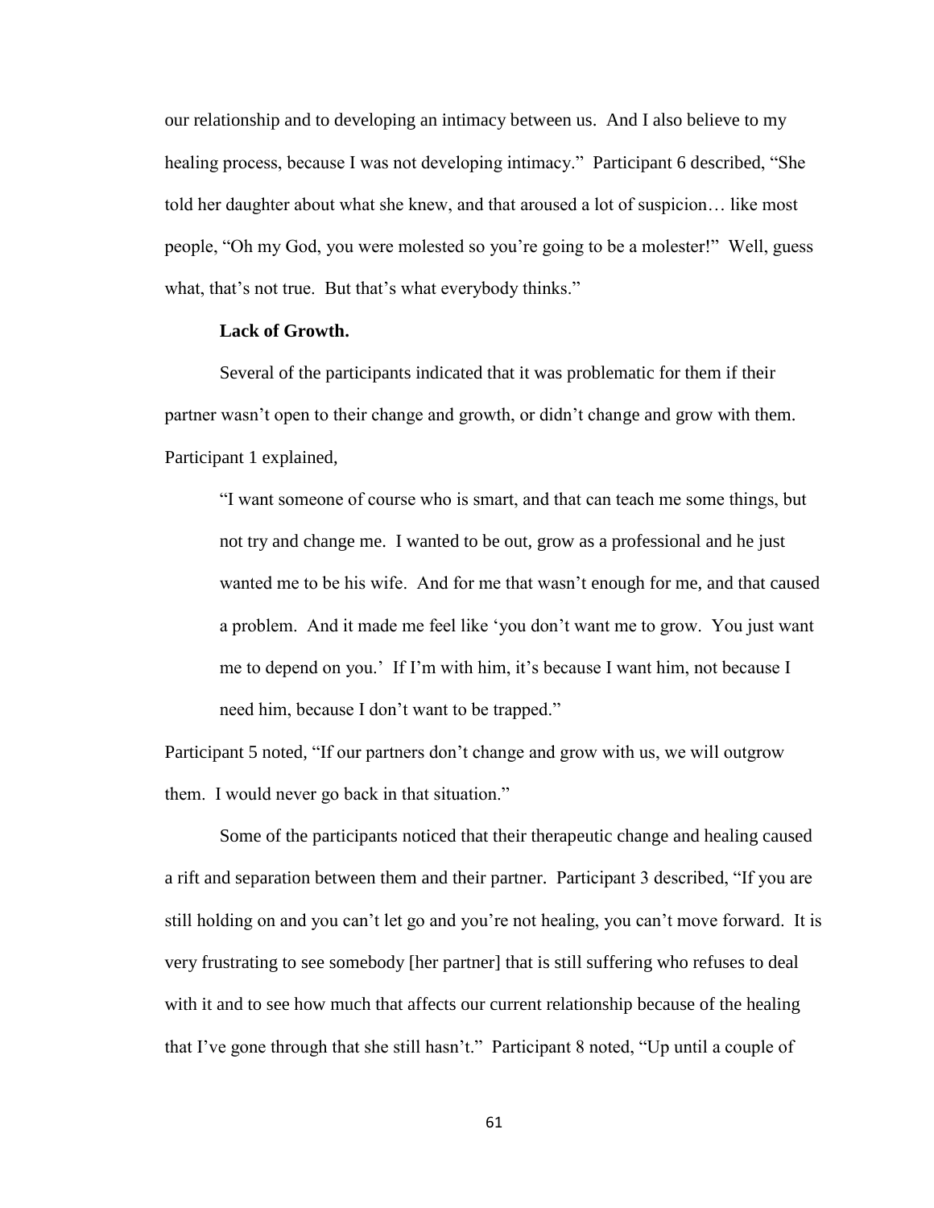our relationship and to developing an intimacy between us. And I also believe to my healing process, because I was not developing intimacy." Participant 6 described, "She told her daughter about what she knew, and that aroused a lot of suspicion… like most people, "Oh my God, you were molested so you're going to be a molester!" Well, guess what, that's not true. But that's what everybody thinks."

**Lack of Growth.**

Several of the participants indicated that it was problematic for them if their partner wasn't open to their change and growth, or didn't change and grow with them. Participant 1 explained,

> "I want someone of course who is smart, and that can teach me some things, but not try and change me. I wanted to be out, grow as a professional and he just wanted me to be his wife. And for me that wasn't enough for me, and that caused a problem. And it made me feel like 'you don't want me to grow. You just want me to depend on you.' If I'm with him, it's because I want him, not because I need him, because I don't want to be trapped."

Participant 5 noted, "If our partners don't change and grow with us, we will outgrow them. I would never go back in that situation."

Some of the participants noticed that their therapeutic change and healing caused a rift and separation between them and their partner. Participant 3 described, "If you are still holding on and you can't let go and you're not healing, you can't move forward. It is very frustrating to see somebody [her partner] that is still suffering who refuses to deal with it and to see how much that affects our current relationship because of the healing that I've gone through that she still hasn't." Participant 8 noted, "Up until a couple of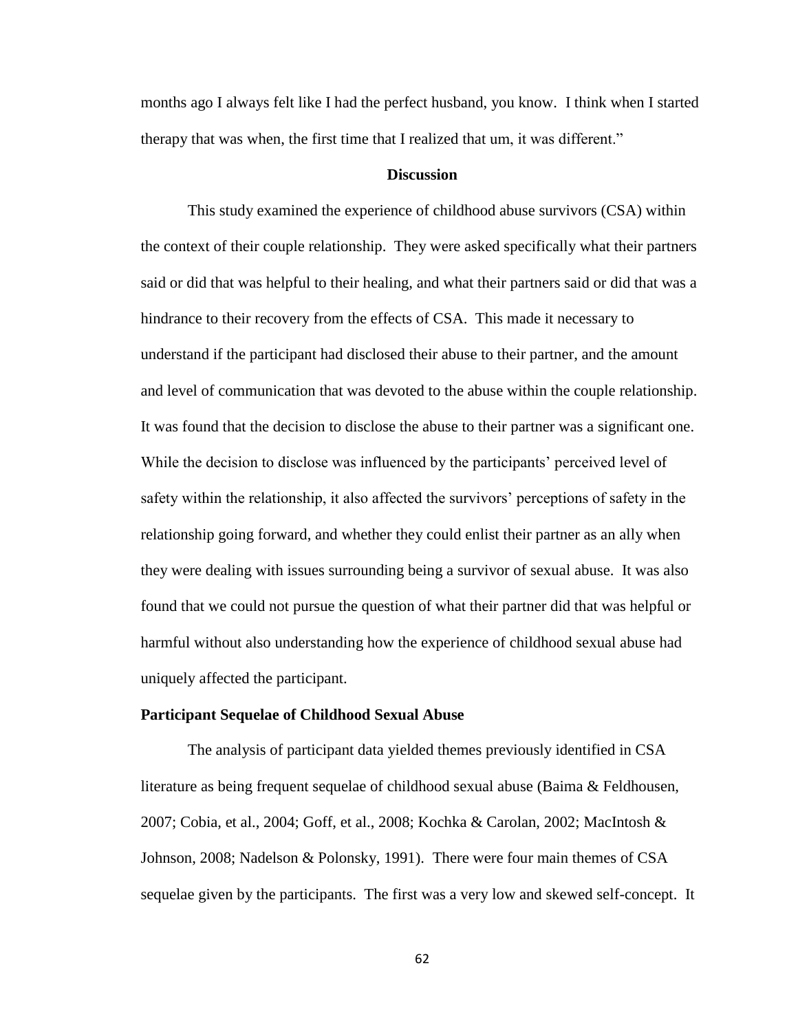months ago I always felt like I had the perfect husband, you know. I think when I started therapy that was when, the first time that I realized that um, it was different."

## Discussion

This study examined the experience of childhood abuse survivors (CSA) within the context of their couple relationship. They were asked specifically what their partners said or did that was helpful to their healing, and what their partners said or did that was a hindrance to their recovery from the effects of CSA. This made it necessary to understand if the participant had disclosed their abuse to their partner, and the amount and level of communication that was devoted to the abuse within the couple relationship. It was found that the decision to disclose the abuse to their partner was a significant one. While the decision to disclose was influenced by the participants' perceived level of safety within the relationship, it also affected the survivors' perceptions of safety in the relationship going forward, and whether they could enlist their partner as an ally when they were dealing with issues surrounding being a survivor of sexual abuse. It was also found that we could not pursue the question of what their partner did that was helpful or harmful without also understanding how the experience of childhood sexual abuse had uniquely affected the participant.

### Participant Sequelae of Childhood Sexual Abuse

The analysis of participant data yielded themes previously identified in CSA literature as being frequent sequelae of childhood sexual abuse (Baima & Feldhousen, 2007; Cobia, et al., 2004; Goff, et al., 2008; Kochka & Carolan, 2002; MacIntosh & Johnson, 2008; Nadelson & Polonsky, 1991). There were four main themes of CSA sequelae given by the participants. The first was a very low and skewed self-concept. It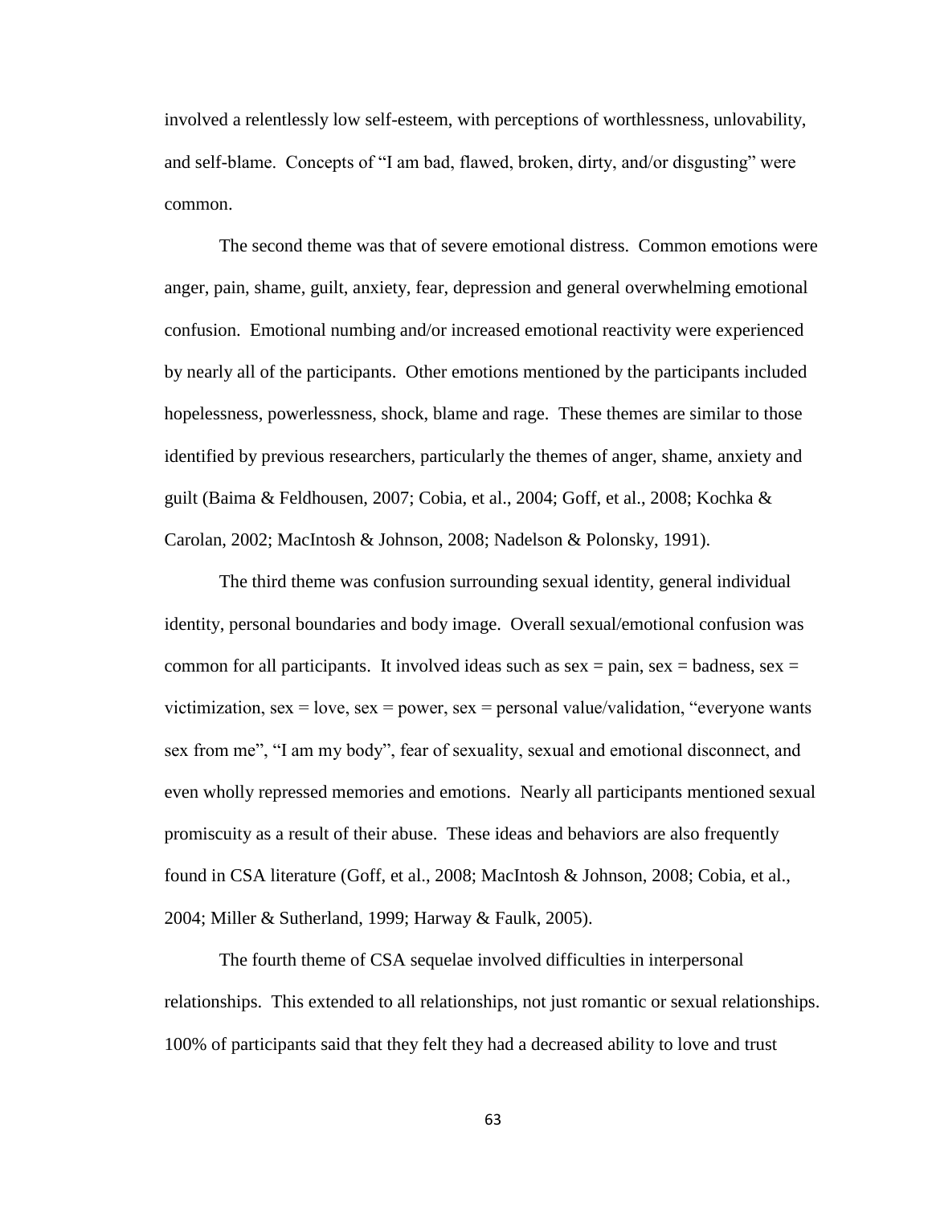involved a relentlessly low self-esteem, with perceptions of worthlessness, unlovability, and self-blame. Concepts of "I am bad, flawed, broken, dirty, and/or disgusting" were common.

The second theme was that of severe emotional distress. Common emotions were anger, pain, shame, guilt, anxiety, fear, depression and general overwhelming emotional confusion. Emotional numbing and/or increased emotional reactivity were experienced by nearly all of the participants. Other emotions mentioned by the participants included hopelessness, powerlessness, shock, blame and rage. These themes are similar to those identified by previous researchers, particularly the themes of anger, shame, anxiety and guilt (Baima & Feldhousen, 2007; Cobia, et al., 2004; Goff, et al., 2008; Kochka & Carolan, 2002; MacIntosh & Johnson, 2008; Nadelson & Polonsky, 1991).

The third theme was confusion surrounding sexual identity, general individual identity, personal boundaries and body image. Overall sexual/emotional confusion was common for all participants. It involved ideas such as sex = pain, sex = badness, sex = victimization, sex = love, sex = power, sex = personal value/validation, "everyone wants sex from me", "I am my body", fear of sexuality, sexual and emotional disconnect, and even wholly repressed memories and emotions. Nearly all participants mentioned sexual promiscuity as a result of their abuse. These ideas and behaviors are also frequently found in CSA literature (Goff, et al., 2008; MacIntosh & Johnson, 2008; Cobia, et al., 2004; Miller & Sutherland, 1999; Harway & Faulk, 2005).

The fourth theme of CSA sequelae involved difficulties in interpersonal relationships. This extended to all relationships, not just romantic or sexual relationships. 100% of participants said that they felt they had a decreased ability to love and trust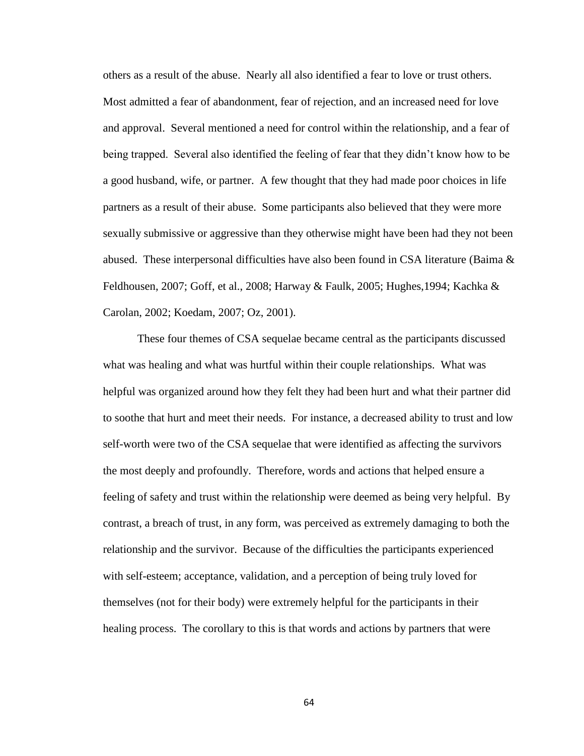others as a result of the abuse. Nearly all also identified a fear to love or trust others. Most admitted a fear of abandonment, fear of rejection, and an increased need for love and approval. Several mentioned a need for control within the relationship, and a fear of being trapped. Several also identified the feeling of fear that they didn't know how to be a good husband, wife, or partner. A few thought that they had made poor choices in life partners as a result of their abuse. Some participants also believed that they were more sexually submissive or aggressive than they otherwise might have been had they not been abused. These interpersonal difficulties have also been found in CSA literature (Baima & Feldhousen, 2007; Goff, et al., 2008; Harway & Faulk, 2005; Hughes,1994; Kachka & Carolan, 2002; Koedam, 2007; Oz, 2001).

These four themes of CSA sequelae became central as the participants discussed what was healing and what was hurtful within their couple relationships. What was helpful was organized around how they felt they had been hurt and what their partner did to soothe that hurt and meet their needs. For instance, a decreased ability to trust and low self-worth were two of the CSA sequelae that were identified as affecting the survivors the most deeply and profoundly. Therefore, words and actions that helped ensure a feeling of safety and trust within the relationship were deemed as being very helpful. By contrast, a breach of trust, in any form, was perceived as extremely damaging to both the relationship and the survivor. Because of the difficulties the participants experienced with self-esteem; acceptance, validation, and a perception of being truly loved for themselves (not for their body) were extremely helpful for the participants in their healing process. The corollary to this is that words and actions by partners that were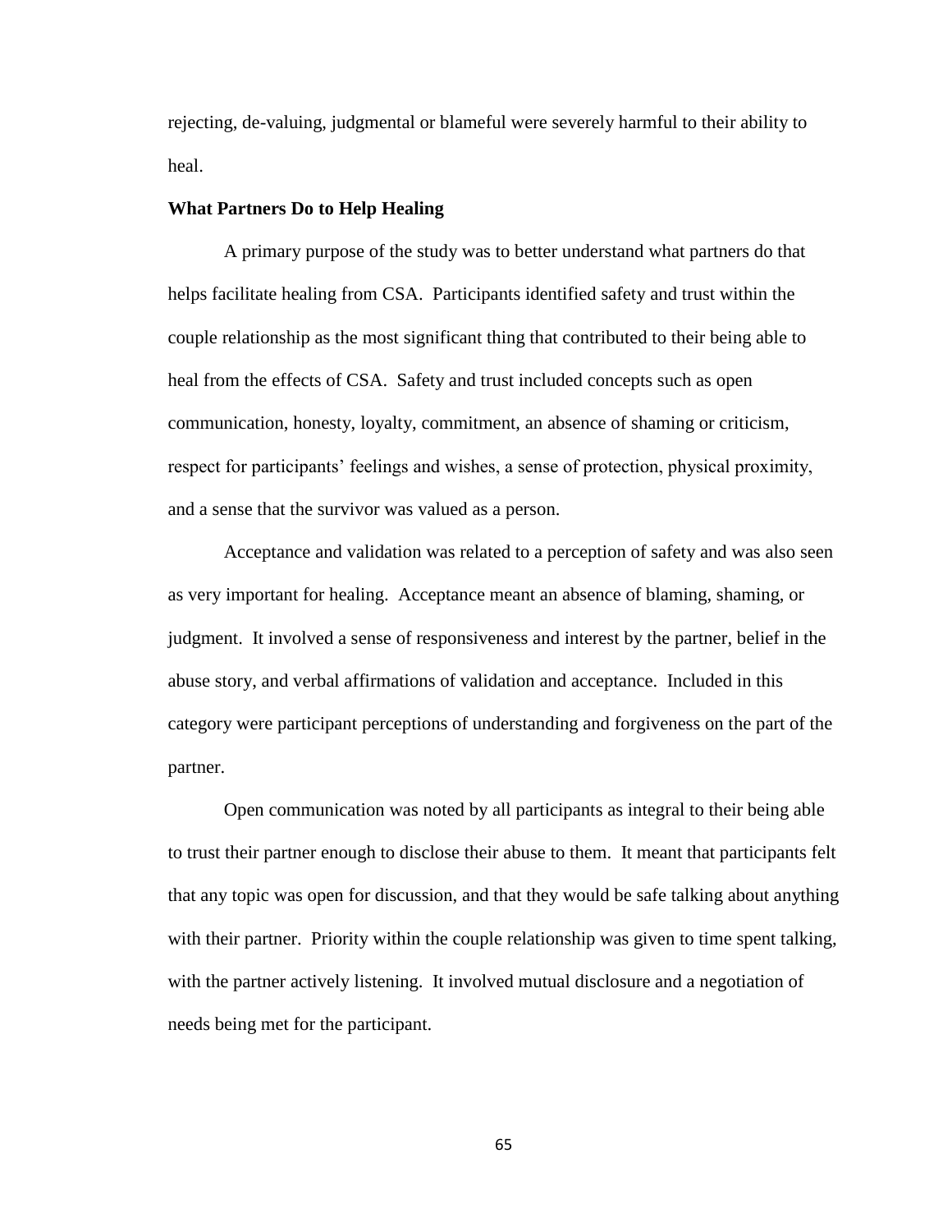rejecting, de-valuing, judgmental or blameful were severely harmful to their ability to heal.

### What Partners Do to Help Healing

A primary purpose of the study was to better understand what partners do that helps facilitate healing from CSA. Participants identified safety and trust within the couple relationship as the most significant thing that contributed to their being able to heal from the effects of CSA. Safety and trust included concepts such as open communication, honesty, loyalty, commitment, an absence of shaming or criticism, respect for participants' feelings and wishes, a sense of protection, physical proximity, and a sense that the survivor was valued as a person.

Acceptance and validation was related to a perception of safety and was also seen as very important for healing. Acceptance meant an absence of blaming, shaming, or judgment. It involved a sense of responsiveness and interest by the partner, belief in the abuse story, and verbal affirmations of validation and acceptance. Included in this category were participant perceptions of understanding and forgiveness on the part of the partner.

Open communication was noted by all participants as integral to their being able to trust their partner enough to disclose their abuse to them. It meant that participants felt that any topic was open for discussion, and that they would be safe talking about anything with their partner. Priority within the couple relationship was given to time spent talking, with the partner actively listening. It involved mutual disclosure and a negotiation of needs being met for the participant.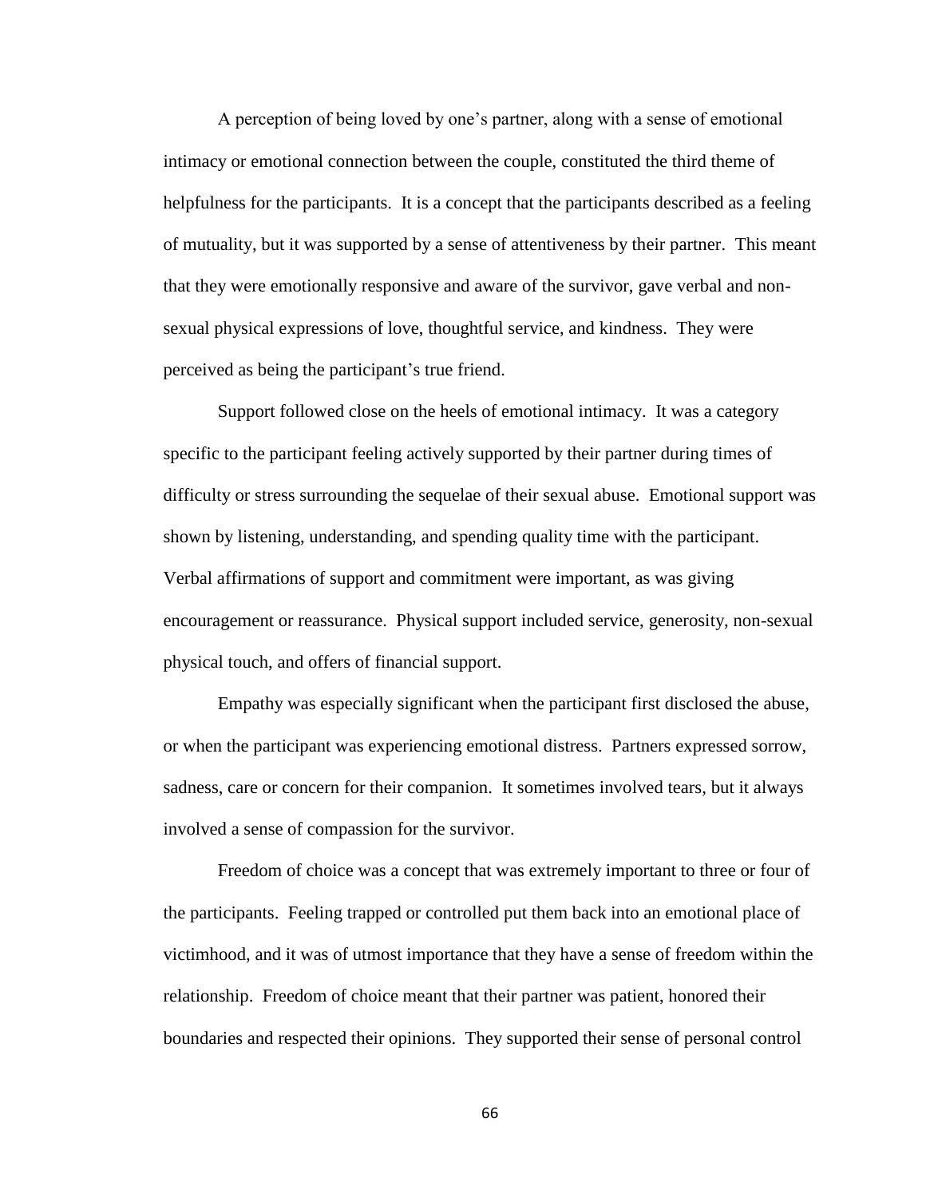A perception of being loved by one's partner, along with a sense of emotional intimacy or emotional connection between the couple, constituted the third theme of helpfulness for the participants. It is a concept that the participants described as a feeling of mutuality, but it was supported by a sense of attentiveness by their partner. This meant that they were emotionally responsive and aware of the survivor, gave verbal and non-sexual physical expressions of love, thoughtful service, and kindness. They were perceived as being the participant's true friend.

Support followed close on the heels of emotional intimacy. It was a category specific to the participant feeling actively supported by their partner during times of difficulty or stress surrounding the sequelae of their sexual abuse. Emotional support was shown by listening, understanding, and spending quality time with the participant. Verbal affirmations of support and commitment were important, as was giving encouragement or reassurance. Physical support included service, generosity, non-sexual physical touch, and offers of financial support.

Empathy was especially significant when the participant first disclosed the abuse, or when the participant was experiencing emotional distress. Partners expressed sorrow, sadness, care or concern for their companion. It sometimes involved tears, but it always involved a sense of compassion for the survivor.

Freedom of choice was a concept that was extremely important to three or four of the participants. Feeling trapped or controlled put them back into an emotional place of victimhood, and it was of utmost importance that they have a sense of freedom within the relationship. Freedom of choice meant that their partner was patient, honored their boundaries and respected their opinions. They supported their sense of personal control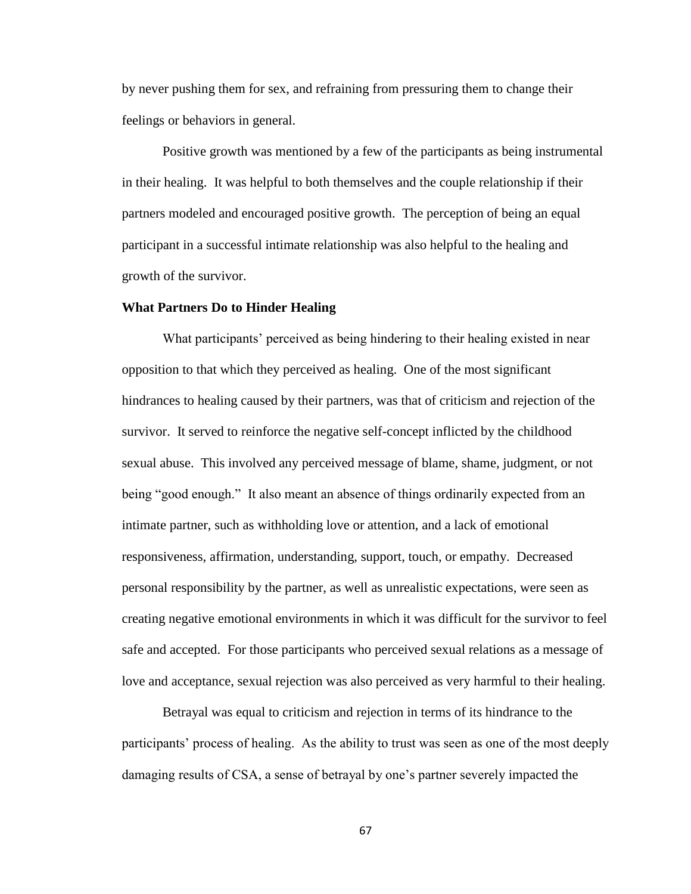by never pushing them for sex, and refraining from pressuring them to change their feelings or behaviors in general.

Positive growth was mentioned by a few of the participants as being instrumental in their healing. It was helpful to both themselves and the couple relationship if their partners modeled and encouraged positive growth. The perception of being an equal participant in a successful intimate relationship was also helpful to the healing and growth of the survivor.

**What Partners Do to Hinder Healing**

What participants' perceived as being hindering to their healing existed in near opposition to that which they perceived as healing. One of the most significant hindrances to healing caused by their partners, was that of criticism and rejection of the survivor. It served to reinforce the negative self-concept inflicted by the childhood sexual abuse. This involved any perceived message of blame, shame, judgment, or not being "good enough." It also meant an absence of things ordinarily expected from an intimate partner, such as withholding love or attention, and a lack of emotional responsiveness, affirmation, understanding, support, touch, or empathy. Decreased personal responsibility by the partner, as well as unrealistic expectations, were seen as creating negative emotional environments in which it was difficult for the survivor to feel safe and accepted. For those participants who perceived sexual relations as a message of love and acceptance, sexual rejection was also perceived as very harmful to their healing.

Betrayal was equal to criticism and rejection in terms of its hindrance to the participants' process of healing. As the ability to trust was seen as one of the most deeply damaging results of CSA, a sense of betrayal by one's partner severely impacted the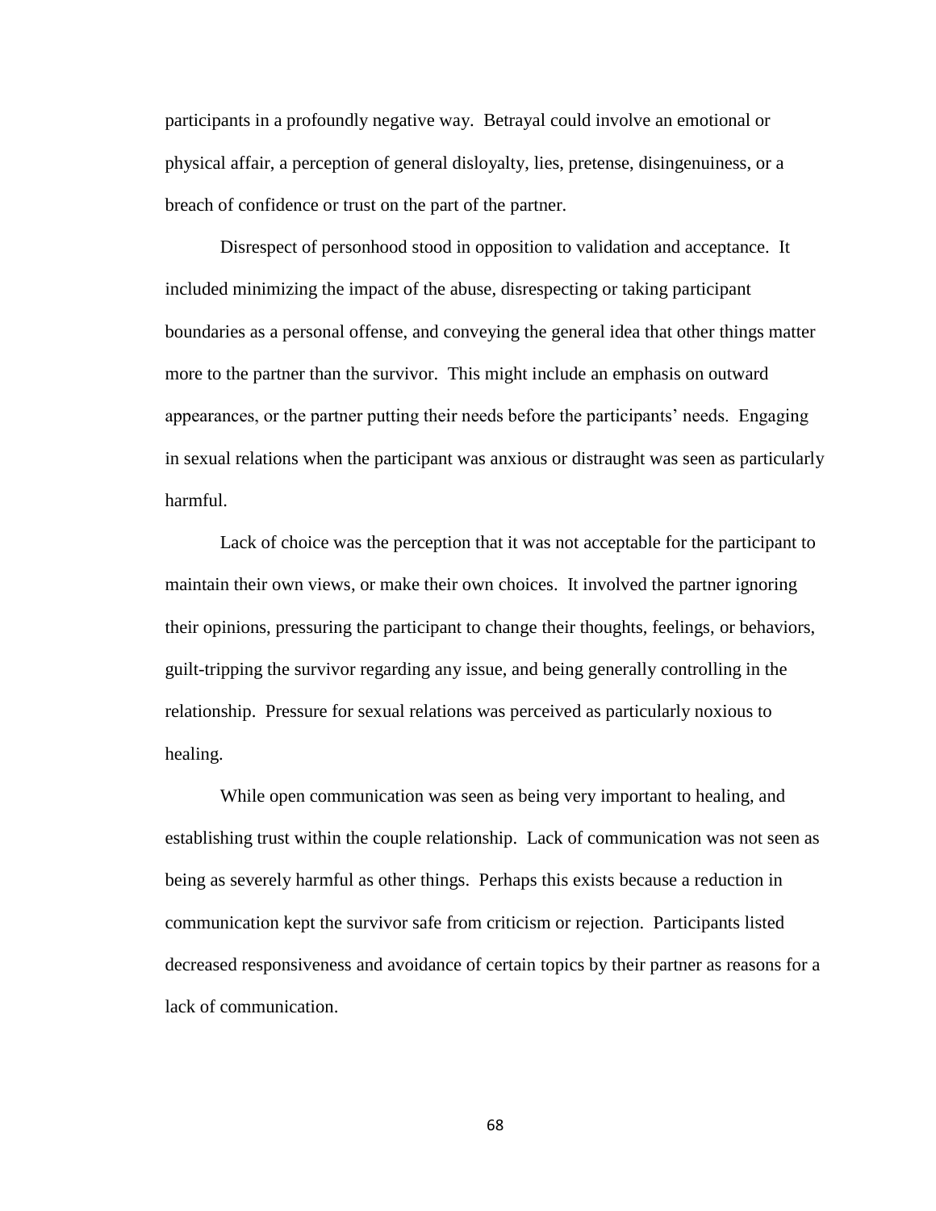participants in a profoundly negative way. Betrayal could involve an emotional or physical affair, a perception of general disloyalty, lies, pretense, disingenuiness, or a breach of confidence or trust on the part of the partner.

Disrespect of personhood stood in opposition to validation and acceptance. It included minimizing the impact of the abuse, disrespecting or taking participant boundaries as a personal offense, and conveying the general idea that other things matter more to the partner than the survivor. This might include an emphasis on outward appearances, or the partner putting their needs before the participants' needs. Engaging in sexual relations when the participant was anxious or distraught was seen as particularly harmful.

Lack of choice was the perception that it was not acceptable for the participant to maintain their own views, or make their own choices. It involved the partner ignoring their opinions, pressuring the participant to change their thoughts, feelings, or behaviors, guilt-tripping the survivor regarding any issue, and being generally controlling in the relationship. Pressure for sexual relations was perceived as particularly noxious to healing.

While open communication was seen as being very important to healing, and establishing trust within the couple relationship. Lack of communication was not seen as being as severely harmful as other things. Perhaps this exists because a reduction in communication kept the survivor safe from criticism or rejection. Participants listed decreased responsiveness and avoidance of certain topics by their partner as reasons for a lack of communication.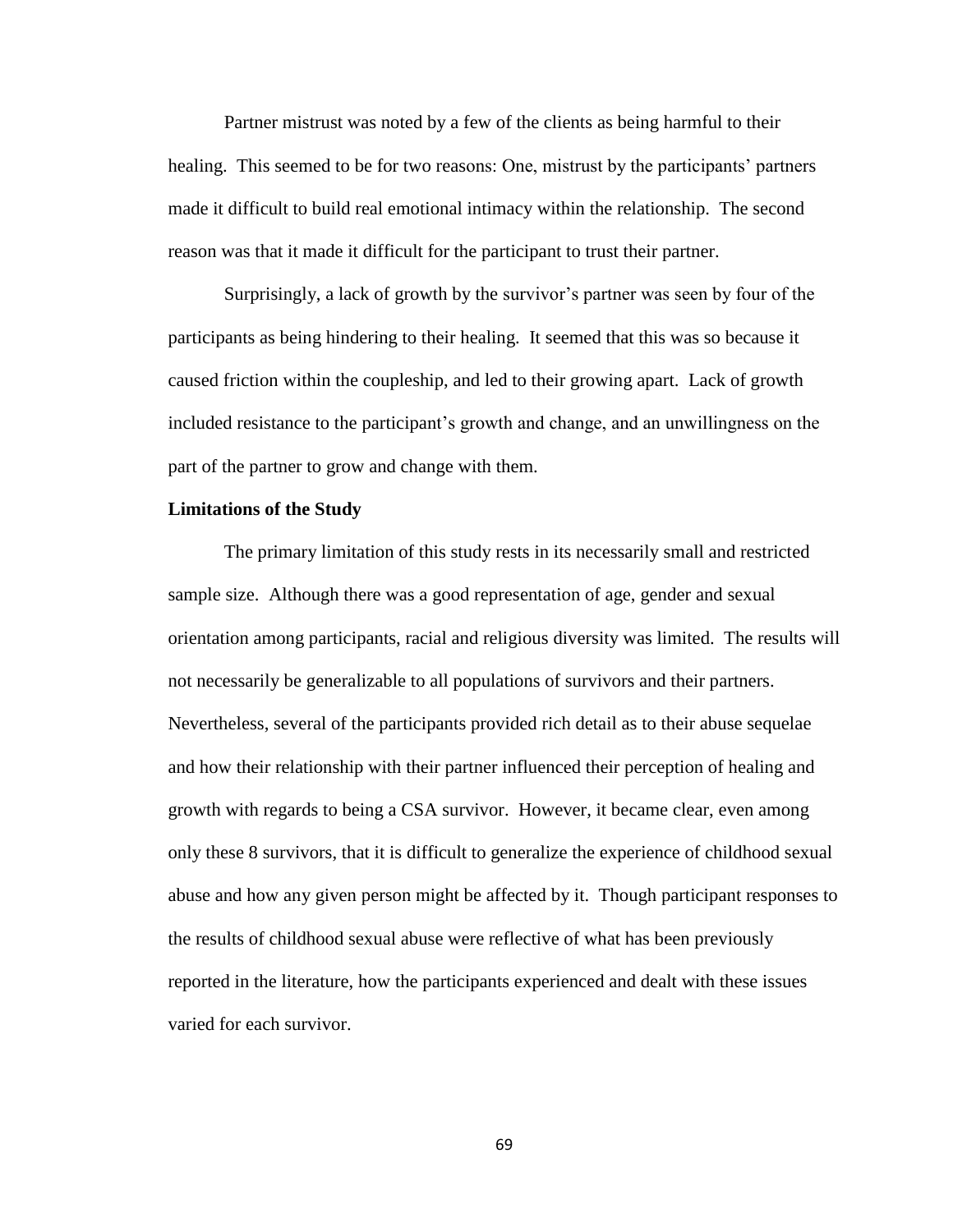Partner mistrust was noted by a few of the clients as being harmful to their healing. This seemed to be for two reasons: One, mistrust by the participants' partners made it difficult to build real emotional intimacy within the relationship. The second reason was that it made it difficult for the participant to trust their partner.

Surprisingly, a lack of growth by the survivor's partner was seen by four of the participants as being hindering to their healing. It seemed that this was so because it caused friction within the coupleship, and led to their growing apart. Lack of growth included resistance to the participant's growth and change, and an unwillingness on the part of the partner to grow and change with them.

**Limitations of the Study**

The primary limitation of this study rests in its necessarily small and restricted sample size. Although there was a good representation of age, gender and sexual orientation among participants, racial and religious diversity was limited. The results will not necessarily be generalizable to all populations of survivors and their partners. Nevertheless, several of the participants provided rich detail as to their abuse sequelae and how their relationship with their partner influenced their perception of healing and growth with regards to being a CSA survivor. However, it became clear, even among only these 8 survivors, that it is difficult to generalize the experience of childhood sexual abuse and how any given person might be affected by it. Though participant responses to the results of childhood sexual abuse were reflective of what has been previously reported in the literature, how the participants experienced and dealt with these issues varied for each survivor.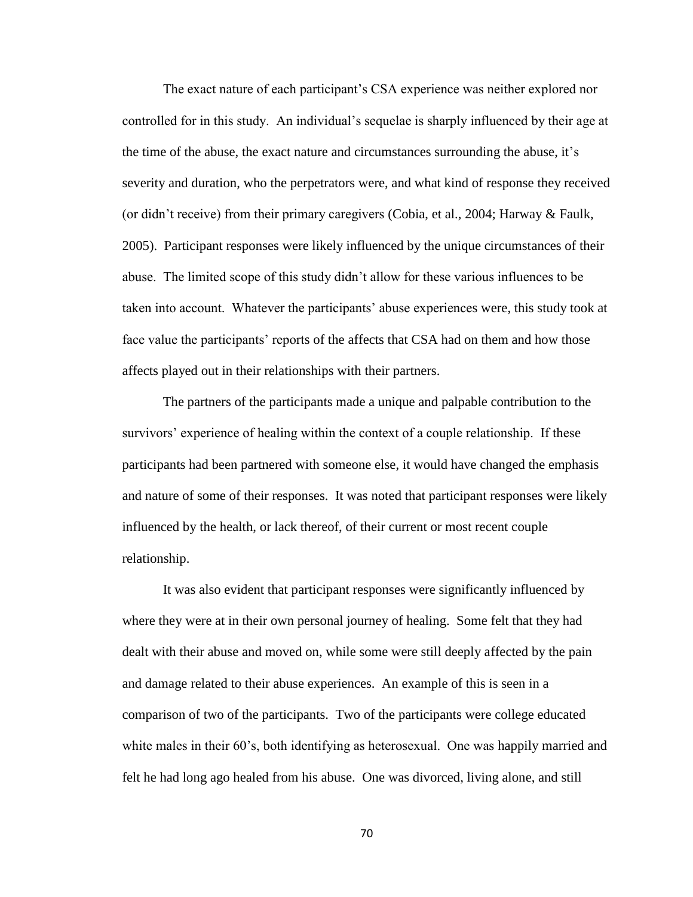The exact nature of each participant's CSA experience was neither explored nor controlled for in this study. An individual's sequelae is sharply influenced by their age at the time of the abuse, the exact nature and circumstances surrounding the abuse, it's severity and duration, who the perpetrators were, and what kind of response they received (or didn't receive) from their primary caregivers (Cobia, et al., 2004; Harway & Faulk, 2005). Participant responses were likely influenced by the unique circumstances of their abuse. The limited scope of this study didn't allow for these various influences to be taken into account. Whatever the participants' abuse experiences were, this study took at face value the participants' reports of the affects that CSA had on them and how those affects played out in their relationships with their partners.

The partners of the participants made a unique and palpable contribution to the survivors' experience of healing within the context of a couple relationship. If these participants had been partnered with someone else, it would have changed the emphasis and nature of some of their responses. It was noted that participant responses were likely influenced by the health, or lack thereof, of their current or most recent couple relationship.

It was also evident that participant responses were significantly influenced by where they were at in their own personal journey of healing. Some felt that they had dealt with their abuse and moved on, while some were still deeply affected by the pain and damage related to their abuse experiences. An example of this is seen in a comparison of two of the participants. Two of the participants were college educated white males in their 60's, both identifying as heterosexual. One was happily married and felt he had long ago healed from his abuse. One was divorced, living alone, and still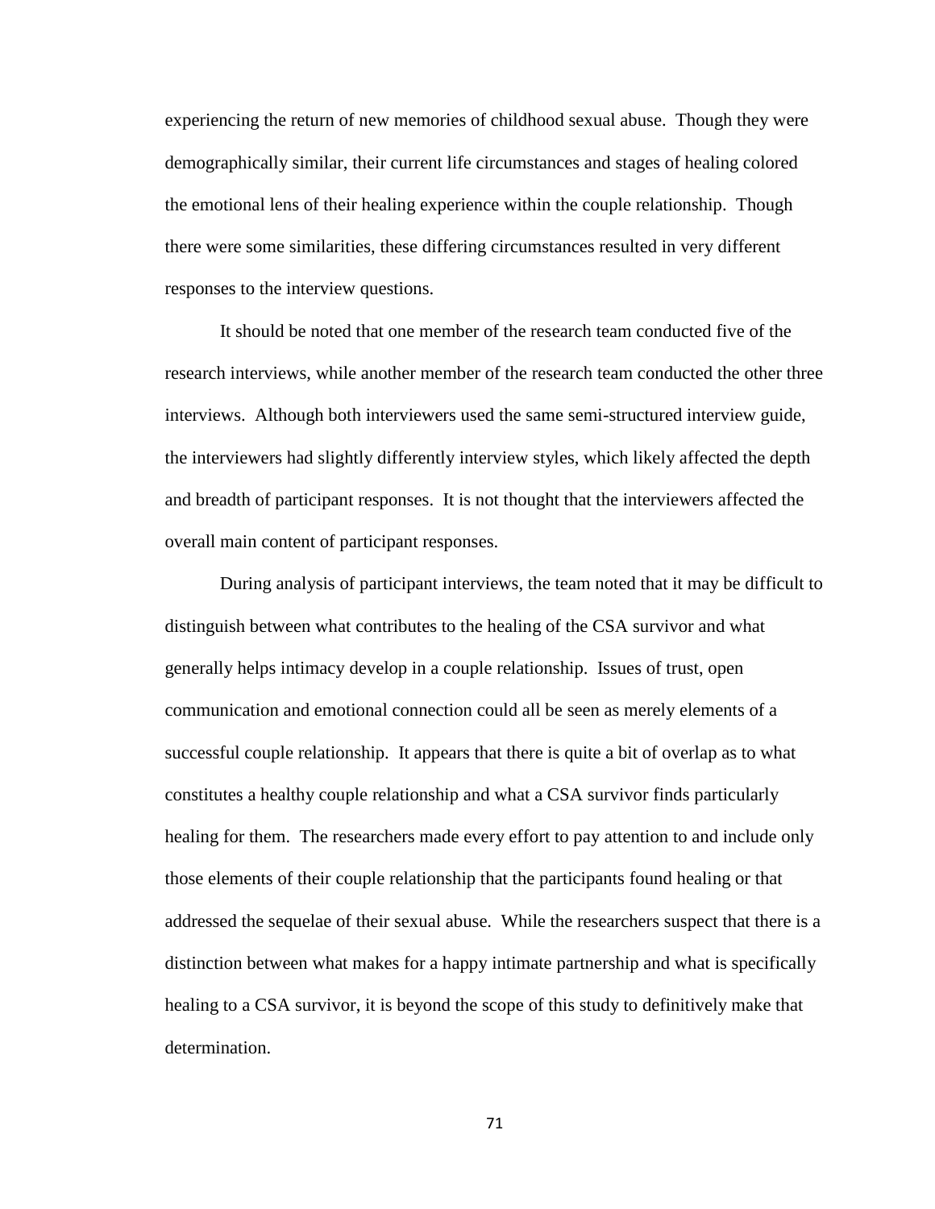experiencing the return of new memories of childhood sexual abuse. Though they were demographically similar, their current life circumstances and stages of healing colored the emotional lens of their healing experience within the couple relationship. Though there were some similarities, these differing circumstances resulted in very different responses to the interview questions.

It should be noted that one member of the research team conducted five of the research interviews, while another member of the research team conducted the other three interviews. Although both interviewers used the same semi-structured interview guide, the interviewers had slightly differently interview styles, which likely affected the depth and breadth of participant responses. It is not thought that the interviewers affected the overall main content of participant responses.

During analysis of participant interviews, the team noted that it may be difficult to distinguish between what contributes to the healing of the CSA survivor and what generally helps intimacy develop in a couple relationship. Issues of trust, open communication and emotional connection could all be seen as merely elements of a successful couple relationship. It appears that there is quite a bit of overlap as to what constitutes a healthy couple relationship and what a CSA survivor finds particularly healing for them. The researchers made every effort to pay attention to and include only those elements of their couple relationship that the participants found healing or that addressed the sequelae of their sexual abuse. While the researchers suspect that there is a distinction between what makes for a happy intimate partnership and what is specifically healing to a CSA survivor, it is beyond the scope of this study to definitively make that determination.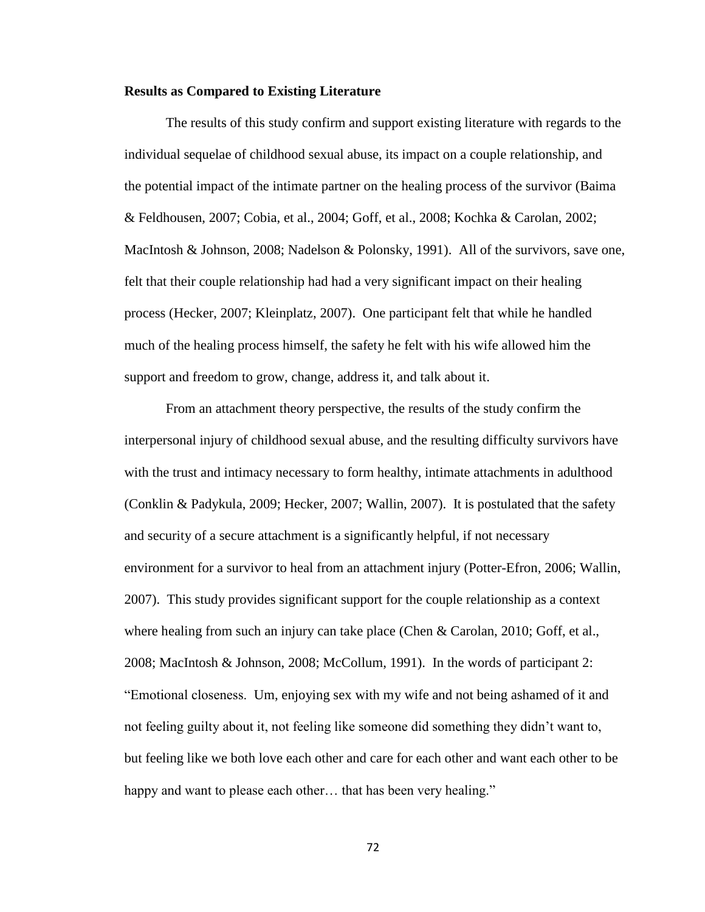**Results as Compared to Existing Literature**

The results of this study confirm and support existing literature with regards to the individual sequelae of childhood sexual abuse, its impact on a couple relationship, and the potential impact of the intimate partner on the healing process of the survivor (Baima & Feldhousen, 2007; Cobia, et al., 2004; Goff, et al., 2008; Kochka & Carolan, 2002; MacIntosh & Johnson, 2008; Nadelson & Polonsky, 1991). All of the survivors, save one, felt that their couple relationship had had a very significant impact on their healing process (Hecker, 2007; Kleinplatz, 2007). One participant felt that while he handled much of the healing process himself, the safety he felt with his wife allowed him the support and freedom to grow, change, address it, and talk about it.

From an attachment theory perspective, the results of the study confirm the interpersonal injury of childhood sexual abuse, and the resulting difficulty survivors have with the trust and intimacy necessary to form healthy, intimate attachments in adulthood (Conklin & Padykula, 2009; Hecker, 2007; Wallin, 2007). It is postulated that the safety and security of a secure attachment is a significantly helpful, if not necessary environment for a survivor to heal from an attachment injury (Potter-Efron, 2006; Wallin, 2007). This study provides significant support for the couple relationship as a context where healing from such an injury can take place (Chen & Carolan, 2010; Goff, et al., 2008; MacIntosh & Johnson, 2008; McCollum, 1991). In the words of participant 2: "Emotional closeness. Um, enjoying sex with my wife and not being ashamed of it and not feeling guilty about it, not feeling like someone did something they didn't want to, but feeling like we both love each other and care for each other and want each other to be happy and want to please each other… that has been very healing."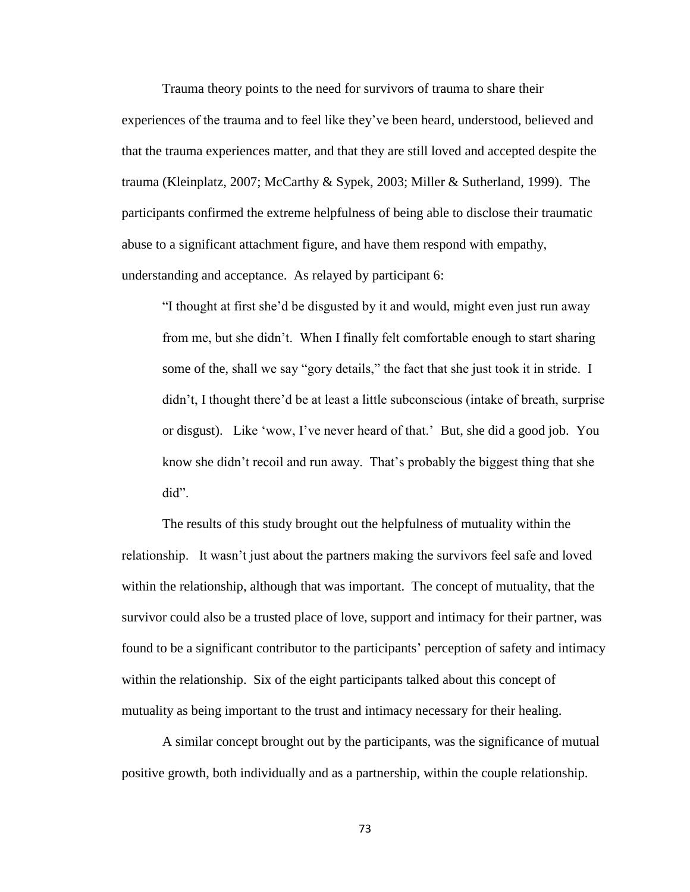Trauma theory points to the need for survivors of trauma to share their experiences of the trauma and to feel like they've been heard, understood, believed and that the trauma experiences matter, and that they are still loved and accepted despite the trauma (Kleinplatz, 2007; McCarthy & Sypek, 2003; Miller & Sutherland, 1999). The participants confirmed the extreme helpfulness of being able to disclose their traumatic abuse to a significant attachment figure, and have them respond with empathy, understanding and acceptance. As relayed by participant 6:

> "I thought at first she'd be disgusted by it and would, might even just run away from me, but she didn't. When I finally felt comfortable enough to start sharing some of the, shall we say "gory details," the fact that she just took it in stride. I didn't, I thought there'd be at least a little subconscious (intake of breath, surprise or disgust). Like 'wow, I've never heard of that.' But, she did a good job. You know she didn't recoil and run away. That's probably the biggest thing that she did".

The results of this study brought out the helpfulness of mutuality within the relationship. It wasn't just about the partners making the survivors feel safe and loved within the relationship, although that was important. The concept of mutuality, that the survivor could also be a trusted place of love, support and intimacy for their partner, was found to be a significant contributor to the participants' perception of safety and intimacy within the relationship. Six of the eight participants talked about this concept of mutuality as being important to the trust and intimacy necessary for their healing.

A similar concept brought out by the participants, was the significance of mutual positive growth, both individually and as a partnership, within the couple relationship.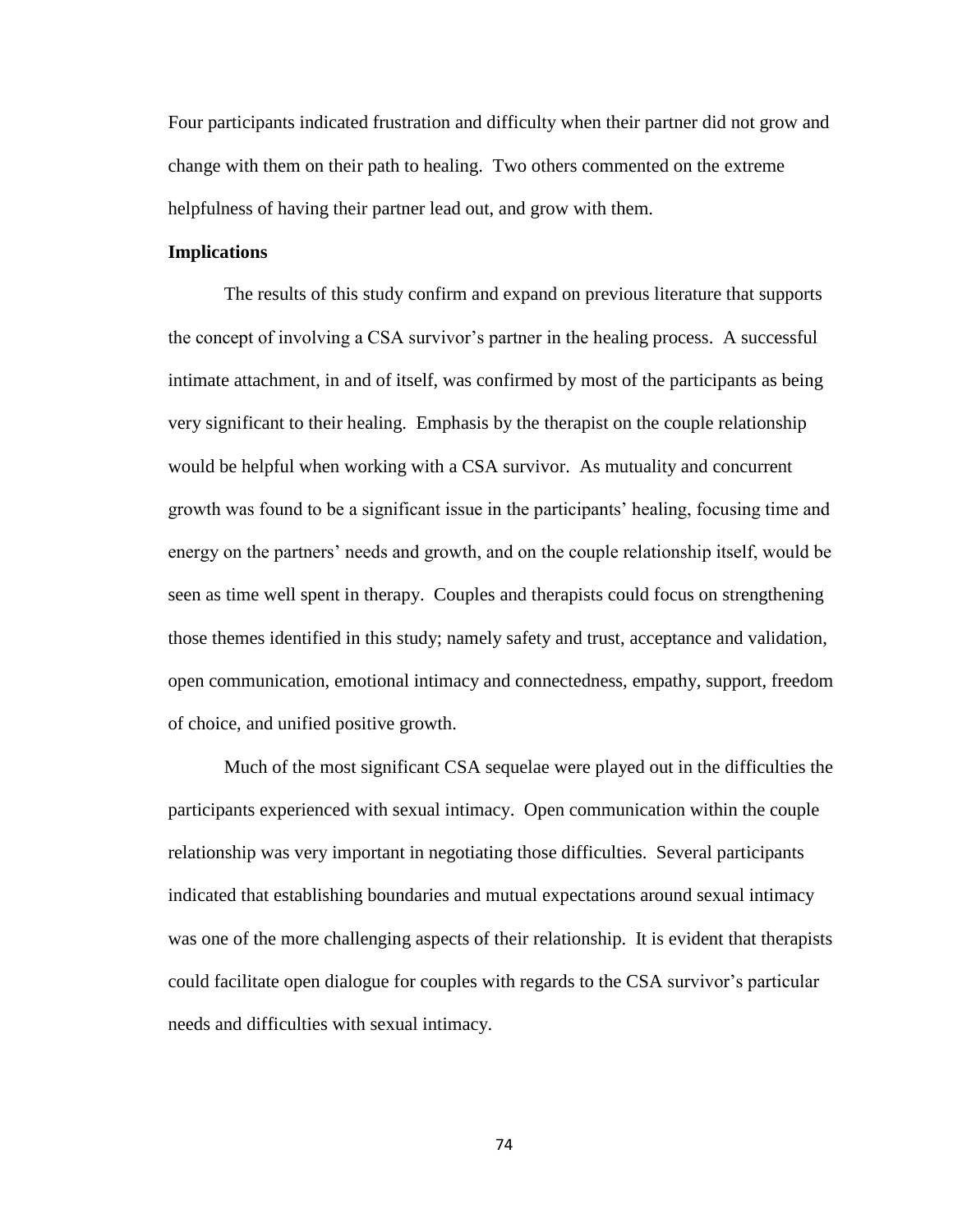Four participants indicated frustration and difficulty when their partner did not grow and change with them on their path to healing. Two others commented on the extreme helpfulness of having their partner lead out, and grow with them.

**Implications**

The results of this study confirm and expand on previous literature that supports the concept of involving a CSA survivor's partner in the healing process. A successful intimate attachment, in and of itself, was confirmed by most of the participants as being very significant to their healing. Emphasis by the therapist on the couple relationship would be helpful when working with a CSA survivor. As mutuality and concurrent growth was found to be a significant issue in the participants' healing, focusing time and energy on the partners' needs and growth, and on the couple relationship itself, would be seen as time well spent in therapy. Couples and therapists could focus on strengthening those themes identified in this study; namely safety and trust, acceptance and validation, open communication, emotional intimacy and connectedness, empathy, support, freedom of choice, and unified positive growth.

Much of the most significant CSA sequelae were played out in the difficulties the participants experienced with sexual intimacy. Open communication within the couple relationship was very important in negotiating those difficulties. Several participants indicated that establishing boundaries and mutual expectations around sexual intimacy was one of the more challenging aspects of their relationship. It is evident that therapists could facilitate open dialogue for couples with regards to the CSA survivor's particular needs and difficulties with sexual intimacy.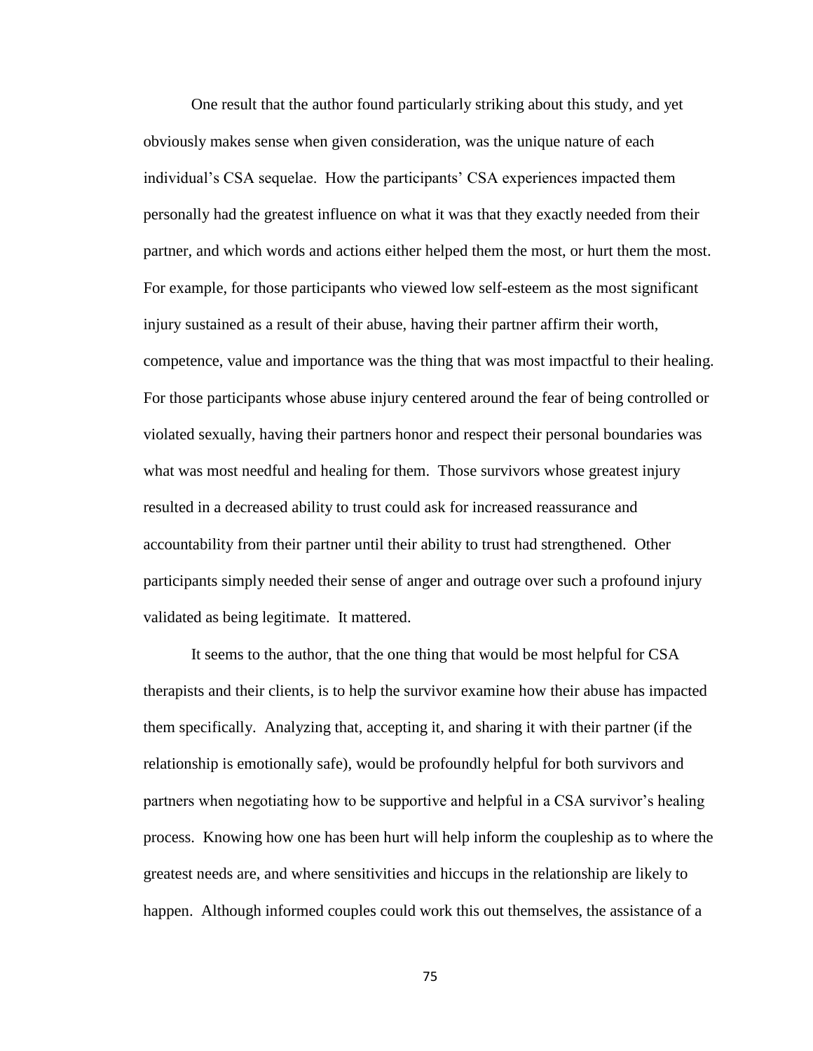One result that the author found particularly striking about this study, and yet obviously makes sense when given consideration, was the unique nature of each individual's CSA sequelae. How the participants' CSA experiences impacted them personally had the greatest influence on what it was that they exactly needed from their partner, and which words and actions either helped them the most, or hurt them the most. For example, for those participants who viewed low self-esteem as the most significant injury sustained as a result of their abuse, having their partner affirm their worth, competence, value and importance was the thing that was most impactful to their healing. For those participants whose abuse injury centered around the fear of being controlled or violated sexually, having their partners honor and respect their personal boundaries was what was most needful and healing for them. Those survivors whose greatest injury resulted in a decreased ability to trust could ask for increased reassurance and accountability from their partner until their ability to trust had strengthened. Other participants simply needed their sense of anger and outrage over such a profound injury validated as being legitimate. It mattered.

It seems to the author, that the one thing that would be most helpful for CSA therapists and their clients, is to help the survivor examine how their abuse has impacted them specifically. Analyzing that, accepting it, and sharing it with their partner (if the relationship is emotionally safe), would be profoundly helpful for both survivors and partners when negotiating how to be supportive and helpful in a CSA survivor's healing process. Knowing how one has been hurt will help inform the coupleship as to where the greatest needs are, and where sensitivities and hiccups in the relationship are likely to happen. Although informed couples could work this out themselves, the assistance of a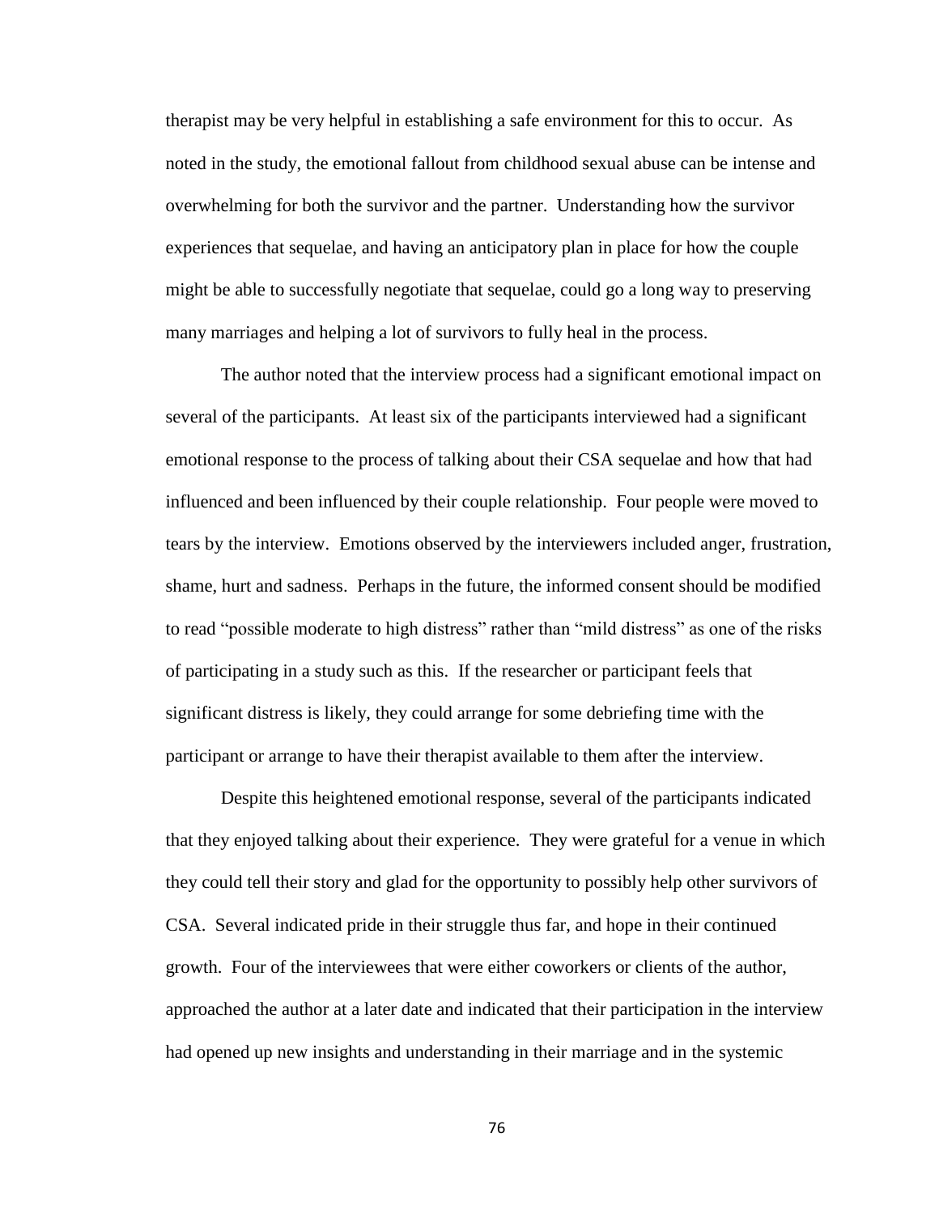therapist may be very helpful in establishing a safe environment for this to occur. As noted in the study, the emotional fallout from childhood sexual abuse can be intense and overwhelming for both the survivor and the partner. Understanding how the survivor experiences that sequelae, and having an anticipatory plan in place for how the couple might be able to successfully negotiate that sequelae, could go a long way to preserving many marriages and helping a lot of survivors to fully heal in the process.

The author noted that the interview process had a significant emotional impact on several of the participants. At least six of the participants interviewed had a significant emotional response to the process of talking about their CSA sequelae and how that had influenced and been influenced by their couple relationship. Four people were moved to tears by the interview. Emotions observed by the interviewers included anger, frustration, shame, hurt and sadness. Perhaps in the future, the informed consent should be modified to read "possible moderate to high distress" rather than "mild distress" as one of the risks of participating in a study such as this. If the researcher or participant feels that significant distress is likely, they could arrange for some debriefing time with the participant or arrange to have their therapist available to them after the interview.

Despite this heightened emotional response, several of the participants indicated that they enjoyed talking about their experience. They were grateful for a venue in which they could tell their story and glad for the opportunity to possibly help other survivors of CSA. Several indicated pride in their struggle thus far, and hope in their continued growth. Four of the interviewees that were either coworkers or clients of the author, approached the author at a later date and indicated that their participation in the interview had opened up new insights and understanding in their marriage and in the systemic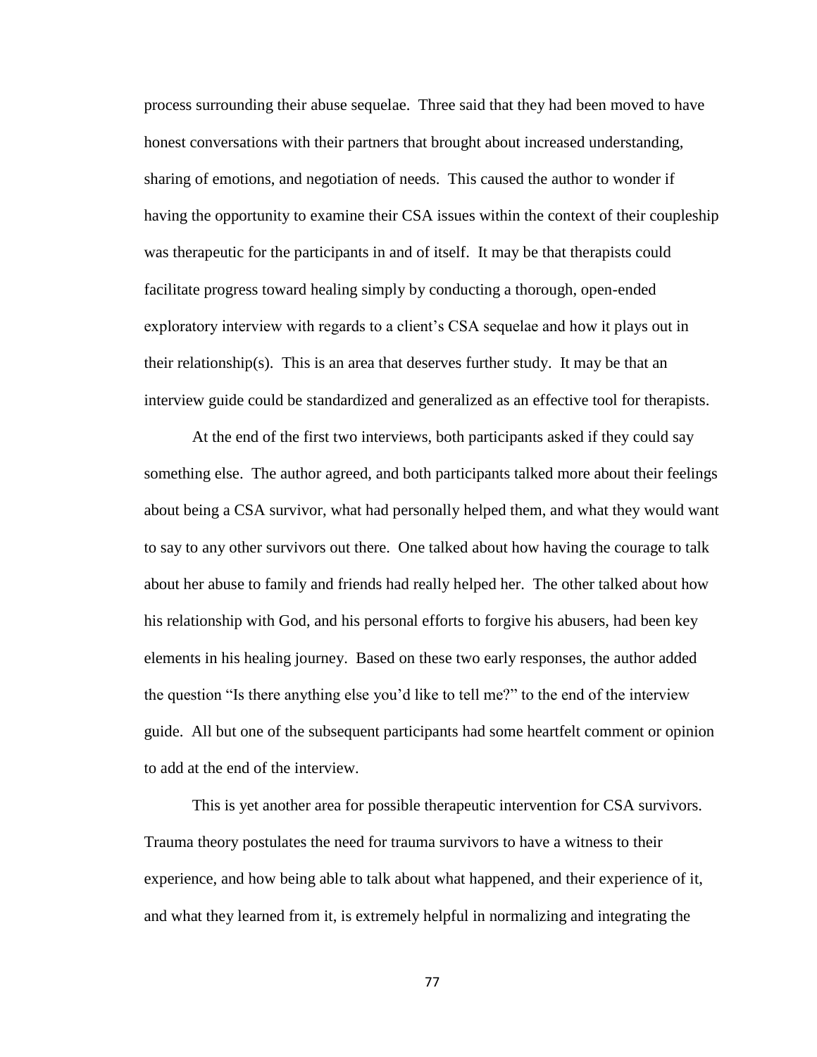process surrounding their abuse sequelae. Three said that they had been moved to have honest conversations with their partners that brought about increased understanding, sharing of emotions, and negotiation of needs. This caused the author to wonder if having the opportunity to examine their CSA issues within the context of their coupleship was therapeutic for the participants in and of itself. It may be that therapists could facilitate progress toward healing simply by conducting a thorough, open-ended exploratory interview with regards to a client's CSA sequelae and how it plays out in their relationship(s). This is an area that deserves further study. It may be that an interview guide could be standardized and generalized as an effective tool for therapists.

At the end of the first two interviews, both participants asked if they could say something else. The author agreed, and both participants talked more about their feelings about being a CSA survivor, what had personally helped them, and what they would want to say to any other survivors out there. One talked about how having the courage to talk about her abuse to family and friends had really helped her. The other talked about how his relationship with God, and his personal efforts to forgive his abusers, had been key elements in his healing journey. Based on these two early responses, the author added the question "Is there anything else you'd like to tell me?" to the end of the interview guide. All but one of the subsequent participants had some heartfelt comment or opinion to add at the end of the interview.

This is yet another area for possible therapeutic intervention for CSA survivors. Trauma theory postulates the need for trauma survivors to have a witness to their experience, and how being able to talk about what happened, and their experience of it, and what they learned from it, is extremely helpful in normalizing and integrating the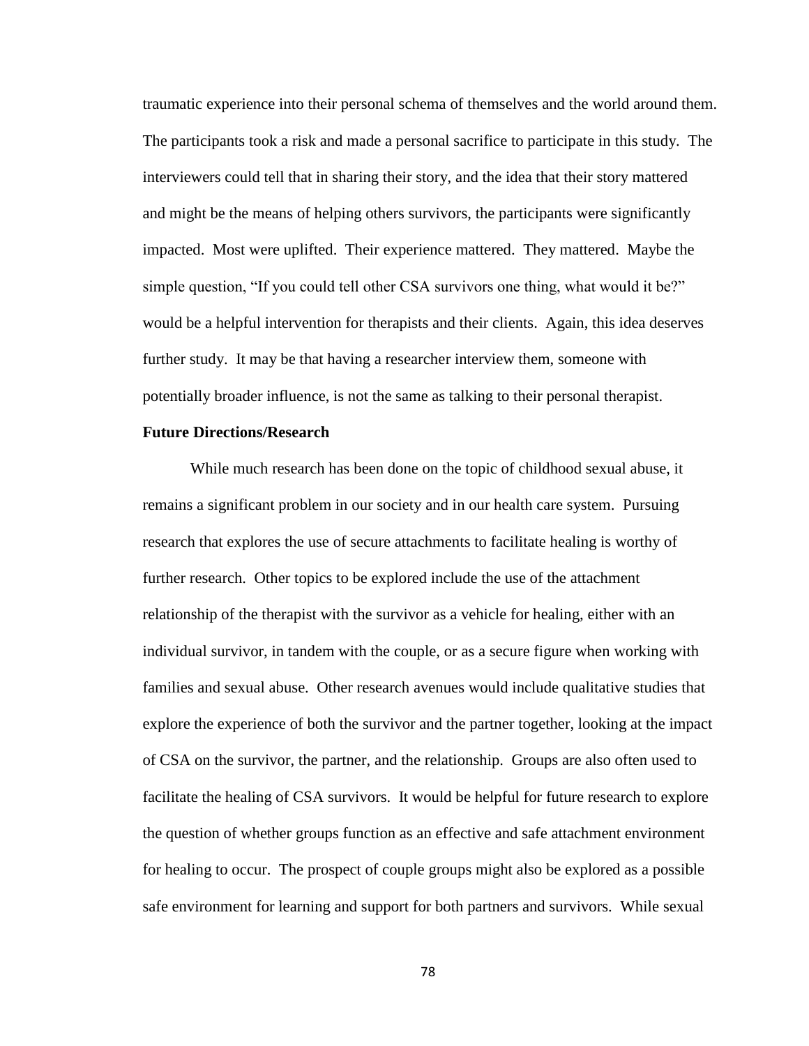traumatic experience into their personal schema of themselves and the world around them. The participants took a risk and made a personal sacrifice to participate in this study. The interviewers could tell that in sharing their story, and the idea that their story mattered and might be the means of helping others survivors, the participants were significantly impacted. Most were uplifted. Their experience mattered. They mattered. Maybe the simple question, "If you could tell other CSA survivors one thing, what would it be?" would be a helpful intervention for therapists and their clients. Again, this idea deserves further study. It may be that having a researcher interview them, someone with potentially broader influence, is not the same as talking to their personal therapist.

**Future Directions/Research**

While much research has been done on the topic of childhood sexual abuse, it remains a significant problem in our society and in our health care system. Pursuing research that explores the use of secure attachments to facilitate healing is worthy of further research. Other topics to be explored include the use of the attachment relationship of the therapist with the survivor as a vehicle for healing, either with an individual survivor, in tandem with the couple, or as a secure figure when working with families and sexual abuse. Other research avenues would include qualitative studies that explore the experience of both the survivor and the partner together, looking at the impact of CSA on the survivor, the partner, and the relationship. Groups are also often used to facilitate the healing of CSA survivors. It would be helpful for future research to explore the question of whether groups function as an effective and safe attachment environment for healing to occur. The prospect of couple groups might also be explored as a possible safe environment for learning and support for both partners and survivors. While sexual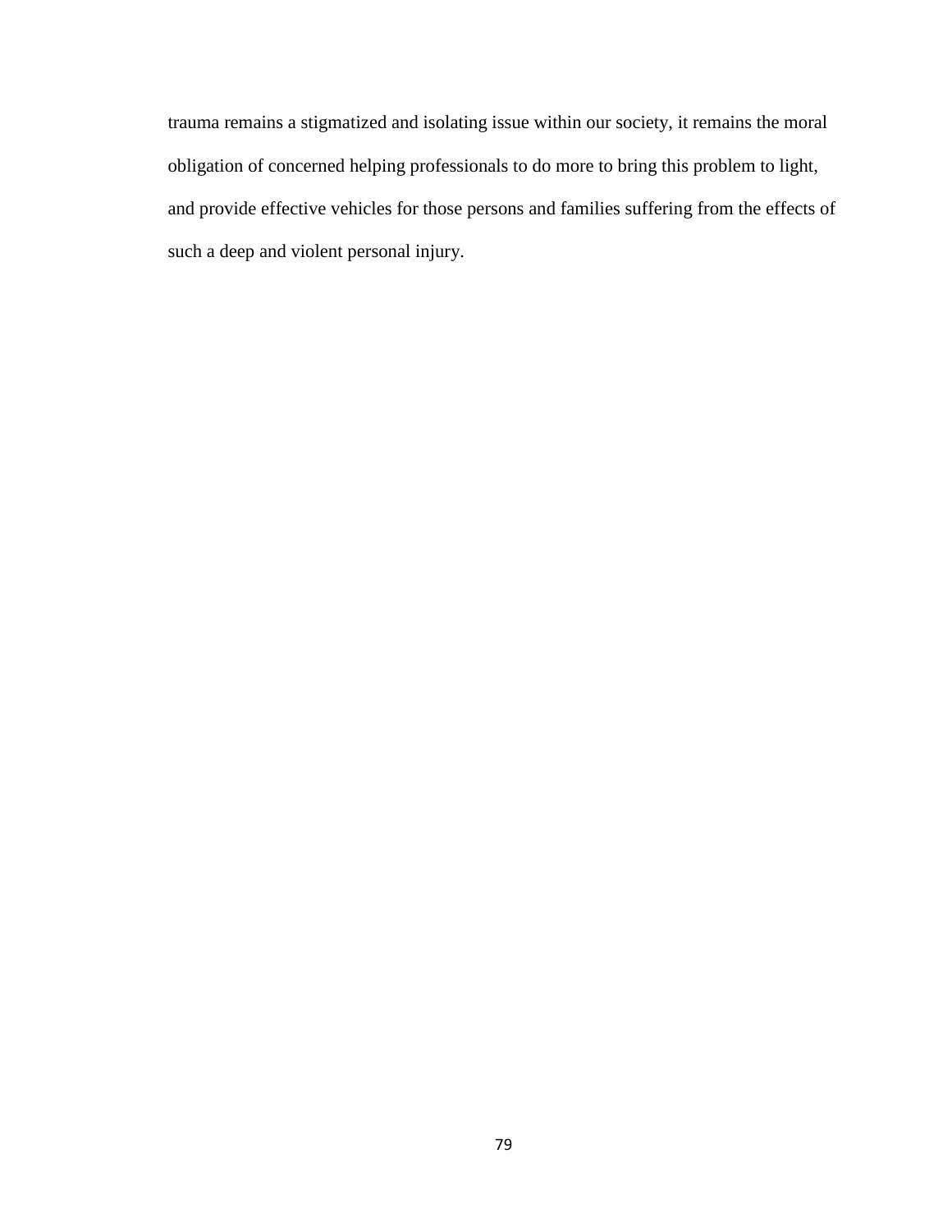trauma remains a stigmatized and isolating issue within our society, it remains the moral obligation of concerned helping professionals to do more to bring this problem to light, and provide effective vehicles for those persons and families suffering from the effects of such a deep and violent personal injury.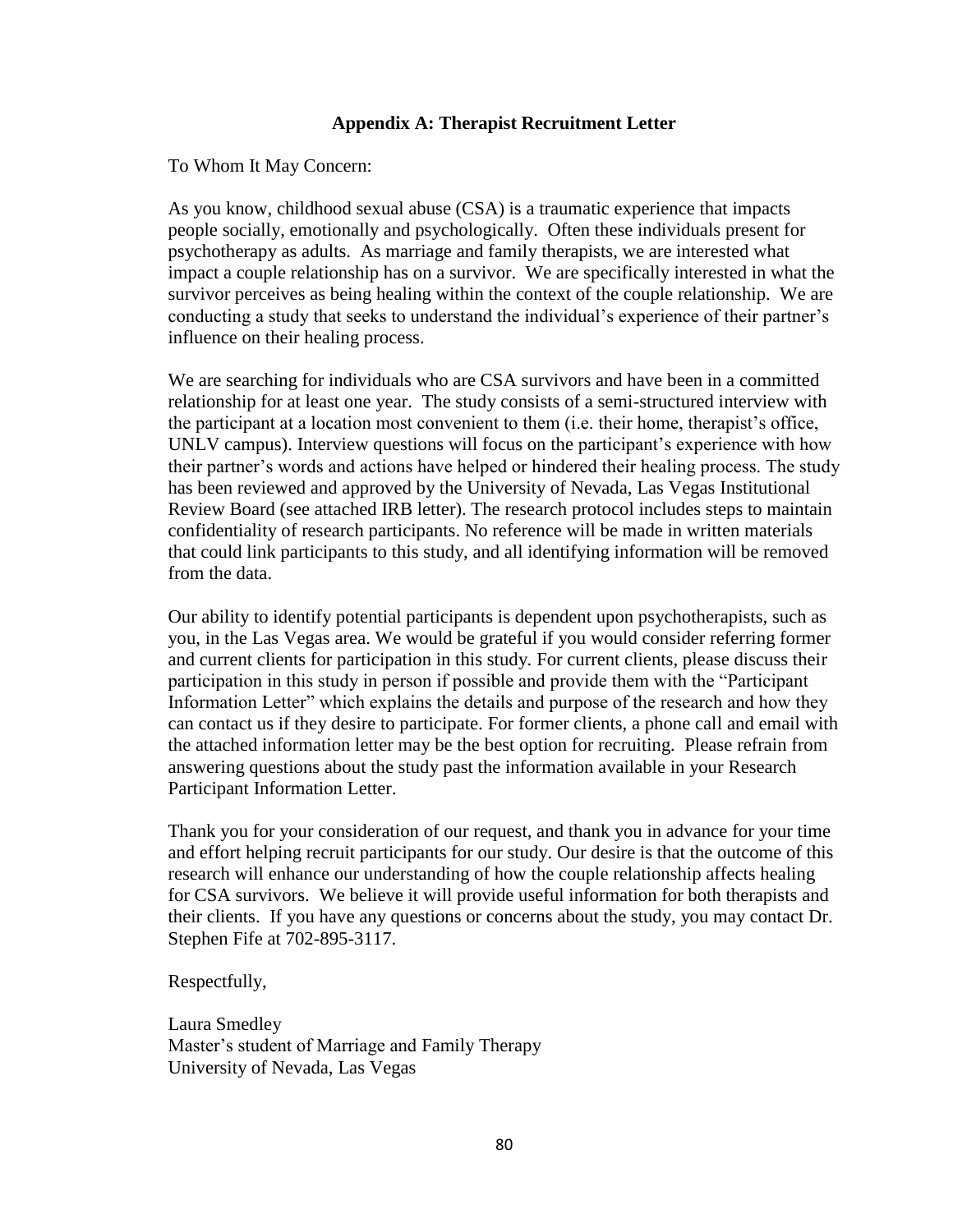## Appendix A: Therapist Recruitment Letter

To Whom It May Concern:

As you know, childhood sexual abuse (CSA) is a traumatic experience that impacts people socially, emotionally and psychologically. Often these individuals present for psychotherapy as adults. As marriage and family therapists, we are interested what impact a couple relationship has on a survivor. We are specifically interested in what the survivor perceives as being healing within the context of the couple relationship. We are conducting a study that seeks to understand the individual's experience of their partner's influence on their healing process.

We are searching for individuals who are CSA survivors and have been in a committed relationship for at least one year. The study consists of a semi-structured interview with the participant at a location most convenient to them (i.e. their home, therapist's office, UNLV campus). Interview questions will focus on the participant's experience with how their partner's words and actions have helped or hindered their healing process. The study has been reviewed and approved by the University of Nevada, Las Vegas Institutional Review Board (see attached IRB letter). The research protocol includes steps to maintain confidentiality of research participants. No reference will be made in written materials that could link participants to this study, and all identifying information will be removed from the data.

Our ability to identify potential participants is dependent upon psychotherapists, such as you, in the Las Vegas area. We would be grateful if you would consider referring former and current clients for participation in this study. For current clients, please discuss their participation in this study in person if possible and provide them with the "Participant Information Letter" which explains the details and purpose of the research and how they can contact us if they desire to participate. For former clients, a phone call and email with the attached information letter may be the best option for recruiting. Please refrain from answering questions about the study past the information available in your Research Participant Information Letter.

Thank you for your consideration of our request, and thank you in advance for your time and effort helping recruit participants for our study. Our desire is that the outcome of this research will enhance our understanding of how the couple relationship affects healing for CSA survivors. We believe it will provide useful information for both therapists and their clients. If you have any questions or concerns about the study, you may contact Dr. Stephen Fife at 702-895-3117.

Respectfully,

Laura Smedley
Master's student of Marriage and Family Therapy
University of Nevada, Las Vegas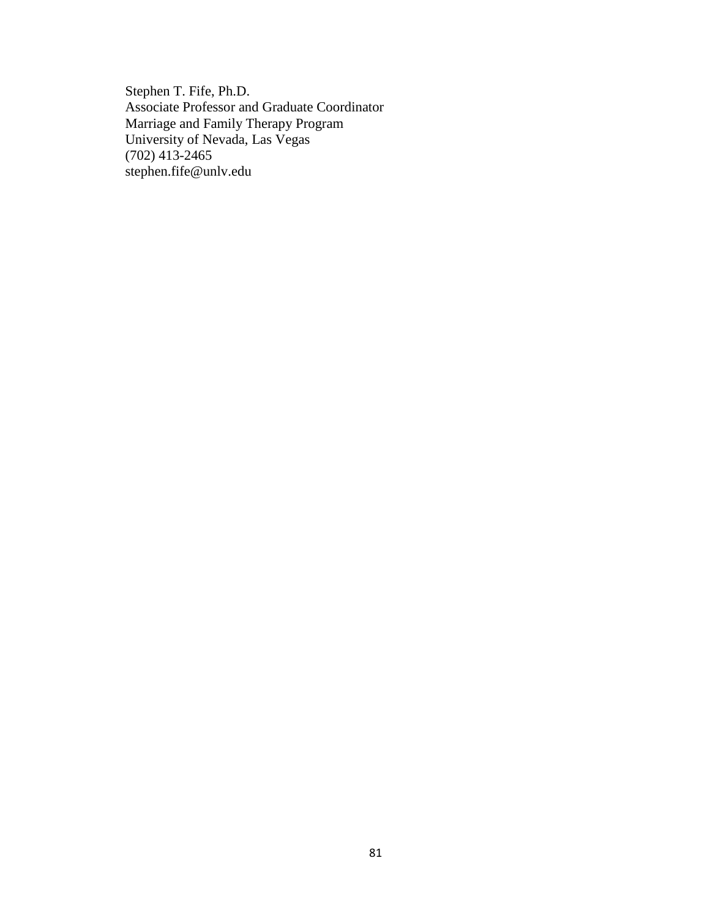Stephen T. Fife, Ph.D.  
Associate Professor and Graduate Coordinator  
Marriage and Family Therapy Program  
University of Nevada, Las Vegas  
(702) 413-2465  
stephen.fife@unlv.edu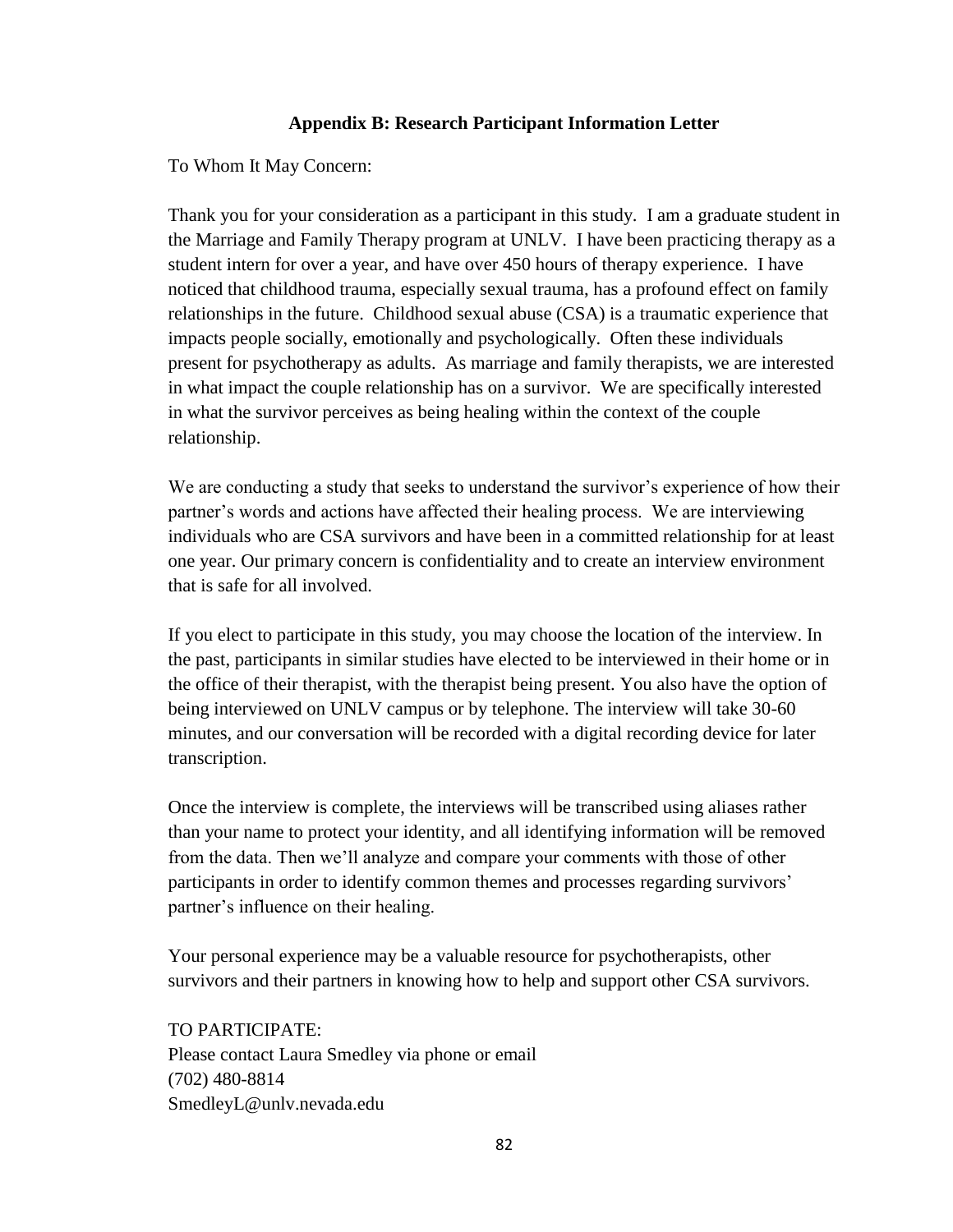## Appendix B: Research Participant Information Letter

To Whom It May Concern:

Thank you for your consideration as a participant in this study. I am a graduate student in the Marriage and Family Therapy program at UNLV. I have been practicing therapy as a student intern for over a year, and have over 450 hours of therapy experience. I have noticed that childhood trauma, especially sexual trauma, has a profound effect on family relationships in the future. Childhood sexual abuse (CSA) is a traumatic experience that impacts people socially, emotionally and psychologically. Often these individuals present for psychotherapy as adults. As marriage and family therapists, we are interested in what impact the couple relationship has on a survivor. We are specifically interested in what the survivor perceives as being healing within the context of the couple relationship.

We are conducting a study that seeks to understand the survivor's experience of how their partner's words and actions have affected their healing process. We are interviewing individuals who are CSA survivors and have been in a committed relationship for at least one year. Our primary concern is confidentiality and to create an interview environment that is safe for all involved.

If you elect to participate in this study, you may choose the location of the interview. In the past, participants in similar studies have elected to be interviewed in their home or in the office of their therapist, with the therapist being present. You also have the option of being interviewed on UNLV campus or by telephone. The interview will take 30-60 minutes, and our conversation will be recorded with a digital recording device for later transcription.

Once the interview is complete, the interviews will be transcribed using aliases rather than your name to protect your identity, and all identifying information will be removed from the data. Then we'll analyze and compare your comments with those of other participants in order to identify common themes and processes regarding survivors' partner's influence on their healing.

Your personal experience may be a valuable resource for psychotherapists, other survivors and their partners in knowing how to help and support other CSA survivors.

TO PARTICIPATE:
Please contact Laura Smedley via phone or email
(702) 480-8814
SmedleyL@unlv.nevada.edu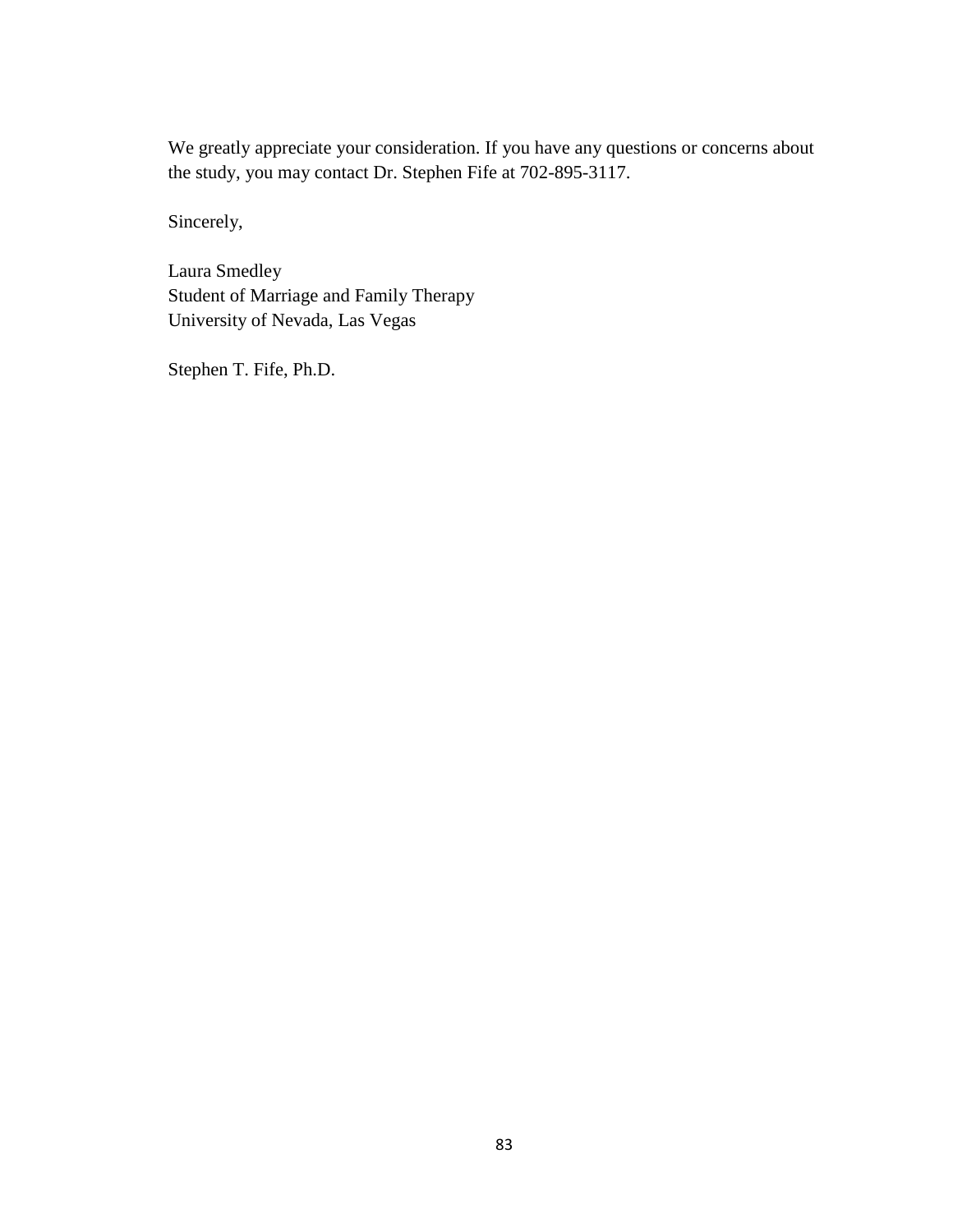We greatly appreciate your consideration. If you have any questions or concerns about the study, you may contact Dr. Stephen Fife at 702-895-3117.

Sincerely,

Laura Smedley  
Student of Marriage and Family Therapy  
University of Nevada, Las Vegas

Stephen T. Fife, Ph.D.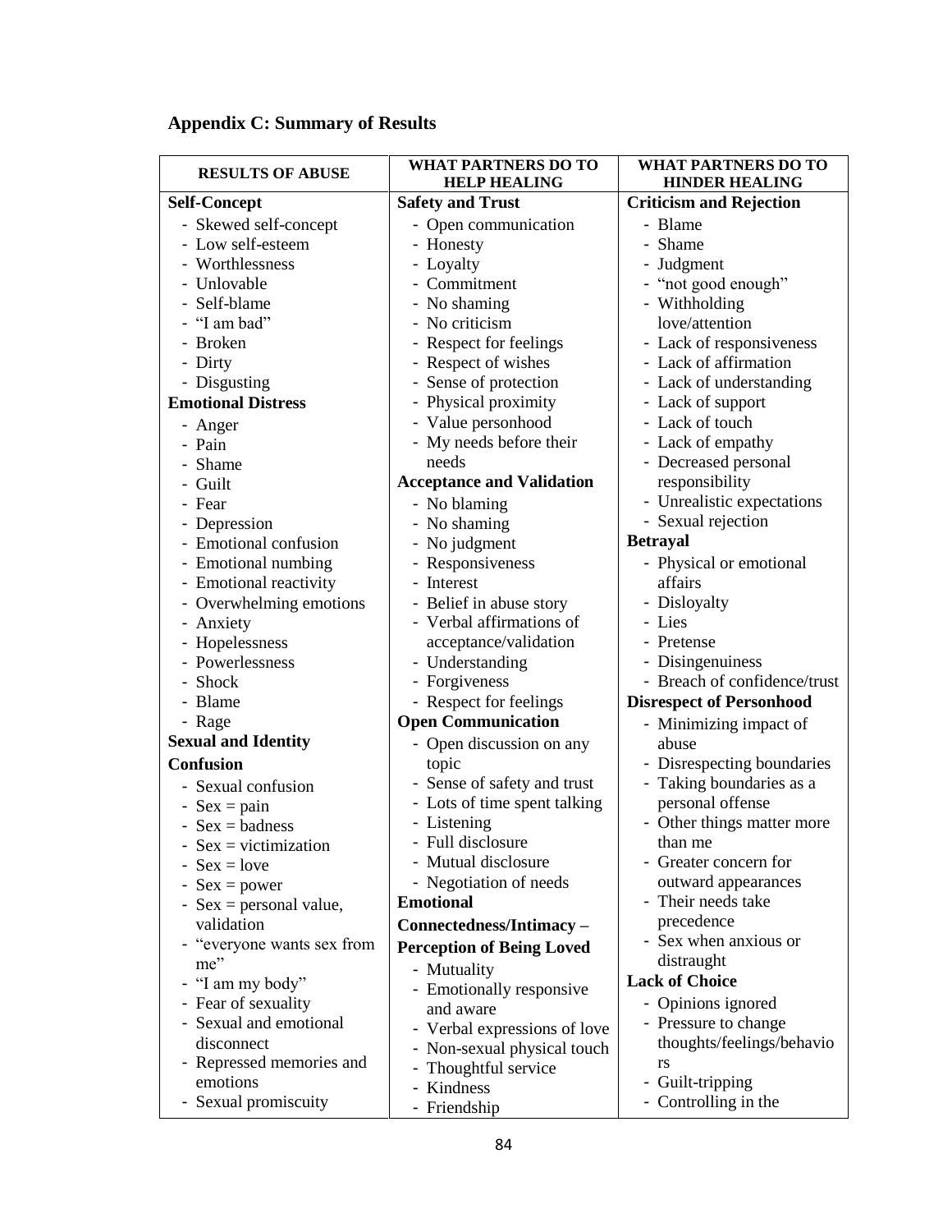## Appendix C: Summary of Results

| RESULTS OF ABUSE | WHAT PARTNERS DO TO HELP HEALING | WHAT PARTNERS DO TO HINDER HEALING |
|---|---|---|
| **Self-Concept**<br>- Skewed self-concept<br>- Low self-esteem<br>- Worthlessness<br>- Unlovable<br>- Self-blame<br>- "I am bad"<br>- Broken<br>- Dirty<br>- Disgusting<br>**Emotional Distress**<br>- Anger<br>- Pain<br>- Shame<br>- Guilt<br>- Fear<br>- Depression<br>- Emotional confusion<br>- Emotional numbing<br>- Emotional reactivity<br>- Overwhelming emotions<br>- Anxiety<br>- Hopelessness<br>- Powerlessness<br>- Shock<br>- Blame<br>- Rage<br>**Sexual and Identity Confusion**<br>- Sexual confusion<br>- Sex = pain<br>- Sex = badness<br>- Sex = victimization<br>- Sex = love<br>- Sex = power<br>- Sex = personal value, validation<br>- "everyone wants sex from me"<br>- "I am my body"<br>- Fear of sexuality<br>- Sexual and emotional disconnect<br>- Repressed memories and emotions<br>- Sexual promiscuity | **Safety and Trust**<br>- Open communication<br>- Honesty<br>- Loyalty<br>- Commitment<br>- No shaming<br>- No criticism<br>- Respect for feelings<br>- Respect of wishes<br>- Sense of protection<br>- Physical proximity<br>- Value personhood<br>- My needs before their needs<br>**Acceptance and Validation**<br>- No blaming<br>- No shaming<br>- No judgment<br>- Responsiveness<br>- Interest<br>- Belief in abuse story<br>- Verbal affirmations of acceptance/validation<br>- Understanding<br>- Forgiveness<br>- Respect for feelings<br>**Open Communication**<br>- Open discussion on any topic<br>- Sense of safety and trust<br>- Lots of time spent talking<br>- Listening<br>- Full disclosure<br>- Mutual disclosure<br>- Negotiation of needs<br>**Emotional Connectedness/Intimacy – Perception of Being Loved**<br>- Mutuality<br>- Emotionally responsive and aware<br>- Verbal expressions of love<br>- Non-sexual physical touch<br>- Thoughtful service<br>- Kindness<br>- Friendship | **Criticism and Rejection**<br>- Blame<br>- Shame<br>- Judgment<br>- "not good enough"<br>- Withholding love/attention<br>- Lack of responsiveness<br>- Lack of affirmation<br>- Lack of understanding<br>- Lack of support<br>- Lack of touch<br>- Lack of empathy<br>- Decreased personal responsibility<br>- Unrealistic expectations<br>- Sexual rejection<br>**Betrayal**<br>- Physical or emotional affairs<br>- Disloyalty<br>- Lies<br>- Pretense<br>- Disingenuiness<br>- Breach of confidence/trust<br>**Disrespect of Personhood**<br>- Minimizing impact of abuse<br>- Disrespecting boundaries<br>- Taking boundaries as a personal offense<br>- Other things matter more than me<br>- Greater concern for outward appearances<br>- Their needs take precedence<br>- Sex when anxious or distraught<br>**Lack of Choice**<br>- Opinions ignored<br>- Pressure to change thoughts/feelings/behaviors<br>- Guilt-tripping<br>- Controlling in the |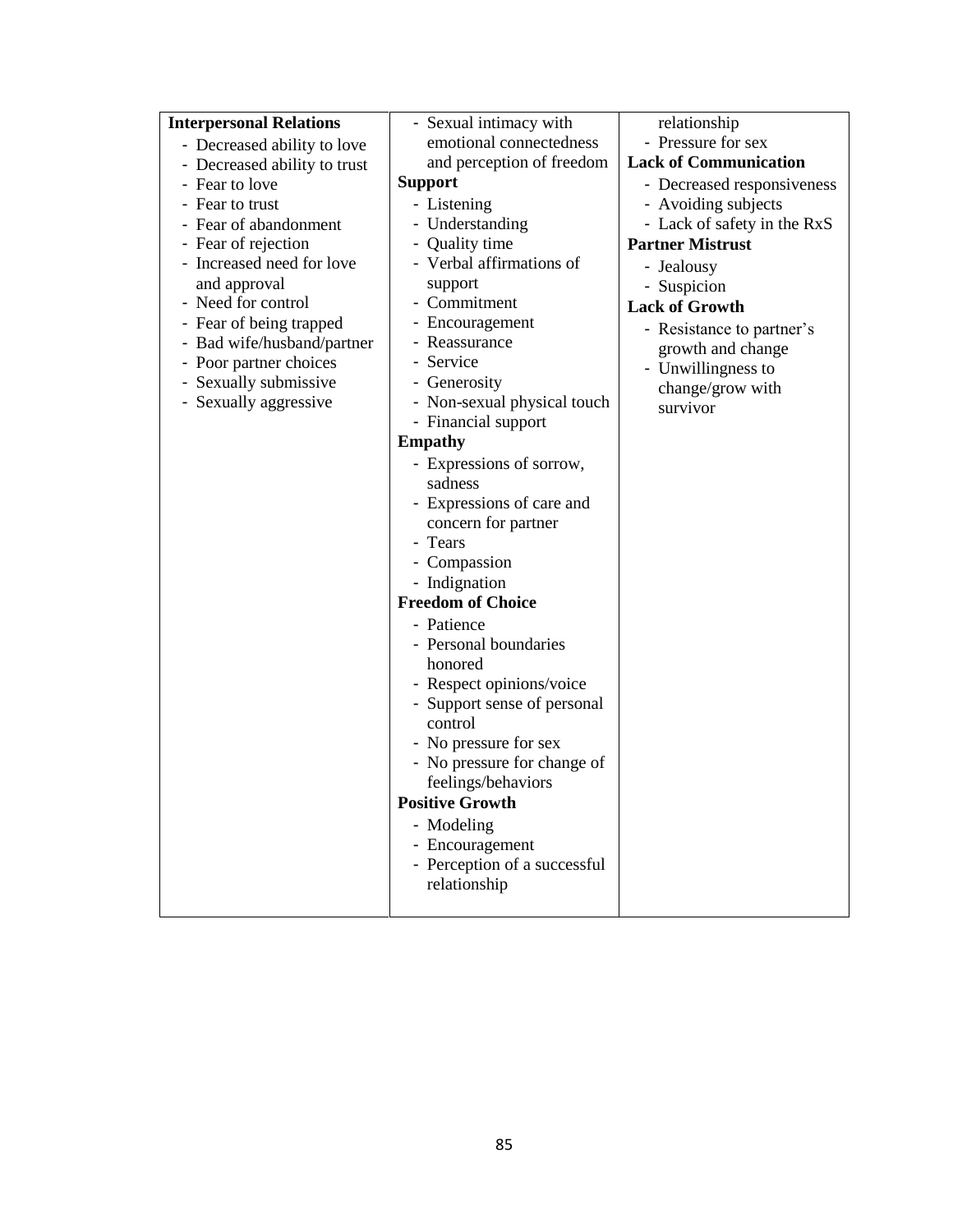| **Interpersonal Relations**<br>- Decreased ability to love<br>- Decreased ability to trust<br>- Fear to love<br>- Fear to trust<br>- Fear of abandonment<br>- Fear of rejection<br>- Increased need for love and approval<br>- Need for control<br>- Fear of being trapped<br>- Bad wife/husband/partner<br>- Poor partner choices<br>- Sexually submissive<br>- Sexually aggressive | - Sexual intimacy with emotional connectedness and perception of freedom<br>**Support**<br>- Listening<br>- Understanding<br>- Quality time<br>- Verbal affirmations of support<br>- Commitment<br>- Encouragement<br>- Reassurance<br>- Service<br>- Generosity<br>- Non-sexual physical touch<br>- Financial support<br>**Empathy**<br>- Expressions of sorrow, sadness<br>- Expressions of care and concern for partner<br>- Tears<br>- Compassion<br>- Indignation<br>**Freedom of Choice**<br>- Patience<br>- Personal boundaries honored<br>- Respect opinions/voice<br>- Support sense of personal control<br>- No pressure for sex<br>- No pressure for change of feelings/behaviors<br>**Positive Growth**<br>- Modeling<br>- Encouragement<br>- Perception of a successful relationship | relationship<br>- Pressure for sex<br>**Lack of Communication**<br>- Decreased responsiveness<br>- Avoiding subjects<br>- Lack of safety in the RxS<br>**Partner Mistrust**<br>- Jealousy<br>- Suspicion<br>**Lack of Growth**<br>- Resistance to partner's growth and change<br>- Unwillingness to change/grow with survivor |
|---|---|---|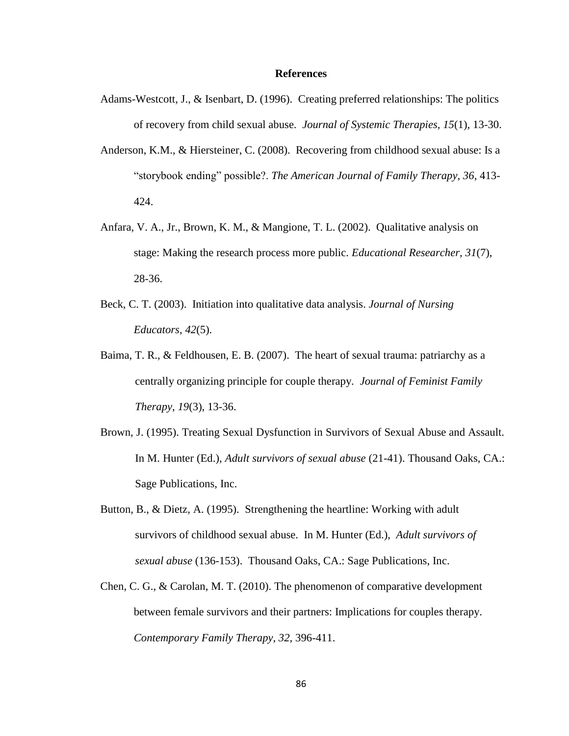# References

Adams-Westcott, J., & Isenbart, D. (1996). Creating preferred relationships: The politics of recovery from child sexual abuse. *Journal of Systemic Therapies*, *15*(1), 13-30.

Anderson, K.M., & Hiersteiner, C. (2008). Recovering from childhood sexual abuse: Is a "storybook ending" possible?. *The American Journal of Family Therapy*, *36*, 413-424.

Anfara, V. A., Jr., Brown, K. M., & Mangione, T. L. (2002). Qualitative analysis on stage: Making the research process more public. *Educational Researcher, 31*(7), 28-36.

Beck, C. T. (2003). Initiation into qualitative data analysis. *Journal of Nursing Educators*, *42*(5).

Baima, T. R., & Feldhousen, E. B. (2007). The heart of sexual trauma: patriarchy as a centrally organizing principle for couple therapy. *Journal of Feminist Family Therapy*, *19*(3), 13-36.

Brown, J. (1995). Treating Sexual Dysfunction in Survivors of Sexual Abuse and Assault. In M. Hunter (Ed.), *Adult survivors of sexual abuse* (21-41). Thousand Oaks, CA.: Sage Publications, Inc.

Button, B., & Dietz, A. (1995). Strengthening the heartline: Working with adult survivors of childhood sexual abuse. In M. Hunter (Ed.), *Adult survivors of sexual abuse* (136-153). Thousand Oaks, CA.: Sage Publications, Inc.

Chen, C. G., & Carolan, M. T. (2010). The phenomenon of comparative development between female survivors and their partners: Implications for couples therapy. *Contemporary Family Therapy*, *32*, 396-411.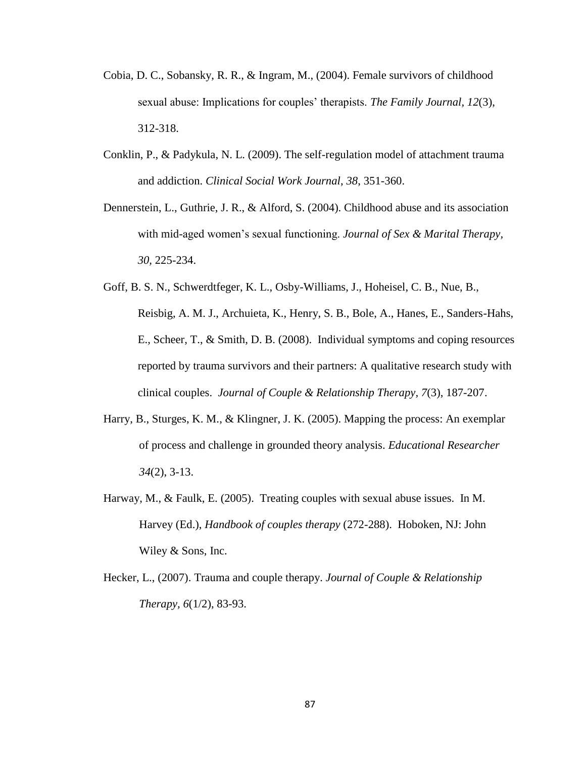Cobia, D. C., Sobansky, R. R., & Ingram, M., (2004). Female survivors of childhood sexual abuse: Implications for couples' therapists. *The Family Journal, 12*(3), 312-318.

Conklin, P., & Padykula, N. L. (2009). The self-regulation model of attachment trauma and addiction. *Clinical Social Work Journal, 38*, 351-360.

Dennerstein, L., Guthrie, J. R., & Alford, S. (2004). Childhood abuse and its association with mid-aged women's sexual functioning. *Journal of Sex & Marital Therapy, 30*, 225-234.

Goff, B. S. N., Schwerdtfeger, K. L., Osby-Williams, J., Hoheisel, C. B., Nue, B., Reisbig, A. M. J., Archuieta, K., Henry, S. B., Bole, A., Hanes, E., Sanders-Hahs, E., Scheer, T., & Smith, D. B. (2008). Individual symptoms and coping resources reported by trauma survivors and their partners: A qualitative research study with clinical couples. *Journal of Couple & Relationship Therapy, 7*(3), 187-207.

Harry, B., Sturges, K. M., & Klingner, J. K. (2005). Mapping the process: An exemplar of process and challenge in grounded theory analysis. *Educational Researcher 34*(2), 3-13.

Harway, M., & Faulk, E. (2005). Treating couples with sexual abuse issues. In M. Harvey (Ed.), *Handbook of couples therapy* (272-288). Hoboken, NJ: John Wiley & Sons, Inc.

Hecker, L., (2007). Trauma and couple therapy. *Journal of Couple & Relationship Therapy, 6*(1/2), 83-93.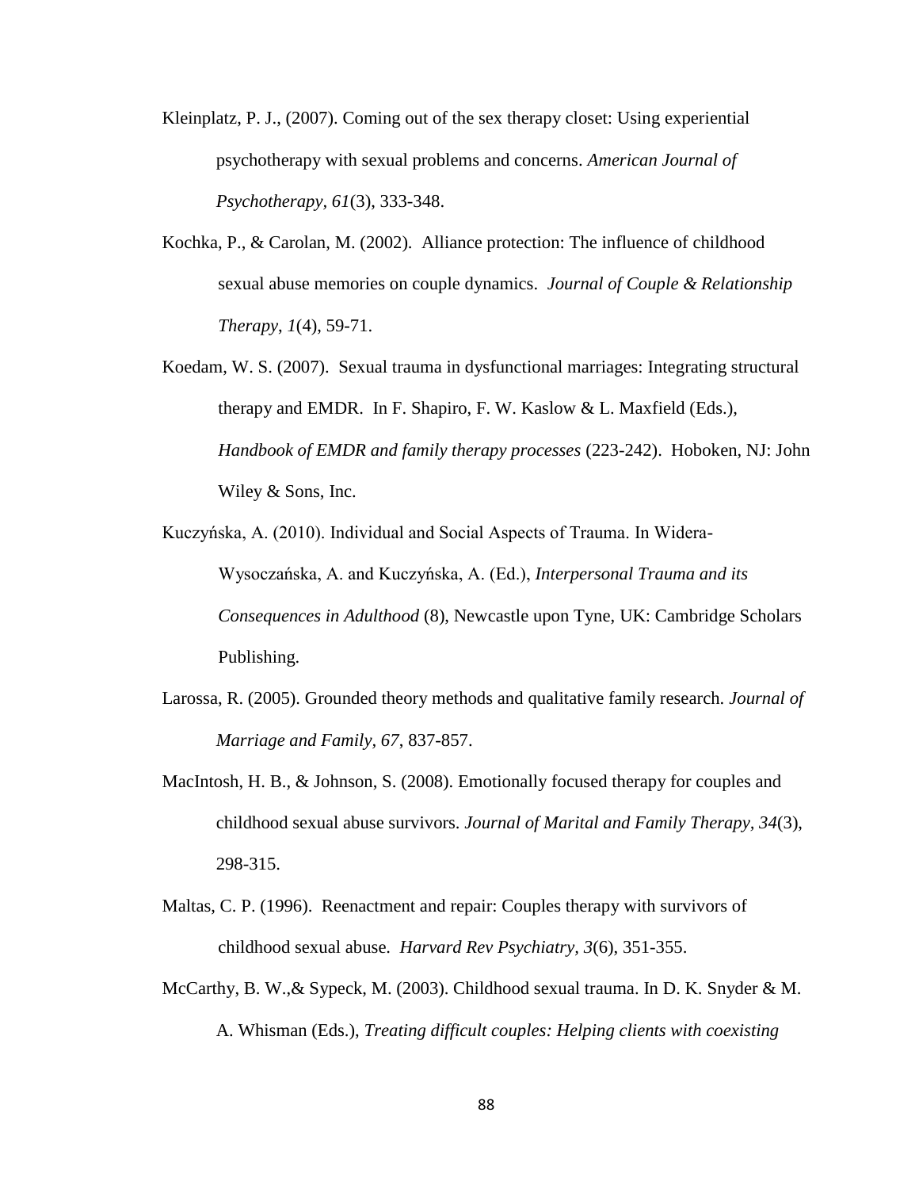Kleinplatz, P. J., (2007). Coming out of the sex therapy closet: Using experiential psychotherapy with sexual problems and concerns. *American Journal of Psychotherapy*, *61*(3), 333-348.

Kochka, P., & Carolan, M. (2002). Alliance protection: The influence of childhood sexual abuse memories on couple dynamics. *Journal of Couple & Relationship Therapy*, *1*(4), 59-71.

Koedam, W. S. (2007). Sexual trauma in dysfunctional marriages: Integrating structural therapy and EMDR. In F. Shapiro, F. W. Kaslow & L. Maxfield (Eds.), *Handbook of EMDR and family therapy processes* (223-242). Hoboken, NJ: John Wiley & Sons, Inc.

Kuczyńska, A. (2010). Individual and Social Aspects of Trauma. In Widera-Wysoczańska, A. and Kuczyńska, A. (Ed.), *Interpersonal Trauma and its Consequences in Adulthood* (8), Newcastle upon Tyne, UK: Cambridge Scholars Publishing.

Larossa, R. (2005). Grounded theory methods and qualitative family research. *Journal of Marriage and Family*, *67*, 837-857.

MacIntosh, H. B., & Johnson, S. (2008). Emotionally focused therapy for couples and childhood sexual abuse survivors. *Journal of Marital and Family Therapy, 34*(3), 298-315.

Maltas, C. P. (1996). Reenactment and repair: Couples therapy with survivors of childhood sexual abuse. *Harvard Rev Psychiatry, 3*(6), 351-355.

McCarthy, B. W.,& Sypeck, M. (2003). Childhood sexual trauma. In D. K. Snyder & M. A. Whisman (Eds.), *Treating difficult couples: Helping clients with coexisting*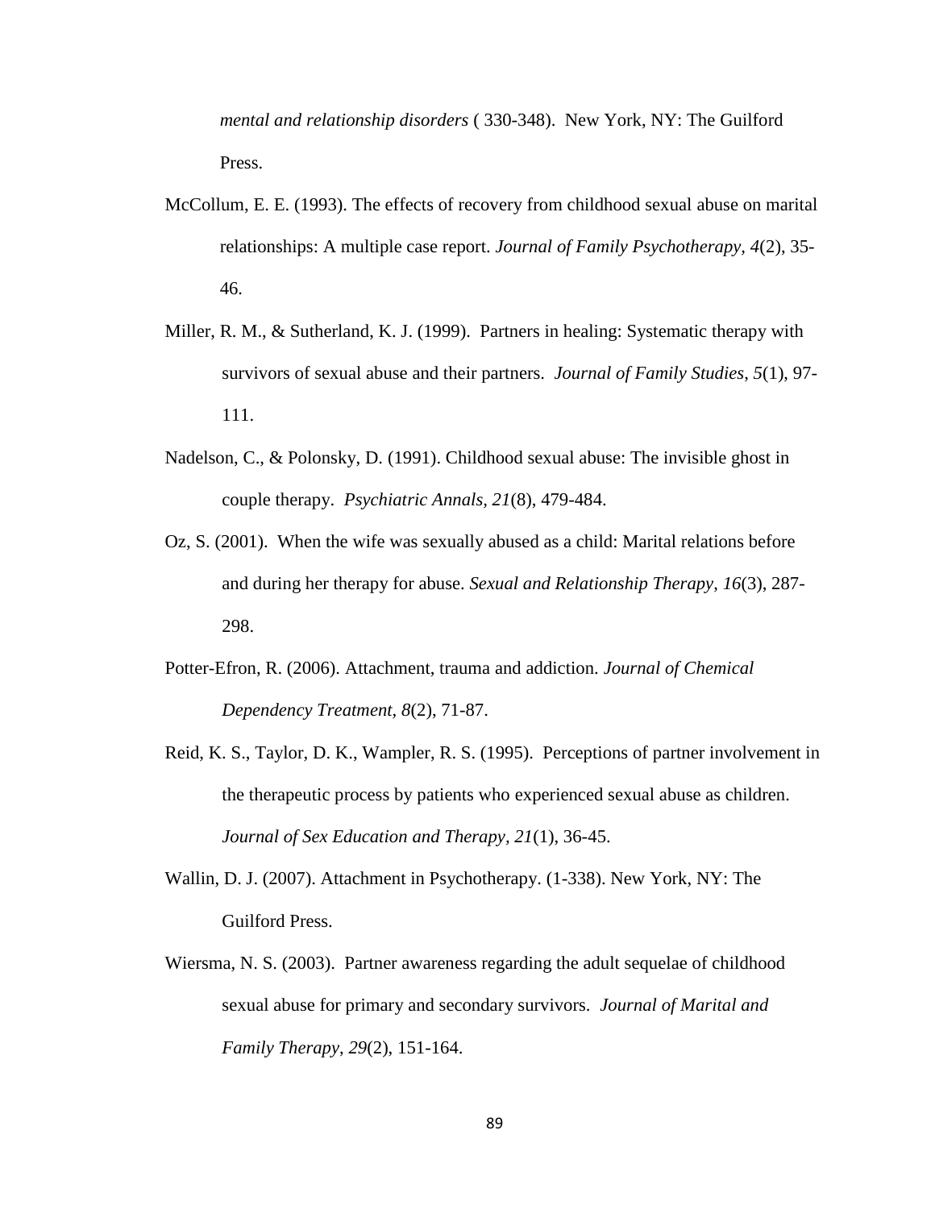*mental and relationship disorders* ( 330-348). New York, NY: The Guilford Press.

McCollum, E. E. (1993). The effects of recovery from childhood sexual abuse on marital relationships: A multiple case report. *Journal of Family Psychotherapy, 4*(2), 35-46.

Miller, R. M., & Sutherland, K. J. (1999). Partners in healing: Systematic therapy with survivors of sexual abuse and their partners. *Journal of Family Studies*, *5*(1), 97-111.

Nadelson, C., & Polonsky, D. (1991). Childhood sexual abuse: The invisible ghost in couple therapy. *Psychiatric Annals, 21*(8), 479-484.

Oz, S. (2001). When the wife was sexually abused as a child: Marital relations before and during her therapy for abuse. *Sexual and Relationship Therapy*, *16*(3), 287-298.

Potter-Efron, R. (2006). Attachment, trauma and addiction. *Journal of Chemical Dependency Treatment, 8*(2), 71-87.

Reid, K. S., Taylor, D. K., Wampler, R. S. (1995). Perceptions of partner involvement in the therapeutic process by patients who experienced sexual abuse as children. *Journal of Sex Education and Therapy, 21*(1), 36-45.

Wallin, D. J. (2007). Attachment in Psychotherapy. (1-338). New York, NY: The Guilford Press.

Wiersma, N. S. (2003). Partner awareness regarding the adult sequelae of childhood sexual abuse for primary and secondary survivors. *Journal of Marital and Family Therapy*, *29*(2), 151-164.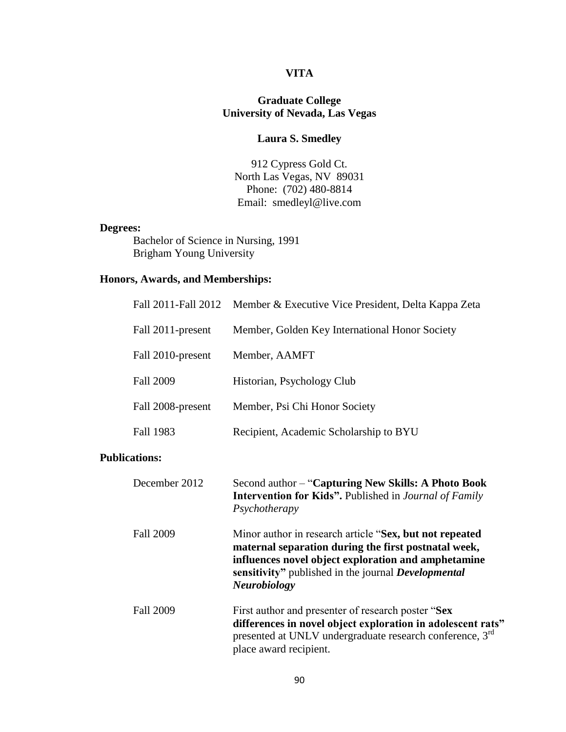# VITA

**Graduate College**
**University of Nevada, Las Vegas**

**Laura S. Smedley**

912 Cypress Gold Ct.
North Las Vegas, NV 89031
Phone: (702) 480-8814
Email: smedleyl@live.com

**Degrees:**

Bachelor of Science in Nursing, 1991
Brigham Young University

**Honors, Awards, and Memberships:**

| | |
|---|---|
| Fall 2011-Fall 2012 | Member & Executive Vice President, Delta Kappa Zeta |
| Fall 2011-present | Member, Golden Key International Honor Society |
| Fall 2010-present | Member, AAMFT |
| Fall 2009 | Historian, Psychology Club |
| Fall 2008-present | Member, Psi Chi Honor Society |
| Fall 1983 | Recipient, Academic Scholarship to BYU |

**Publications:**

| | |
|---|---|
| December 2012 | Second author – "**Capturing New Skills: A Photo Book Intervention for Kids".** Published in *Journal of Family Psychotherapy* |
| Fall 2009 | Minor author in research article "**Sex, but not repeated maternal separation during the first postnatal week, influences novel object exploration and amphetamine sensitivity"** published in the journal ***Developmental Neurobiology*** |
| Fall 2009 | First author and presenter of research poster "**Sex differences in novel object exploration in adolescent rats"** presented at UNLV undergraduate research conference, 3rd place award recipient. |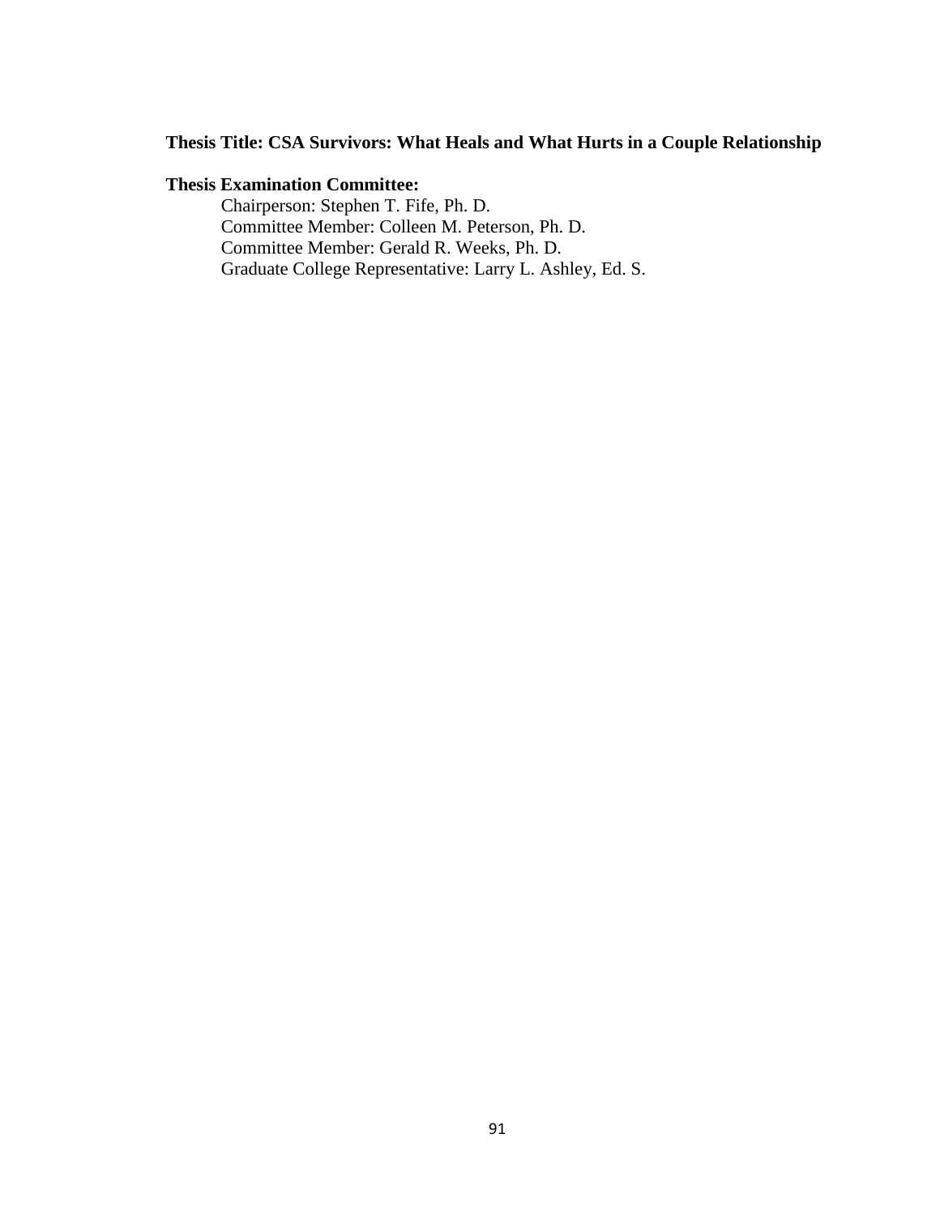**Thesis Title: CSA Survivors: What Heals and What Hurts in a Couple Relationship**

**Thesis Examination Committee:**

Chairperson: Stephen T. Fife, Ph. D.
Committee Member: Colleen M. Peterson, Ph. D.
Committee Member: Gerald R. Weeks, Ph. D.
Graduate College Representative: Larry L. Ashley, Ed. S.